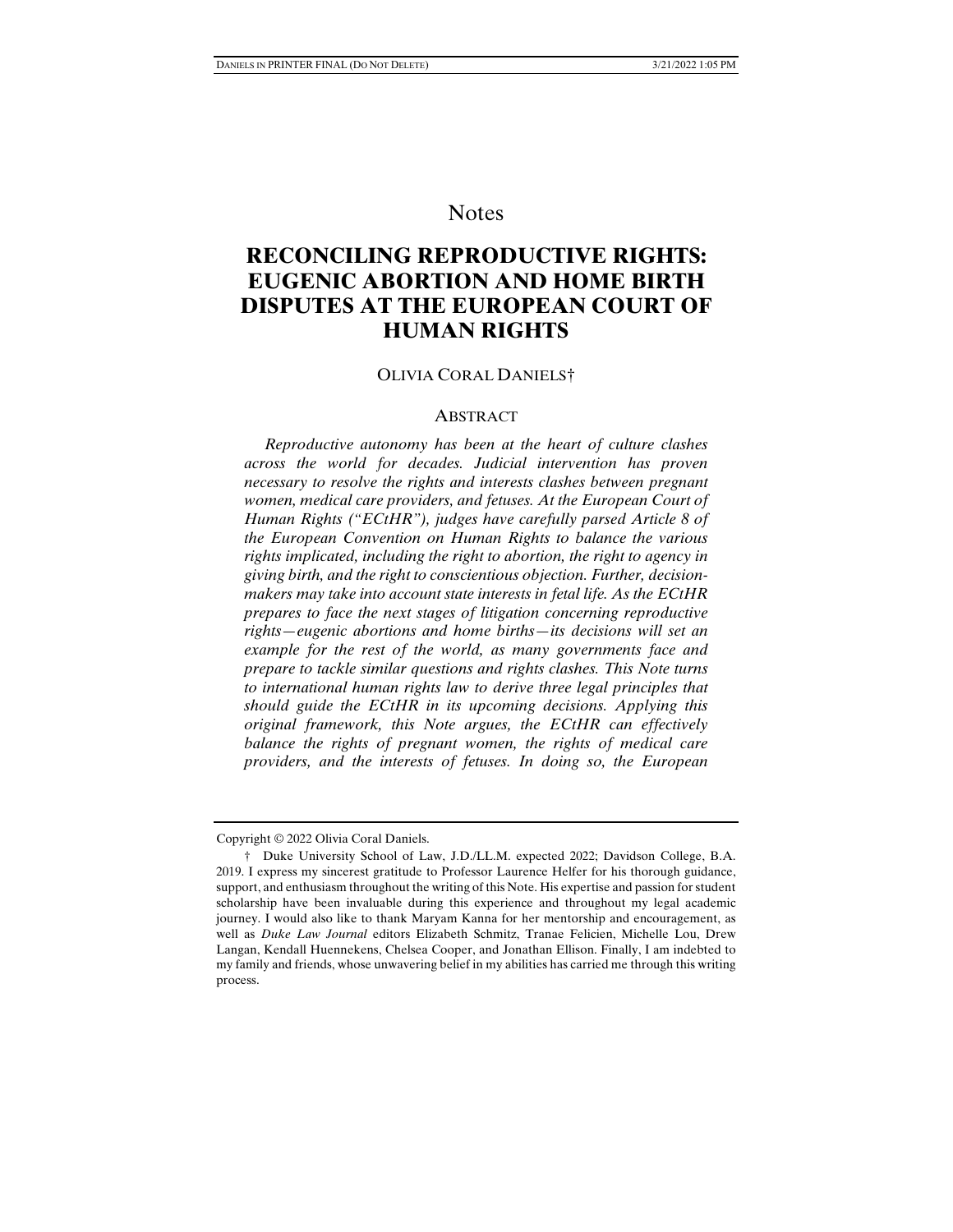Notes

# RECONCILING REPRODUCTIVE RIGHTS: EUGENIC ABORTION AND HOME BIRTH DISPUTES AT THE EUROPEAN COURT OF HUMAN RIGHTS

OLIVIA CORAL DANIELS†

## ABSTRACT

*Reproductive autonomy has been at the heart of culture clashes across the world for decades. Judicial intervention has proven necessary to resolve the rights and interests clashes between pregnant women, medical care providers, and fetuses. At the European Court of Human Rights ("ECtHR"), judges have carefully parsed Article 8 of the European Convention on Human Rights to balance the various rights implicated, including the right to abortion, the right to agency in giving birth, and the right to conscientious objection. Further, decision-makers may take into account state interests in fetal life. As the ECtHR prepares to face the next stages of litigation concerning reproductive rights—eugenic abortions and home births—its decisions will set an example for the rest of the world, as many governments face and prepare to tackle similar questions and rights clashes. This Note turns to international human rights law to derive three legal principles that should guide the ECtHR in its upcoming decisions. Applying this original framework, this Note argues, the ECtHR can effectively balance the rights of pregnant women, the rights of medical care providers, and the interests of fetuses. In doing so, the European*

---

Copyright © 2022 Olivia Coral Daniels.

† Duke University School of Law, J.D./LL.M. expected 2022; Davidson College, B.A. 2019. I express my sincerest gratitude to Professor Laurence Helfer for his thorough guidance, support, and enthusiasm throughout the writing of this Note. His expertise and passion for student scholarship have been invaluable during this experience and throughout my legal academic journey. I would also like to thank Maryam Kanna for her mentorship and encouragement, as well as *Duke Law Journal* editors Elizabeth Schmitz, Tranae Felicien, Michelle Lou, Drew Langan, Kendall Huennekens, Chelsea Cooper, and Jonathan Ellison. Finally, I am indebted to my family and friends, whose unwavering belief in my abilities has carried me through this writing process.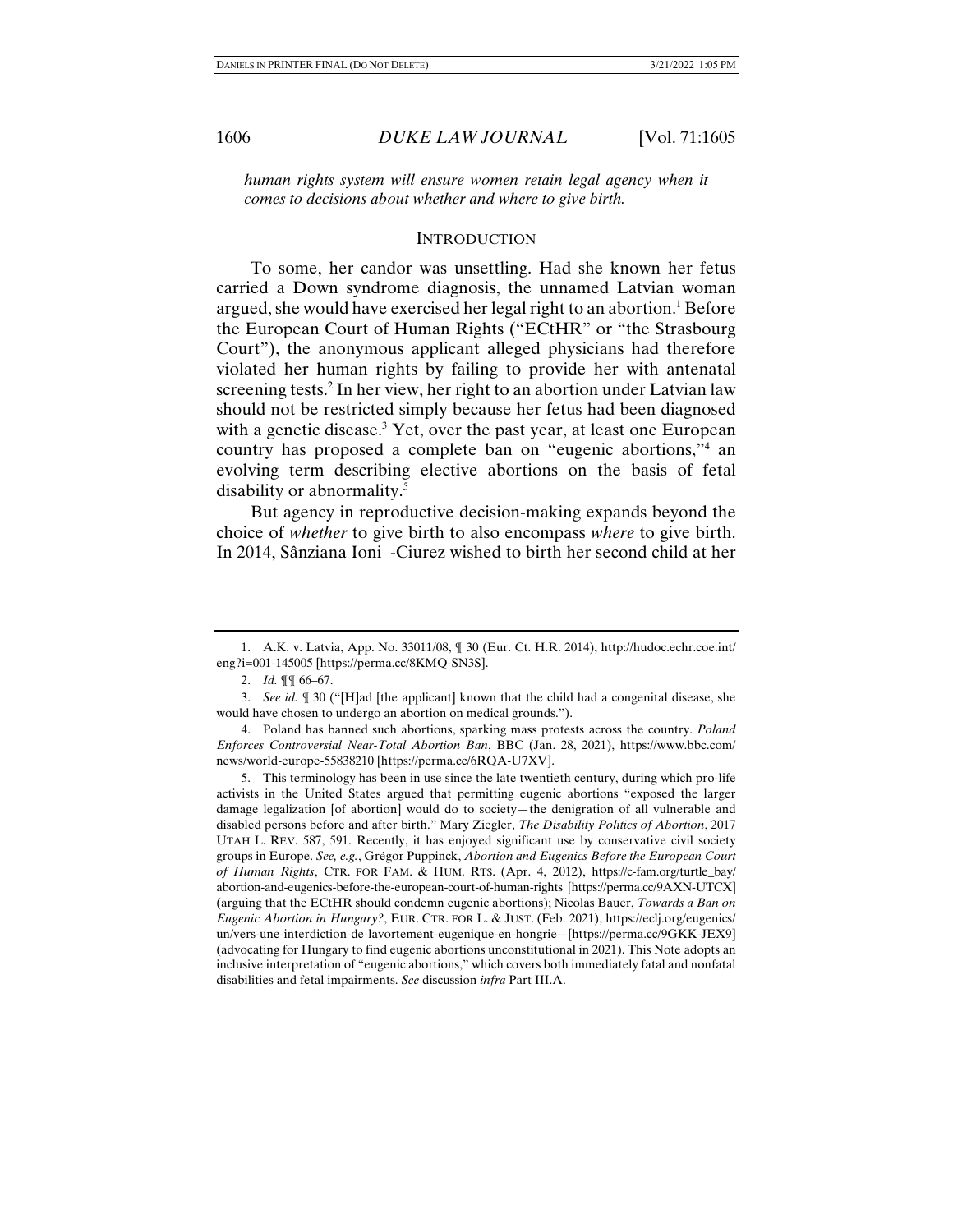*human rights system will ensure women retain legal agency when it comes to decisions about whether and where to give birth.*

## INTRODUCTION

To some, her candor was unsettling. Had she known her fetus carried a Down syndrome diagnosis, the unnamed Latvian woman argued, she would have exercised her legal right to an abortion.[1] Before the European Court of Human Rights ("ECtHR" or "the Strasbourg Court"), the anonymous applicant alleged physicians had therefore violated her human rights by failing to provide her with antenatal screening tests.[2] In her view, her right to an abortion under Latvian law should not be restricted simply because her fetus had been diagnosed with a genetic disease.[3] Yet, over the past year, at least one European country has proposed a complete ban on "eugenic abortions,"[4] an evolving term describing elective abortions on the basis of fetal disability or abnormality.[5]

But agency in reproductive decision-making expands beyond the choice of *whether* to give birth to also encompass *where* to give birth. In 2014, Sânziana Ioni -Ciurez wished to birth her second child at her

---

1. A.K. v. Latvia, App. No. 33011/08, ¶ 30 (Eur. Ct. H.R. 2014), http://hudoc.echr.coe.int/eng?i=001-145005 [https://perma.cc/8KMQ-SN3S].

2. *Id.* ¶¶ 66–67.

3. *See id.* ¶ 30 ("[H]ad [the applicant] known that the child had a congenital disease, she would have chosen to undergo an abortion on medical grounds.").

4. Poland has banned such abortions, sparking mass protests across the country. *Poland Enforces Controversial Near-Total Abortion Ban*, BBC (Jan. 28, 2021), https://www.bbc.com/news/world-europe-55838210 [https://perma.cc/6RQA-U7XV].

5. This terminology has been in use since the late twentieth century, during which pro-life activists in the United States argued that permitting eugenic abortions "exposed the larger damage legalization [of abortion] would do to society—the denigration of all vulnerable and disabled persons before and after birth." Mary Ziegler, *The Disability Politics of Abortion*, 2017 UTAH L. REV. 587, 591. Recently, it has enjoyed significant use by conservative civil society groups in Europe. *See, e.g.*, Grégor Puppinck, *Abortion and Eugenics Before the European Court of Human Rights*, CTR. FOR FAM. & HUM. RTS. (Apr. 4, 2012), https://c-fam.org/turtle_bay/abortion-and-eugenics-before-the-european-court-of-human-rights [https://perma.cc/9AXN-UTCX] (arguing that the ECtHR should condemn eugenic abortions); Nicolas Bauer, *Towards a Ban on Eugenic Abortion in Hungary?*, EUR. CTR. FOR L. & JUST. (Feb. 2021), https://eclj.org/eugenics/un/vers-une-interdiction-de-lavortement-eugenique-en-hongrie-- [https://perma.cc/9GKK-JEX9] (advocating for Hungary to find eugenic abortions unconstitutional in 2021). This Note adopts an inclusive interpretation of "eugenic abortions," which covers both immediately fatal and nonfatal disabilities and fetal impairments. *See* discussion *infra* Part III.A.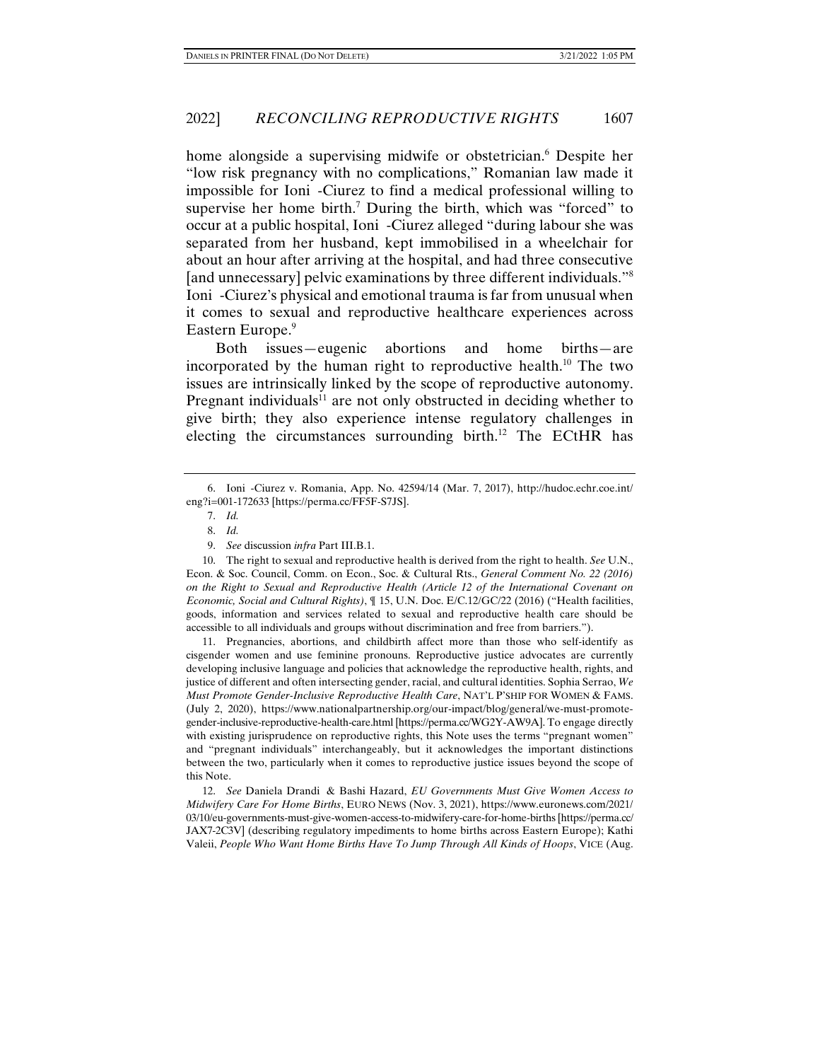home alongside a supervising midwife or obstetrician.[6] Despite her "low risk pregnancy with no complications," Romanian law made it impossible for Ioni -Ciurez to find a medical professional willing to supervise her home birth.[7] During the birth, which was "forced" to occur at a public hospital, Ioni -Ciurez alleged "during labour she was separated from her husband, kept immobilised in a wheelchair for about an hour after arriving at the hospital, and had three consecutive [and unnecessary] pelvic examinations by three different individuals."[8] Ioni -Ciurez's physical and emotional trauma is far from unusual when it comes to sexual and reproductive healthcare experiences across Eastern Europe.[9]

Both issues—eugenic abortions and home births—are incorporated by the human right to reproductive health.[10] The two issues are intrinsically linked by the scope of reproductive autonomy. Pregnant individuals[11] are not only obstructed in deciding whether to give birth; they also experience intense regulatory challenges in electing the circumstances surrounding birth.[12] The ECtHR has

---

6. Ioni -Ciurez v. Romania, App. No. 42594/14 (Mar. 7, 2017), http://hudoc.echr.coe.int/eng?i=001-172633 [https://perma.cc/FF5F-S7JS].

7. *Id.*

8. *Id.*

9. *See* discussion *infra* Part III.B.1.

10. The right to sexual and reproductive health is derived from the right to health. *See* U.N., Econ. & Soc. Council, Comm. on Econ., Soc. & Cultural Rts., *General Comment No. 22 (2016) on the Right to Sexual and Reproductive Health (Article 12 of the International Covenant on Economic, Social and Cultural Rights)*, ¶ 15, U.N. Doc. E/C.12/GC/22 (2016) ("Health facilities, goods, information and services related to sexual and reproductive health care should be accessible to all individuals and groups without discrimination and free from barriers.").

11. Pregnancies, abortions, and childbirth affect more than those who self-identify as cisgender women and use feminine pronouns. Reproductive justice advocates are currently developing inclusive language and policies that acknowledge the reproductive health, rights, and justice of different and often intersecting gender, racial, and cultural identities. Sophia Serrao, *We Must Promote Gender-Inclusive Reproductive Health Care*, NAT'L P'SHIP FOR WOMEN & FAMS. (July 2, 2020), https://www.nationalpartnership.org/our-impact/blog/general/we-must-promote-gender-inclusive-reproductive-health-care.html [https://perma.cc/WG2Y-AW9A]. To engage directly with existing jurisprudence on reproductive rights, this Note uses the terms "pregnant women" and "pregnant individuals" interchangeably, but it acknowledges the important distinctions between the two, particularly when it comes to reproductive justice issues beyond the scope of this Note.

12. *See* Daniela Drandi & Bashi Hazard, *EU Governments Must Give Women Access to Midwifery Care For Home Births*, EURO NEWS (Nov. 3, 2021), https://www.euronews.com/2021/03/10/eu-governments-must-give-women-access-to-midwifery-care-for-home-births [https://perma.cc/JAX7-2C3V] (describing regulatory impediments to home births across Eastern Europe); Kathi Valeii, *People Who Want Home Births Have To Jump Through All Kinds of Hoops*, VICE (Aug.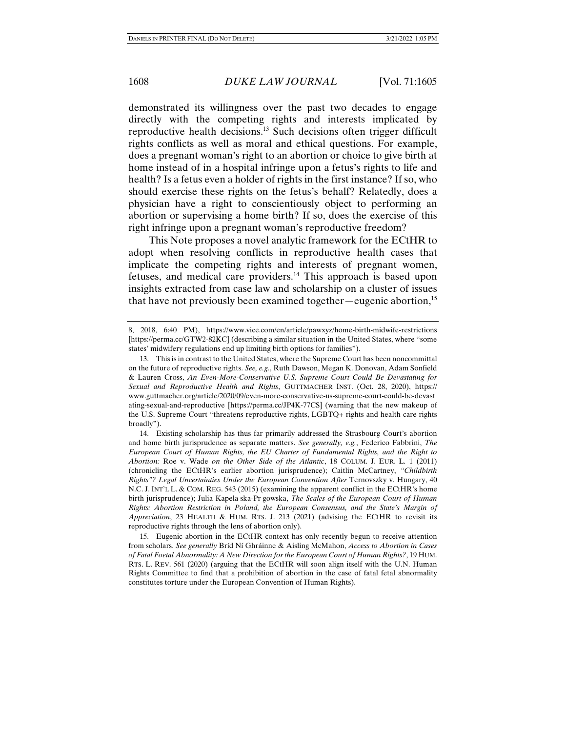demonstrated its willingness over the past two decades to engage directly with the competing rights and interests implicated by reproductive health decisions.[13] Such decisions often trigger difficult rights conflicts as well as moral and ethical questions. For example, does a pregnant woman's right to an abortion or choice to give birth at home instead of in a hospital infringe upon a fetus's rights to life and health? Is a fetus even a holder of rights in the first instance? If so, who should exercise these rights on the fetus's behalf? Relatedly, does a physician have a right to conscientiously object to performing an abortion or supervising a home birth? If so, does the exercise of this right infringe upon a pregnant woman's reproductive freedom?

This Note proposes a novel analytic framework for the ECtHR to adopt when resolving conflicts in reproductive health cases that implicate the competing rights and interests of pregnant women, fetuses, and medical care providers.[14] This approach is based upon insights extracted from case law and scholarship on a cluster of issues that have not previously been examined together—eugenic abortion,[15]

---

8, 2018, 6:40 PM), https://www.vice.com/en/article/pawxyz/home-birth-midwife-restrictions [https://perma.cc/GTW2-82KC] (describing a similar situation in the United States, where "some states' midwifery regulations end up limiting birth options for families").

13. This is in contrast to the United States, where the Supreme Court has been noncommittal on the future of reproductive rights. *See, e.g.*, Ruth Dawson, Megan K. Donovan, Adam Sonfield & Lauren Cross, *An Even-More-Conservative U.S. Supreme Court Could Be Devastating for Sexual and Reproductive Health and Rights*, GUTTMACHER INST. (Oct. 28, 2020), https://www.guttmacher.org/article/2020/09/even-more-conservative-us-supreme-court-could-be-devastating-sexual-and-reproductive [https://perma.cc/JP4K-77CS] (warning that the new makeup of the U.S. Supreme Court "threatens reproductive rights, LGBTQ+ rights and health care rights broadly").

14. Existing scholarship has thus far primarily addressed the Strasbourg Court's abortion and home birth jurisprudence as separate matters. *See generally, e.g.*, Federico Fabbrini, *The European Court of Human Rights, the EU Charter of Fundamental Rights, and the Right to Abortion:* Roe v. Wade *on the Other Side of the Atlantic*, 18 COLUM. J. EUR. L. 1 (2011) (chronicling the ECtHR's earlier abortion jurisprudence); Caitlin McCartney, *"Childbirth Rights"? Legal Uncertainties Under the European Convention After* Ternovszky v. Hungary, 40 N.C. J. INT'L L. & COM. REG. 543 (2015) (examining the apparent conflict in the ECtHR's home birth jurisprudence); Julia Kapela ska-Pr gowska, *The Scales of the European Court of Human Rights: Abortion Restriction in Poland, the European Consensus, and the State's Margin of Appreciation*, 23 HEALTH & HUM. RTS. J. 213 (2021) (advising the ECtHR to revisit its reproductive rights through the lens of abortion only).

15. Eugenic abortion in the ECtHR context has only recently begun to receive attention from scholars. *See generally* Bríd Ní Ghráinne & Aisling McMahon, *Access to Abortion in Cases of Fatal Foetal Abnormality: A New Direction for the European Court of Human Rights?*, 19 HUM. RTS. L. REV. 561 (2020) (arguing that the ECtHR will soon align itself with the U.N. Human Rights Committee to find that a prohibition of abortion in the case of fatal fetal abnormality constitutes torture under the European Convention of Human Rights).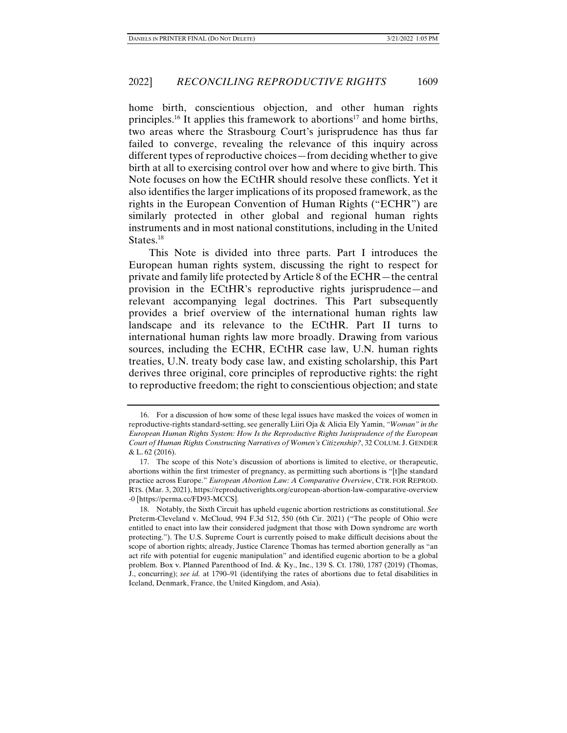home birth, conscientious objection, and other human rights principles.[16] It applies this framework to abortions[17] and home births, two areas where the Strasbourg Court's jurisprudence has thus far failed to converge, revealing the relevance of this inquiry across different types of reproductive choices—from deciding whether to give birth at all to exercising control over how and where to give birth. This Note focuses on how the ECtHR should resolve these conflicts. Yet it also identifies the larger implications of its proposed framework, as the rights in the European Convention of Human Rights ("ECHR") are similarly protected in other global and regional human rights instruments and in most national constitutions, including in the United States.[18]

This Note is divided into three parts. Part I introduces the European human rights system, discussing the right to respect for private and family life protected by Article 8 of the ECHR—the central provision in the ECtHR's reproductive rights jurisprudence—and relevant accompanying legal doctrines. This Part subsequently provides a brief overview of the international human rights law landscape and its relevance to the ECtHR. Part II turns to international human rights law more broadly. Drawing from various sources, including the ECHR, ECtHR case law, U.N. human rights treaties, U.N. treaty body case law, and existing scholarship, this Part derives three original, core principles of reproductive rights: the right to reproductive freedom; the right to conscientious objection; and state

---

16. For a discussion of how some of these legal issues have masked the voices of women in reproductive-rights standard-setting, see generally Liiri Oja & Alicia Ely Yamin, *"Woman" in the European Human Rights System: How Is the Reproductive Rights Jurisprudence of the European Court of Human Rights Constructing Narratives of Women's Citizenship?*, 32 COLUM. J. GENDER & L. 62 (2016).

17. The scope of this Note's discussion of abortions is limited to elective, or therapeutic, abortions within the first trimester of pregnancy, as permitting such abortions is "[t]he standard practice across Europe." *European Abortion Law: A Comparative Overview*, CTR. FOR REPROD. RTS. (Mar. 3, 2021), https://reproductiverights.org/european-abortion-law-comparative-overview-0 [https://perma.cc/FD93-MCCS].

18. Notably, the Sixth Circuit has upheld eugenic abortion restrictions as constitutional. *See* Preterm-Cleveland v. McCloud, 994 F.3d 512, 550 (6th Cir. 2021) ("The people of Ohio were entitled to enact into law their considered judgment that those with Down syndrome are worth protecting."). The U.S. Supreme Court is currently poised to make difficult decisions about the scope of abortion rights; already, Justice Clarence Thomas has termed abortion generally as "an act rife with potential for eugenic manipulation" and identified eugenic abortion to be a global problem. Box v. Planned Parenthood of Ind. & Ky., Inc., 139 S. Ct. 1780, 1787 (2019) (Thomas, J., concurring); *see id.* at 1790–91 (identifying the rates of abortions due to fetal disabilities in Iceland, Denmark, France, the United Kingdom, and Asia).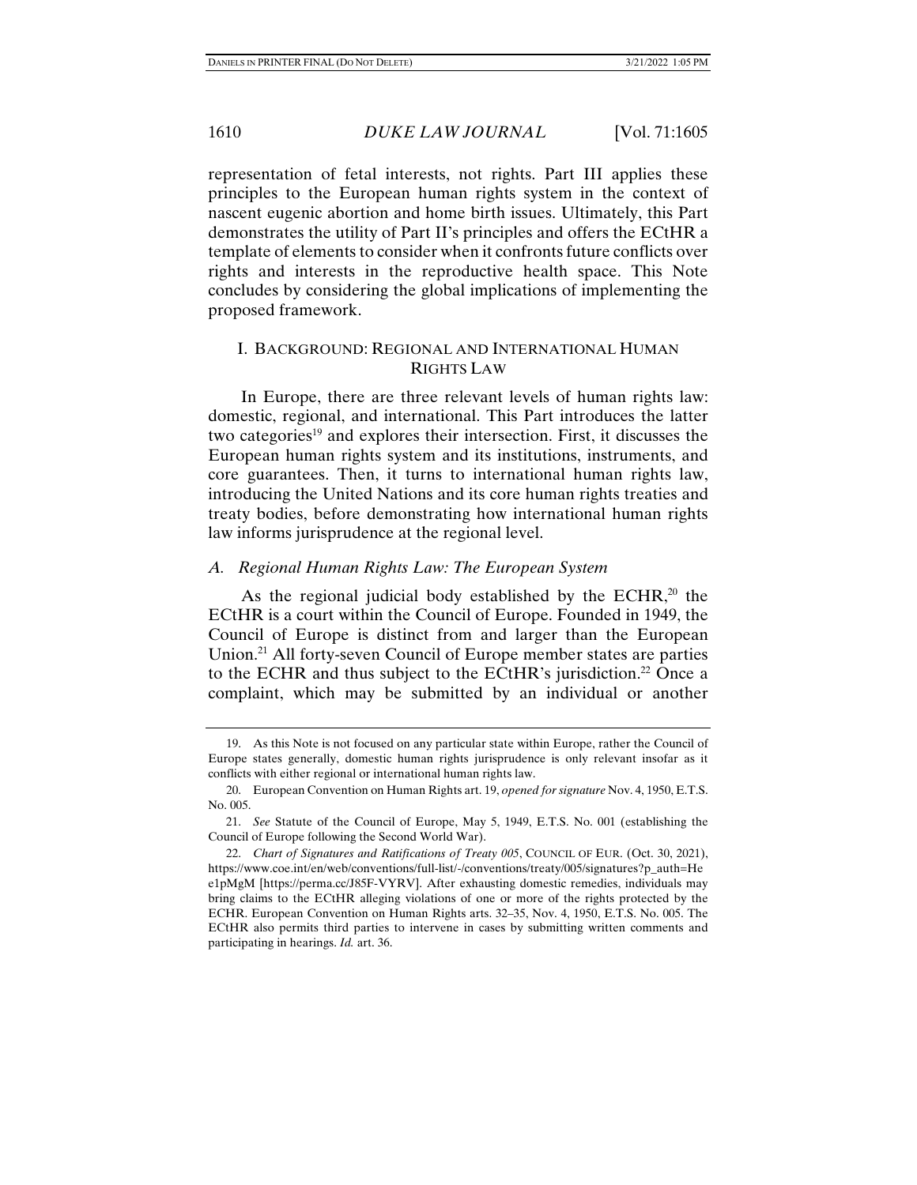representation of fetal interests, not rights. Part III applies these principles to the European human rights system in the context of nascent eugenic abortion and home birth issues. Ultimately, this Part demonstrates the utility of Part II's principles and offers the ECtHR a template of elements to consider when it confronts future conflicts over rights and interests in the reproductive health space. This Note concludes by considering the global implications of implementing the proposed framework.

## I. BACKGROUND: REGIONAL AND INTERNATIONAL HUMAN RIGHTS LAW

In Europe, there are three relevant levels of human rights law: domestic, regional, and international. This Part introduces the latter two categories[19] and explores their intersection. First, it discusses the European human rights system and its institutions, instruments, and core guarantees. Then, it turns to international human rights law, introducing the United Nations and its core human rights treaties and treaty bodies, before demonstrating how international human rights law informs jurisprudence at the regional level.

### *A. Regional Human Rights Law: The European System*

As the regional judicial body established by the ECHR,[20] the ECtHR is a court within the Council of Europe. Founded in 1949, the Council of Europe is distinct from and larger than the European Union.[21] All forty-seven Council of Europe member states are parties to the ECHR and thus subject to the ECtHR's jurisdiction.[22] Once a complaint, which may be submitted by an individual or another

---

19. As this Note is not focused on any particular state within Europe, rather the Council of Europe states generally, domestic human rights jurisprudence is only relevant insofar as it conflicts with either regional or international human rights law.

20. European Convention on Human Rights art. 19, *opened for signature* Nov. 4, 1950, E.T.S. No. 005.

21. *See* Statute of the Council of Europe, May 5, 1949, E.T.S. No. 001 (establishing the Council of Europe following the Second World War).

22. *Chart of Signatures and Ratifications of Treaty 005*, COUNCIL OF EUR. (Oct. 30, 2021), https://www.coe.int/en/web/conventions/full-list/-/conventions/treaty/005/signatures?p_auth=He e1pMgM [https://perma.cc/J85F-VYRV]. After exhausting domestic remedies, individuals may bring claims to the ECtHR alleging violations of one or more of the rights protected by the ECHR. European Convention on Human Rights arts. 32–35, Nov. 4, 1950, E.T.S. No. 005. The ECtHR also permits third parties to intervene in cases by submitting written comments and participating in hearings. *Id.* art. 36.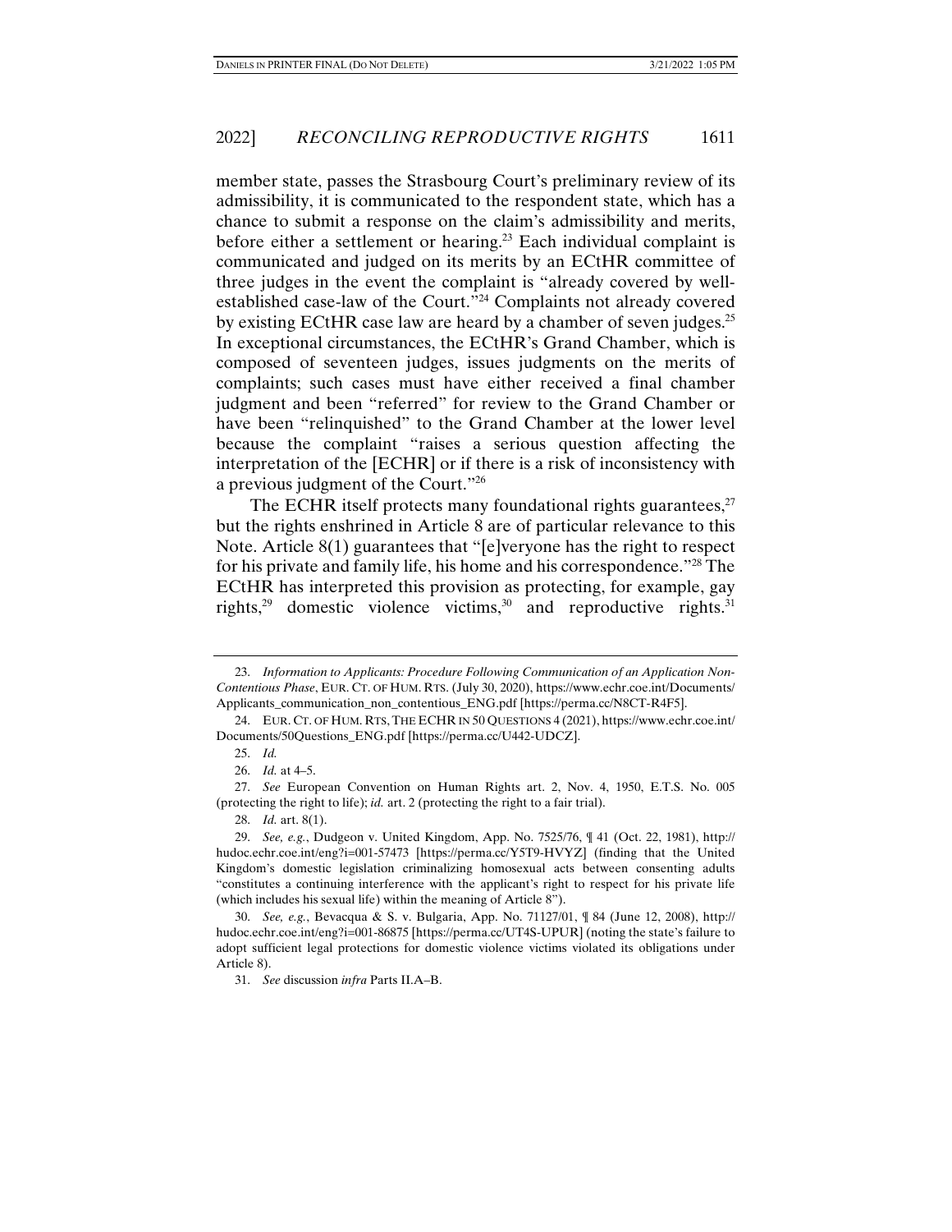member state, passes the Strasbourg Court's preliminary review of its admissibility, it is communicated to the respondent state, which has a chance to submit a response on the claim's admissibility and merits, before either a settlement or hearing.[23] Each individual complaint is communicated and judged on its merits by an ECtHR committee of three judges in the event the complaint is "already covered by well-established case-law of the Court."[24] Complaints not already covered by existing ECtHR case law are heard by a chamber of seven judges.[25] In exceptional circumstances, the ECtHR's Grand Chamber, which is composed of seventeen judges, issues judgments on the merits of complaints; such cases must have either received a final chamber judgment and been "referred" for review to the Grand Chamber or have been "relinquished" to the Grand Chamber at the lower level because the complaint "raises a serious question affecting the interpretation of the [ECHR] or if there is a risk of inconsistency with a previous judgment of the Court."[26]

The ECHR itself protects many foundational rights guarantees,[27] but the rights enshrined in Article 8 are of particular relevance to this Note. Article 8(1) guarantees that "[e]veryone has the right to respect for his private and family life, his home and his correspondence."[28] The ECtHR has interpreted this provision as protecting, for example, gay rights,[29] domestic violence victims,[30] and reproductive rights.[31]

---

23. *Information to Applicants: Procedure Following Communication of an Application Non-Contentious Phase*, EUR. CT. OF HUM. RTS. (July 30, 2020), https://www.echr.coe.int/Documents/Applicants_communication_non_contentious_ENG.pdf [https://perma.cc/N8CT-R4F5].

24. EUR. CT. OF HUM. RTS, THE ECHR IN 50 QUESTIONS 4 (2021), https://www.echr.coe.int/Documents/50Questions_ENG.pdf [https://perma.cc/U442-UDCZ].

25. *Id.*

26. *Id.* at 4–5.

27. *See* European Convention on Human Rights art. 2, Nov. 4, 1950, E.T.S. No. 005 (protecting the right to life); *id.* art. 2 (protecting the right to a fair trial).

28. *Id.* art. 8(1).

29. *See, e.g.*, Dudgeon v. United Kingdom, App. No. 7525/76, ¶ 41 (Oct. 22, 1981), http://hudoc.echr.coe.int/eng?i=001-57473 [https://perma.cc/Y5T9-HVYZ] (finding that the United Kingdom's domestic legislation criminalizing homosexual acts between consenting adults "constitutes a continuing interference with the applicant's right to respect for his private life (which includes his sexual life) within the meaning of Article 8").

30. *See, e.g.*, Bevacqua & S. v. Bulgaria, App. No. 71127/01, ¶ 84 (June 12, 2008), http://hudoc.echr.coe.int/eng?i=001-86875 [https://perma.cc/UT4S-UPUR] (noting the state's failure to adopt sufficient legal protections for domestic violence victims violated its obligations under Article 8).

31. *See* discussion *infra* Parts II.A–B.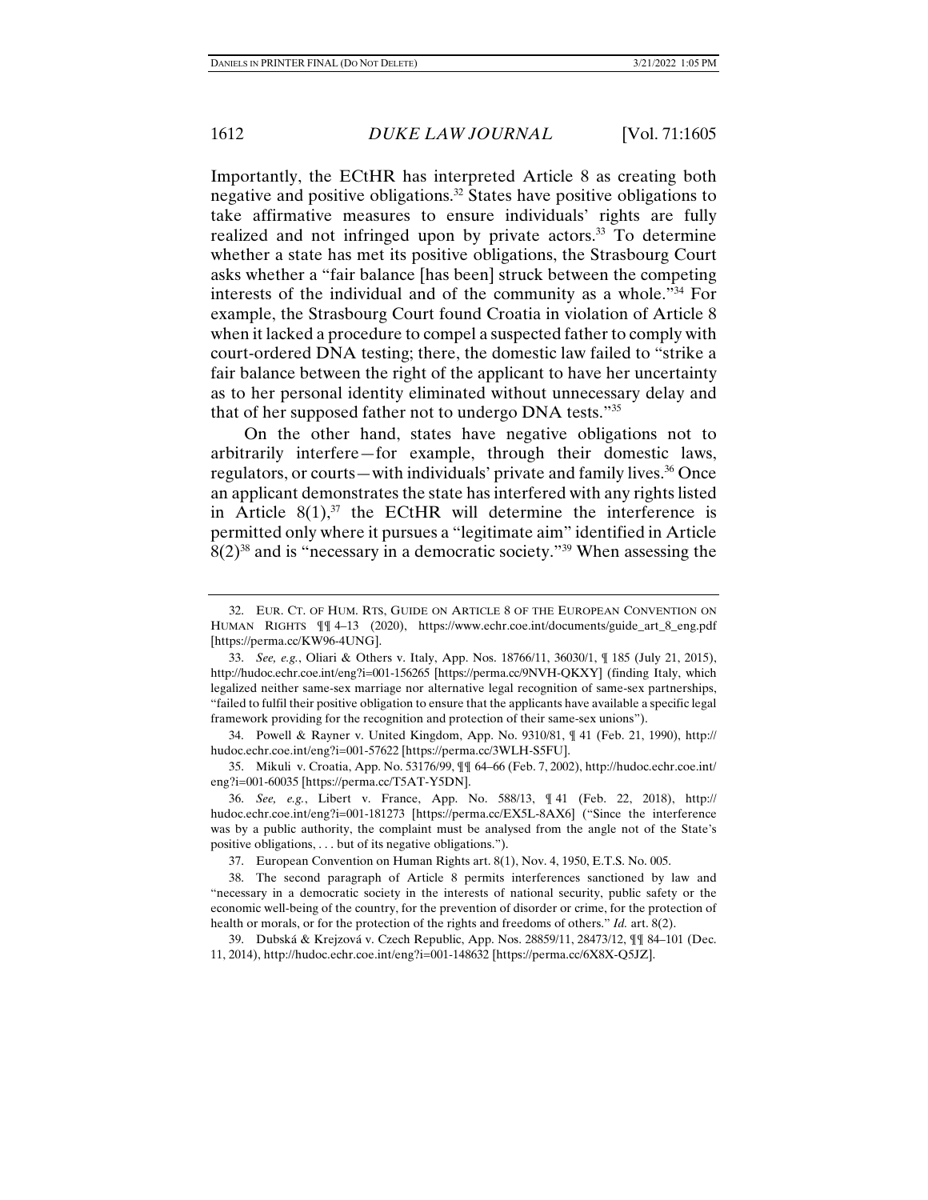Importantly, the ECtHR has interpreted Article 8 as creating both negative and positive obligations.[32] States have positive obligations to take affirmative measures to ensure individuals' rights are fully realized and not infringed upon by private actors.[33] To determine whether a state has met its positive obligations, the Strasbourg Court asks whether a "fair balance [has been] struck between the competing interests of the individual and of the community as a whole."[34] For example, the Strasbourg Court found Croatia in violation of Article 8 when it lacked a procedure to compel a suspected father to comply with court-ordered DNA testing; there, the domestic law failed to "strike a fair balance between the right of the applicant to have her uncertainty as to her personal identity eliminated without unnecessary delay and that of her supposed father not to undergo DNA tests."[35]

On the other hand, states have negative obligations not to arbitrarily interfere—for example, through their domestic laws, regulators, or courts—with individuals' private and family lives.[36] Once an applicant demonstrates the state has interfered with any rights listed in Article 8(1),[37] the ECtHR will determine the interference is permitted only where it pursues a "legitimate aim" identified in Article 8(2)[38] and is "necessary in a democratic society."[39] When assessing the

---

32. EUR. CT. OF HUM. RTS, GUIDE ON ARTICLE 8 OF THE EUROPEAN CONVENTION ON HUMAN RIGHTS ¶¶ 4–13 (2020), https://www.echr.coe.int/documents/guide_art_8_eng.pdf [https://perma.cc/KW96-4UNG].

33. *See, e.g.*, Oliari & Others v. Italy, App. Nos. 18766/11, 36030/1, ¶ 185 (July 21, 2015), http://hudoc.echr.coe.int/eng?i=001-156265 [https://perma.cc/9NVH-QKXY] (finding Italy, which legalized neither same-sex marriage nor alternative legal recognition of same-sex partnerships, "failed to fulfil their positive obligation to ensure that the applicants have available a specific legal framework providing for the recognition and protection of their same-sex unions").

34. Powell & Rayner v. United Kingdom, App. No. 9310/81, ¶ 41 (Feb. 21, 1990), http://hudoc.echr.coe.int/eng?i=001-57622 [https://perma.cc/3WLH-S5FU].

35. Mikuli v. Croatia, App. No. 53176/99, ¶¶ 64–66 (Feb. 7, 2002), http://hudoc.echr.coe.int/eng?i=001-60035 [https://perma.cc/T5AT-Y5DN].

36. *See, e.g.*, Libert v. France, App. No. 588/13, ¶ 41 (Feb. 22, 2018), http://hudoc.echr.coe.int/eng?i=001-181273 [https://perma.cc/EX5L-8AX6] ("Since the interference was by a public authority, the complaint must be analysed from the angle not of the State's positive obligations, . . . but of its negative obligations.").

37. European Convention on Human Rights art. 8(1), Nov. 4, 1950, E.T.S. No. 005.

38. The second paragraph of Article 8 permits interferences sanctioned by law and "necessary in a democratic society in the interests of national security, public safety or the economic well-being of the country, for the prevention of disorder or crime, for the protection of health or morals, or for the protection of the rights and freedoms of others." *Id.* art. 8(2).

39. Dubská & Krejzová v. Czech Republic, App. Nos. 28859/11, 28473/12, ¶¶ 84–101 (Dec. 11, 2014), http://hudoc.echr.coe.int/eng?i=001-148632 [https://perma.cc/6X8X-Q5JZ].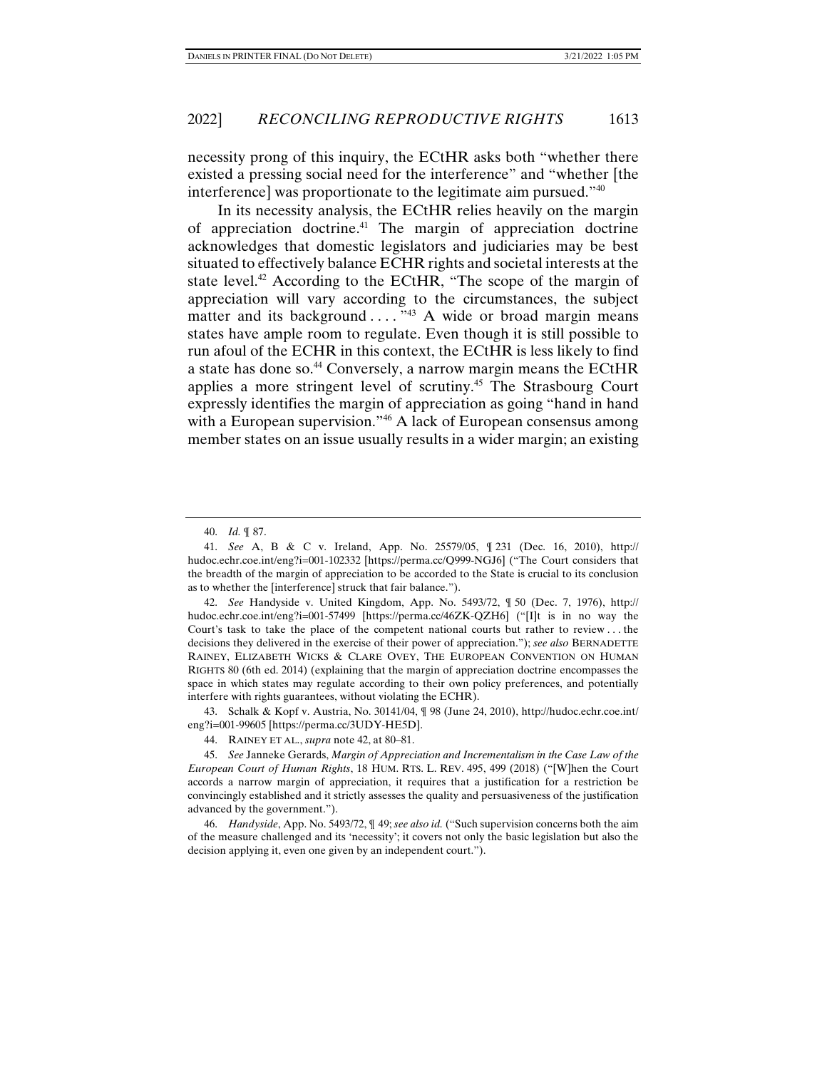necessity prong of this inquiry, the ECtHR asks both "whether there existed a pressing social need for the interference" and "whether [the interference] was proportionate to the legitimate aim pursued."[40]

In its necessity analysis, the ECtHR relies heavily on the margin of appreciation doctrine.[41] The margin of appreciation doctrine acknowledges that domestic legislators and judiciaries may be best situated to effectively balance ECHR rights and societal interests at the state level.[42] According to the ECtHR, "The scope of the margin of appreciation will vary according to the circumstances, the subject matter and its background . . . ."[43] A wide or broad margin means states have ample room to regulate. Even though it is still possible to run afoul of the ECHR in this context, the ECtHR is less likely to find a state has done so.[44] Conversely, a narrow margin means the ECtHR applies a more stringent level of scrutiny.[45] The Strasbourg Court expressly identifies the margin of appreciation as going "hand in hand with a European supervision."[46] A lack of European consensus among member states on an issue usually results in a wider margin; an existing

---

40. *Id.* ¶ 87.

41. *See* A, B & C v. Ireland, App. No. 25579/05, ¶ 231 (Dec. 16, 2010), http://hudoc.echr.coe.int/eng?i=001-102332 [https://perma.cc/Q999-NGJ6] ("The Court considers that the breadth of the margin of appreciation to be accorded to the State is crucial to its conclusion as to whether the [interference] struck that fair balance.").

42. *See* Handyside v. United Kingdom, App. No. 5493/72, ¶ 50 (Dec. 7, 1976), http://hudoc.echr.coe.int/eng?i=001-57499 [https://perma.cc/46ZK-QZH6] ("[I]t is in no way the Court's task to take the place of the competent national courts but rather to review . . . the decisions they delivered in the exercise of their power of appreciation."); *see also* BERNADETTE RAINEY, ELIZABETH WICKS & CLARE OVEY, THE EUROPEAN CONVENTION ON HUMAN RIGHTS 80 (6th ed. 2014) (explaining that the margin of appreciation doctrine encompasses the space in which states may regulate according to their own policy preferences, and potentially interfere with rights guarantees, without violating the ECHR).

43. Schalk & Kopf v. Austria, No. 30141/04, ¶ 98 (June 24, 2010), http://hudoc.echr.coe.int/eng?i=001-99605 [https://perma.cc/3UDY-HE5D].

44. RAINEY ET AL., *supra* note 42, at 80–81.

45. *See* Janneke Gerards, *Margin of Appreciation and Incrementalism in the Case Law of the European Court of Human Rights*, 18 HUM. RTS. L. REV. 495, 499 (2018) ("[W]hen the Court accords a narrow margin of appreciation, it requires that a justification for a restriction be convincingly established and it strictly assesses the quality and persuasiveness of the justification advanced by the government.").

46. *Handyside*, App. No. 5493/72, ¶ 49; *see also id.* ("Such supervision concerns both the aim of the measure challenged and its 'necessity'; it covers not only the basic legislation but also the decision applying it, even one given by an independent court.").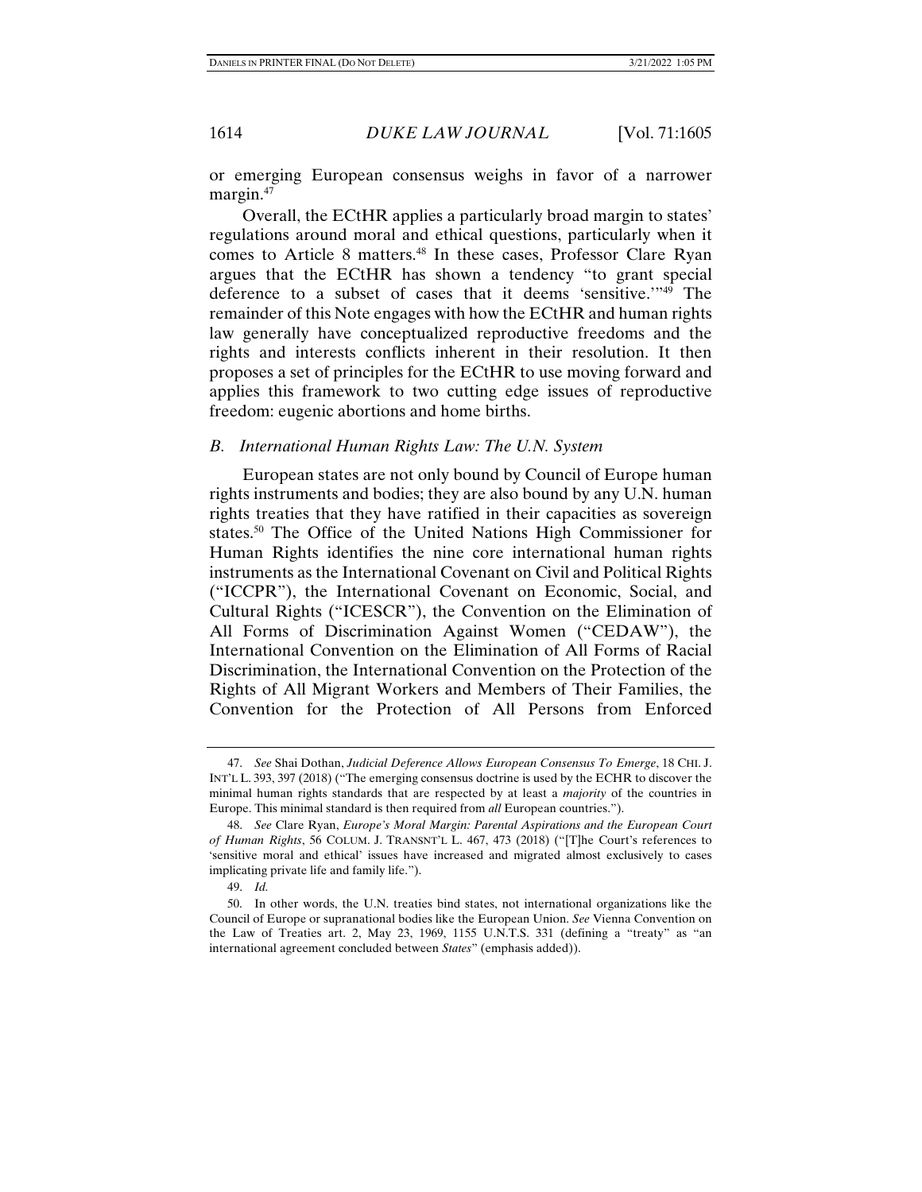or emerging European consensus weighs in favor of a narrower margin.[47]

Overall, the ECtHR applies a particularly broad margin to states' regulations around moral and ethical questions, particularly when it comes to Article 8 matters.[48] In these cases, Professor Clare Ryan argues that the ECtHR has shown a tendency "to grant special deference to a subset of cases that it deems 'sensitive.'"[49] The remainder of this Note engages with how the ECtHR and human rights law generally have conceptualized reproductive freedoms and the rights and interests conflicts inherent in their resolution. It then proposes a set of principles for the ECtHR to use moving forward and applies this framework to two cutting edge issues of reproductive freedom: eugenic abortions and home births.

### *B. International Human Rights Law: The U.N. System*

European states are not only bound by Council of Europe human rights instruments and bodies; they are also bound by any U.N. human rights treaties that they have ratified in their capacities as sovereign states.[50] The Office of the United Nations High Commissioner for Human Rights identifies the nine core international human rights instruments as the International Covenant on Civil and Political Rights ("ICCPR"), the International Covenant on Economic, Social, and Cultural Rights ("ICESCR"), the Convention on the Elimination of All Forms of Discrimination Against Women ("CEDAW"), the International Convention on the Elimination of All Forms of Racial Discrimination, the International Convention on the Protection of the Rights of All Migrant Workers and Members of Their Families, the Convention for the Protection of All Persons from Enforced

---

47. *See* Shai Dothan, *Judicial Deference Allows European Consensus To Emerge*, 18 CHI. J. INT'L L. 393, 397 (2018) ("The emerging consensus doctrine is used by the ECHR to discover the minimal human rights standards that are respected by at least a *majority* of the countries in Europe. This minimal standard is then required from *all* European countries.").

48. *See* Clare Ryan, *Europe's Moral Margin: Parental Aspirations and the European Court of Human Rights*, 56 COLUM. J. TRANSNT'L L. 467, 473 (2018) ("[T]he Court's references to 'sensitive moral and ethical' issues have increased and migrated almost exclusively to cases implicating private life and family life.").

49. *Id.*

50. In other words, the U.N. treaties bind states, not international organizations like the Council of Europe or supranational bodies like the European Union. *See* Vienna Convention on the Law of Treaties art. 2, May 23, 1969, 1155 U.N.T.S. 331 (defining a "treaty" as "an international agreement concluded between *States*" (emphasis added)).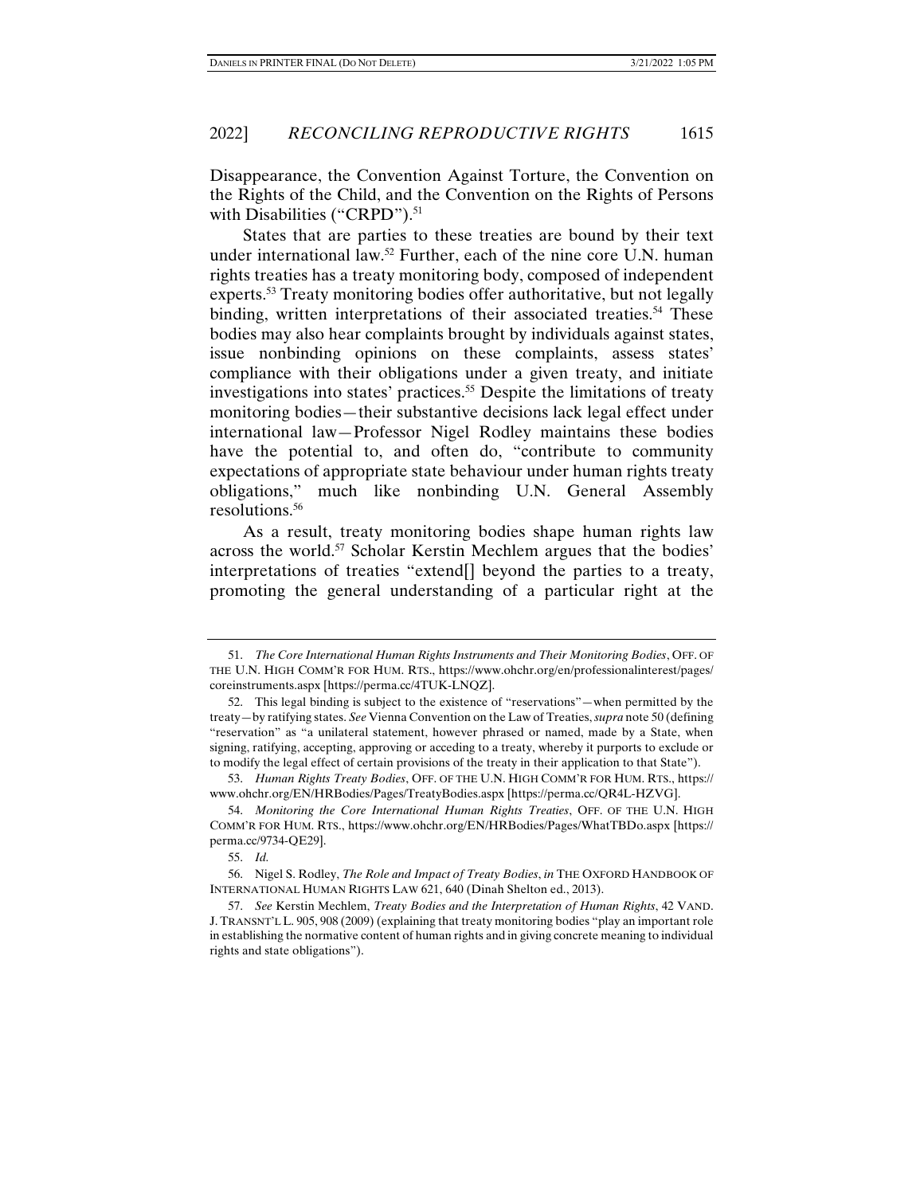Disappearance, the Convention Against Torture, the Convention on the Rights of the Child, and the Convention on the Rights of Persons with Disabilities ("CRPD").[51]

States that are parties to these treaties are bound by their text under international law.[52] Further, each of the nine core U.N. human rights treaties has a treaty monitoring body, composed of independent experts.[53] Treaty monitoring bodies offer authoritative, but not legally binding, written interpretations of their associated treaties.[54] These bodies may also hear complaints brought by individuals against states, issue nonbinding opinions on these complaints, assess states' compliance with their obligations under a given treaty, and initiate investigations into states' practices.[55] Despite the limitations of treaty monitoring bodies—their substantive decisions lack legal effect under international law—Professor Nigel Rodley maintains these bodies have the potential to, and often do, "contribute to community expectations of appropriate state behaviour under human rights treaty obligations," much like nonbinding U.N. General Assembly resolutions.[56]

As a result, treaty monitoring bodies shape human rights law across the world.[57] Scholar Kerstin Mechlem argues that the bodies' interpretations of treaties "extend[] beyond the parties to a treaty, promoting the general understanding of a particular right at the

---

51. *The Core International Human Rights Instruments and Their Monitoring Bodies*, OFF. OF THE U.N. HIGH COMM'R FOR HUM. RTS., https://www.ohchr.org/en/professionalinterest/pages/coreinstruments.aspx [https://perma.cc/4TUK-LNQZ].

52. This legal binding is subject to the existence of "reservations"—when permitted by the treaty—by ratifying states. *See* Vienna Convention on the Law of Treaties, *supra* note 50 (defining "reservation" as "a unilateral statement, however phrased or named, made by a State, when signing, ratifying, accepting, approving or acceding to a treaty, whereby it purports to exclude or to modify the legal effect of certain provisions of the treaty in their application to that State").

53. *Human Rights Treaty Bodies*, OFF. OF THE U.N. HIGH COMM'R FOR HUM. RTS., https://www.ohchr.org/EN/HRBodies/Pages/TreatyBodies.aspx [https://perma.cc/QR4L-HZVG].

54. *Monitoring the Core International Human Rights Treaties*, OFF. OF THE U.N. HIGH COMM'R FOR HUM. RTS., https://www.ohchr.org/EN/HRBodies/Pages/WhatTBDo.aspx [https://perma.cc/9734-QE29].

55. *Id.*

56. Nigel S. Rodley, *The Role and Impact of Treaty Bodies*, *in* THE OXFORD HANDBOOK OF INTERNATIONAL HUMAN RIGHTS LAW 621, 640 (Dinah Shelton ed., 2013).

57. *See* Kerstin Mechlem, *Treaty Bodies and the Interpretation of Human Rights*, 42 VAND. J. TRANSNT'L L. 905, 908 (2009) (explaining that treaty monitoring bodies "play an important role in establishing the normative content of human rights and in giving concrete meaning to individual rights and state obligations").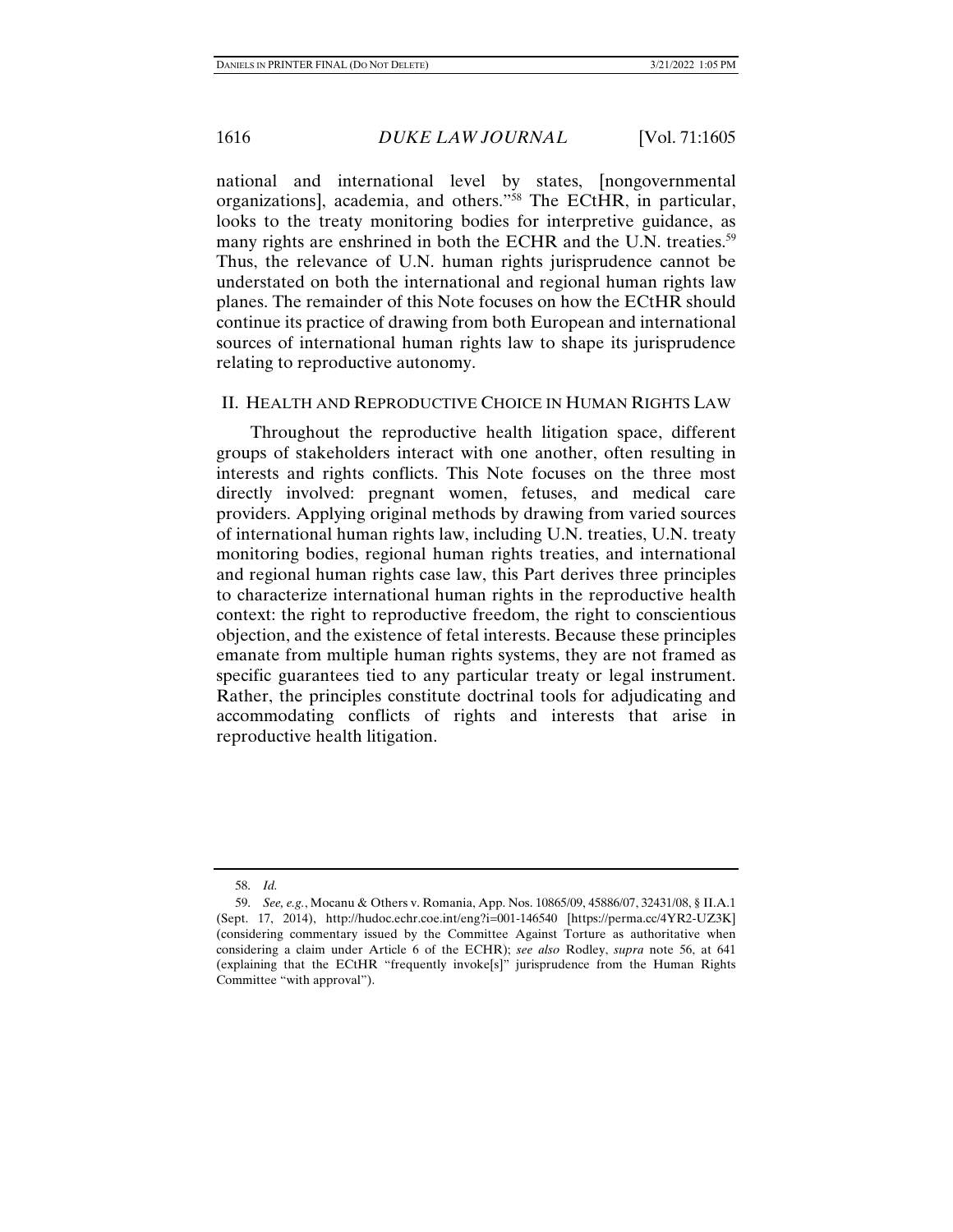national and international level by states, [nongovernmental organizations], academia, and others."[58] The ECtHR, in particular, looks to the treaty monitoring bodies for interpretive guidance, as many rights are enshrined in both the ECHR and the U.N. treaties.[59] Thus, the relevance of U.N. human rights jurisprudence cannot be understated on both the international and regional human rights law planes. The remainder of this Note focuses on how the ECtHR should continue its practice of drawing from both European and international sources of international human rights law to shape its jurisprudence relating to reproductive autonomy.

## II. HEALTH AND REPRODUCTIVE CHOICE IN HUMAN RIGHTS LAW

Throughout the reproductive health litigation space, different groups of stakeholders interact with one another, often resulting in interests and rights conflicts. This Note focuses on the three most directly involved: pregnant women, fetuses, and medical care providers. Applying original methods by drawing from varied sources of international human rights law, including U.N. treaties, U.N. treaty monitoring bodies, regional human rights treaties, and international and regional human rights case law, this Part derives three principles to characterize international human rights in the reproductive health context: the right to reproductive freedom, the right to conscientious objection, and the existence of fetal interests. Because these principles emanate from multiple human rights systems, they are not framed as specific guarantees tied to any particular treaty or legal instrument. Rather, the principles constitute doctrinal tools for adjudicating and accommodating conflicts of rights and interests that arise in reproductive health litigation.

---

58. *Id.*

59. *See, e.g.*, Mocanu & Others v. Romania, App. Nos. 10865/09, 45886/07, 32431/08, § II.A.1 (Sept. 17, 2014), http://hudoc.echr.coe.int/eng?i=001-146540 [https://perma.cc/4YR2-UZ3K] (considering commentary issued by the Committee Against Torture as authoritative when considering a claim under Article 6 of the ECHR); *see also* Rodley, *supra* note 56, at 641 (explaining that the ECtHR "frequently invoke[s]" jurisprudence from the Human Rights Committee "with approval").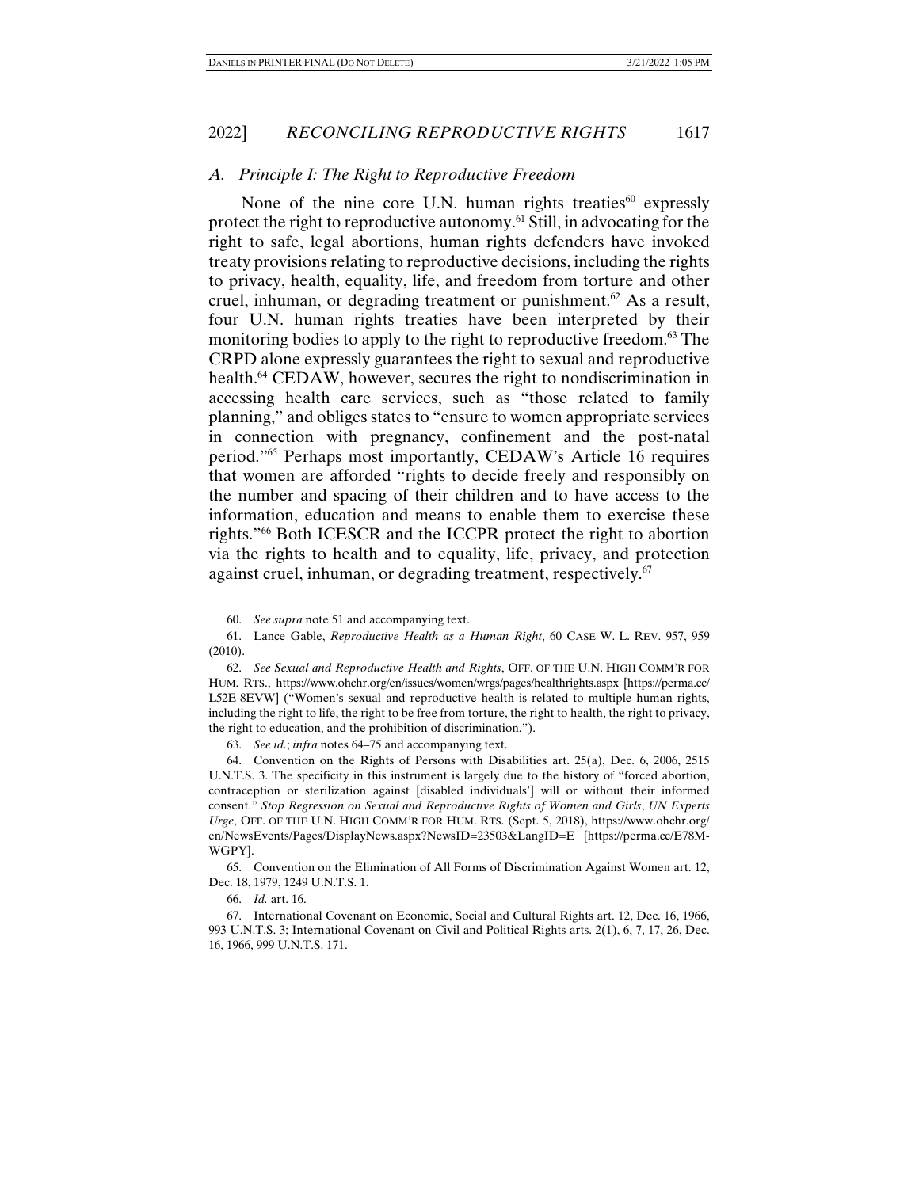### *A. Principle I: The Right to Reproductive Freedom*

None of the nine core U.N. human rights treaties[60] expressly protect the right to reproductive autonomy.[61] Still, in advocating for the right to safe, legal abortions, human rights defenders have invoked treaty provisions relating to reproductive decisions, including the rights to privacy, health, equality, life, and freedom from torture and other cruel, inhuman, or degrading treatment or punishment.[62] As a result, four U.N. human rights treaties have been interpreted by their monitoring bodies to apply to the right to reproductive freedom.[63] The CRPD alone expressly guarantees the right to sexual and reproductive health.[64] CEDAW, however, secures the right to nondiscrimination in accessing health care services, such as "those related to family planning," and obliges states to "ensure to women appropriate services in connection with pregnancy, confinement and the post-natal period."[65] Perhaps most importantly, CEDAW's Article 16 requires that women are afforded "rights to decide freely and responsibly on the number and spacing of their children and to have access to the information, education and means to enable them to exercise these rights."[66] Both ICESCR and the ICCPR protect the right to abortion via the rights to health and to equality, life, privacy, and protection against cruel, inhuman, or degrading treatment, respectively.[67]

---

60. *See supra* note 51 and accompanying text.

61. Lance Gable, *Reproductive Health as a Human Right*, 60 CASE W. L. REV. 957, 959 (2010).

62. *See Sexual and Reproductive Health and Rights*, OFF. OF THE U.N. HIGH COMM'R FOR HUM. RTS., https://www.ohchr.org/en/issues/women/wrgs/pages/healthrights.aspx [https://perma.cc/L52E-8EVW] ("Women's sexual and reproductive health is related to multiple human rights, including the right to life, the right to be free from torture, the right to health, the right to privacy, the right to education, and the prohibition of discrimination.").

63. *See id.*; *infra* notes 64–75 and accompanying text.

64. Convention on the Rights of Persons with Disabilities art. 25(a), Dec. 6, 2006, 2515 U.N.T.S. 3. The specificity in this instrument is largely due to the history of "forced abortion, contraception or sterilization against [disabled individuals'] will or without their informed consent." *Stop Regression on Sexual and Reproductive Rights of Women and Girls*, *UN Experts Urge*, OFF. OF THE U.N. HIGH COMM'R FOR HUM. RTS. (Sept. 5, 2018), https://www.ohchr.org/en/NewsEvents/Pages/DisplayNews.aspx?NewsID=23503&LangID=E [https://perma.cc/E78M-WGPY].

65. Convention on the Elimination of All Forms of Discrimination Against Women art. 12, Dec. 18, 1979, 1249 U.N.T.S. 1.

66. *Id.* art. 16.

67. International Covenant on Economic, Social and Cultural Rights art. 12, Dec. 16, 1966, 993 U.N.T.S. 3; International Covenant on Civil and Political Rights arts. 2(1), 6, 7, 17, 26, Dec. 16, 1966, 999 U.N.T.S. 171.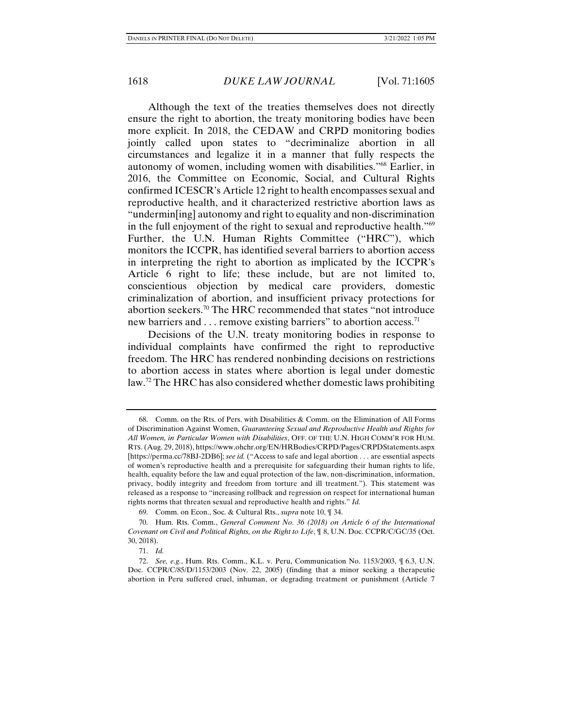Although the text of the treaties themselves does not directly ensure the right to abortion, the treaty monitoring bodies have been more explicit. In 2018, the CEDAW and CRPD monitoring bodies jointly called upon states to "decriminalize abortion in all circumstances and legalize it in a manner that fully respects the autonomy of women, including women with disabilities."[68] Earlier, in 2016, the Committee on Economic, Social, and Cultural Rights confirmed ICESCR's Article 12 right to health encompasses sexual and reproductive health, and it characterized restrictive abortion laws as "undermin[ing] autonomy and right to equality and non-discrimination in the full enjoyment of the right to sexual and reproductive health."[69] Further, the U.N. Human Rights Committee ("HRC"), which monitors the ICCPR, has identified several barriers to abortion access in interpreting the right to abortion as implicated by the ICCPR's Article 6 right to life; these include, but are not limited to, conscientious objection by medical care providers, domestic criminalization of abortion, and insufficient privacy protections for abortion seekers.[70] The HRC recommended that states "not introduce new barriers and . . . remove existing barriers" to abortion access.[71]

Decisions of the U.N. treaty monitoring bodies in response to individual complaints have confirmed the right to reproductive freedom. The HRC has rendered nonbinding decisions on restrictions to abortion access in states where abortion is legal under domestic law.[72] The HRC has also considered whether domestic laws prohibiting

---

68. Comm. on the Rts. of Pers. with Disabilities & Comm. on the Elimination of All Forms of Discrimination Against Women, *Guaranteeing Sexual and Reproductive Health and Rights for All Women, in Particular Women with Disabilities*, OFF. OF THE U.N. HIGH COMM'R FOR HUM. RTS. (Aug. 29, 2018), https://www.ohchr.org/EN/HRBodies/CRPD/Pages/CRPDStatements.aspx [https://perma.cc/78BJ-2DB6]; *see id.* ("Access to safe and legal abortion . . . are essential aspects of women's reproductive health and a prerequisite for safeguarding their human rights to life, health, equality before the law and equal protection of the law, non-discrimination, information, privacy, bodily integrity and freedom from torture and ill treatment."). This statement was released as a response to "increasing rollback and regression on respect for international human rights norms that threaten sexual and reproductive health and rights." *Id.*

69. Comm. on Econ., Soc. & Cultural Rts., *supra* note 10, ¶ 34.

70. Hum. Rts. Comm., *General Comment No. 36 (2018) on Article 6 of the International Covenant on Civil and Political Rights, on the Right to Life*, ¶ 8, U.N. Doc. CCPR/C/GC/35 (Oct. 30, 2018).

71. *Id.*

72. *See, e.g.*, Hum. Rts. Comm., K.L. v. Peru, Communication No. 1153/2003, ¶ 6.3, U.N. Doc. CCPR/C/85/D/1153/2003 (Nov. 22, 2005) (finding that a minor seeking a therapeutic abortion in Peru suffered cruel, inhuman, or degrading treatment or punishment (Article 7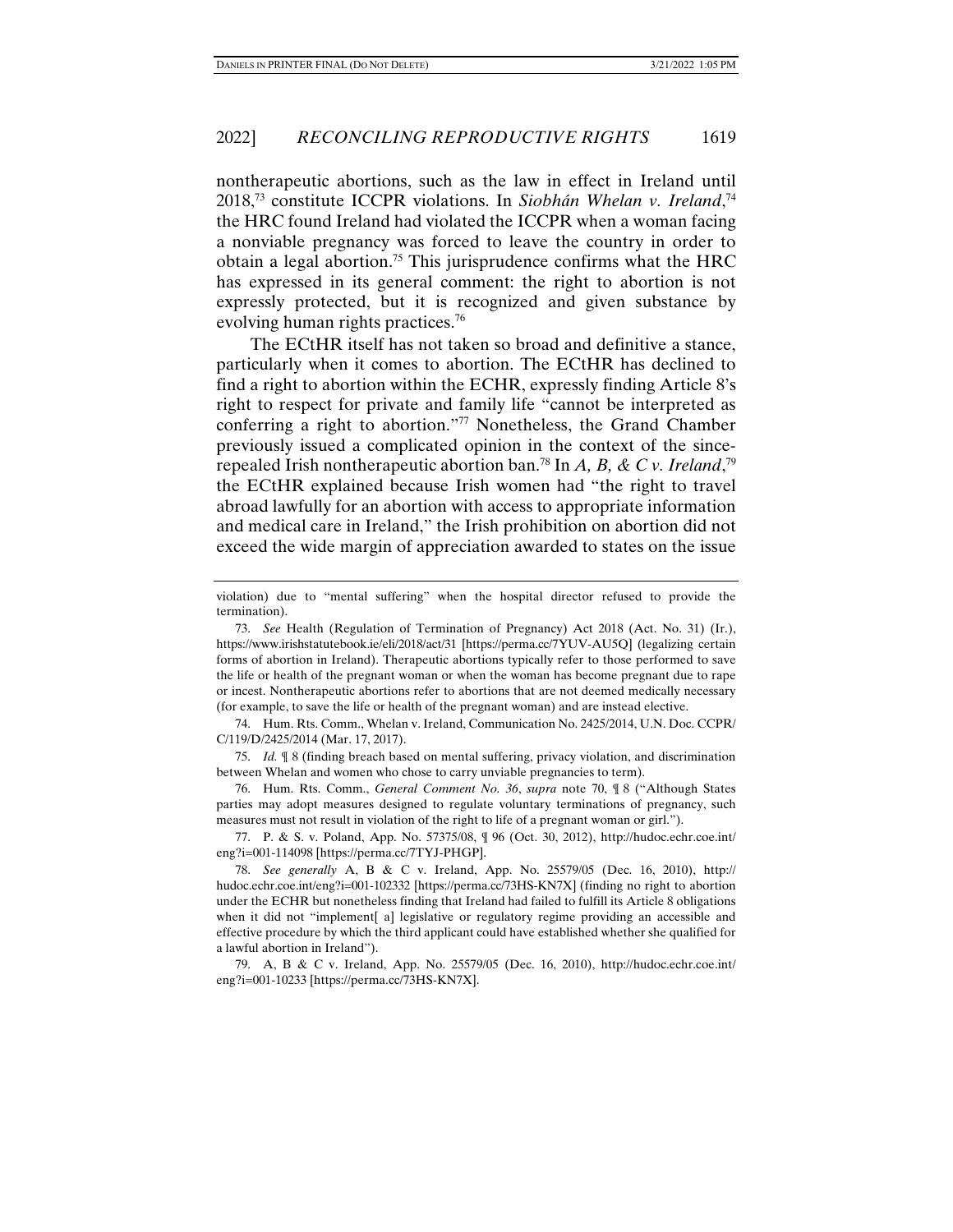nontherapeutic abortions, such as the law in effect in Ireland until 2018,[73] constitute ICCPR violations. In *Siobhán Whelan v. Ireland*,[74] the HRC found Ireland had violated the ICCPR when a woman facing a nonviable pregnancy was forced to leave the country in order to obtain a legal abortion.[75] This jurisprudence confirms what the HRC has expressed in its general comment: the right to abortion is not expressly protected, but it is recognized and given substance by evolving human rights practices.[76]

The ECtHR itself has not taken so broad and definitive a stance, particularly when it comes to abortion. The ECtHR has declined to find a right to abortion within the ECHR, expressly finding Article 8's right to respect for private and family life "cannot be interpreted as conferring a right to abortion."[77] Nonetheless, the Grand Chamber previously issued a complicated opinion in the context of the since-repealed Irish nontherapeutic abortion ban.[78] In *A, B, & C v. Ireland*,[79] the ECtHR explained because Irish women had "the right to travel abroad lawfully for an abortion with access to appropriate information and medical care in Ireland," the Irish prohibition on abortion did not exceed the wide margin of appreciation awarded to states on the issue

---

violation) due to "mental suffering" when the hospital director refused to provide the termination).

73. *See* Health (Regulation of Termination of Pregnancy) Act 2018 (Act. No. 31) (Ir.), https://www.irishstatutebook.ie/eli/2018/act/31 [https://perma.cc/7YUV-AU5Q] (legalizing certain forms of abortion in Ireland). Therapeutic abortions typically refer to those performed to save the life or health of the pregnant woman or when the woman has become pregnant due to rape or incest. Nontherapeutic abortions refer to abortions that are not deemed medically necessary (for example, to save the life or health of the pregnant woman) and are instead elective.

74. Hum. Rts. Comm., Whelan v. Ireland, Communication No. 2425/2014, U.N. Doc. CCPR/C/119/D/2425/2014 (Mar. 17, 2017).

75. *Id.* ¶ 8 (finding breach based on mental suffering, privacy violation, and discrimination between Whelan and women who chose to carry unviable pregnancies to term).

76. Hum. Rts. Comm., *General Comment No. 36*, *supra* note 70, ¶ 8 ("Although States parties may adopt measures designed to regulate voluntary terminations of pregnancy, such measures must not result in violation of the right to life of a pregnant woman or girl.").

77. P. & S. v. Poland, App. No. 57375/08, ¶ 96 (Oct. 30, 2012), http://hudoc.echr.coe.int/eng?i=001-114098 [https://perma.cc/7TYJ-PHGP].

78. *See generally* A, B & C v. Ireland, App. No. 25579/05 (Dec. 16, 2010), http://hudoc.echr.coe.int/eng?i=001-102332 [https://perma.cc/73HS-KN7X] (finding no right to abortion under the ECHR but nonetheless finding that Ireland had failed to fulfill its Article 8 obligations when it did not "implement[ a] legislative or regulatory regime providing an accessible and effective procedure by which the third applicant could have established whether she qualified for a lawful abortion in Ireland").

79. A, B & C v. Ireland, App. No. 25579/05 (Dec. 16, 2010), http://hudoc.echr.coe.int/eng?i=001-10233 [https://perma.cc/73HS-KN7X].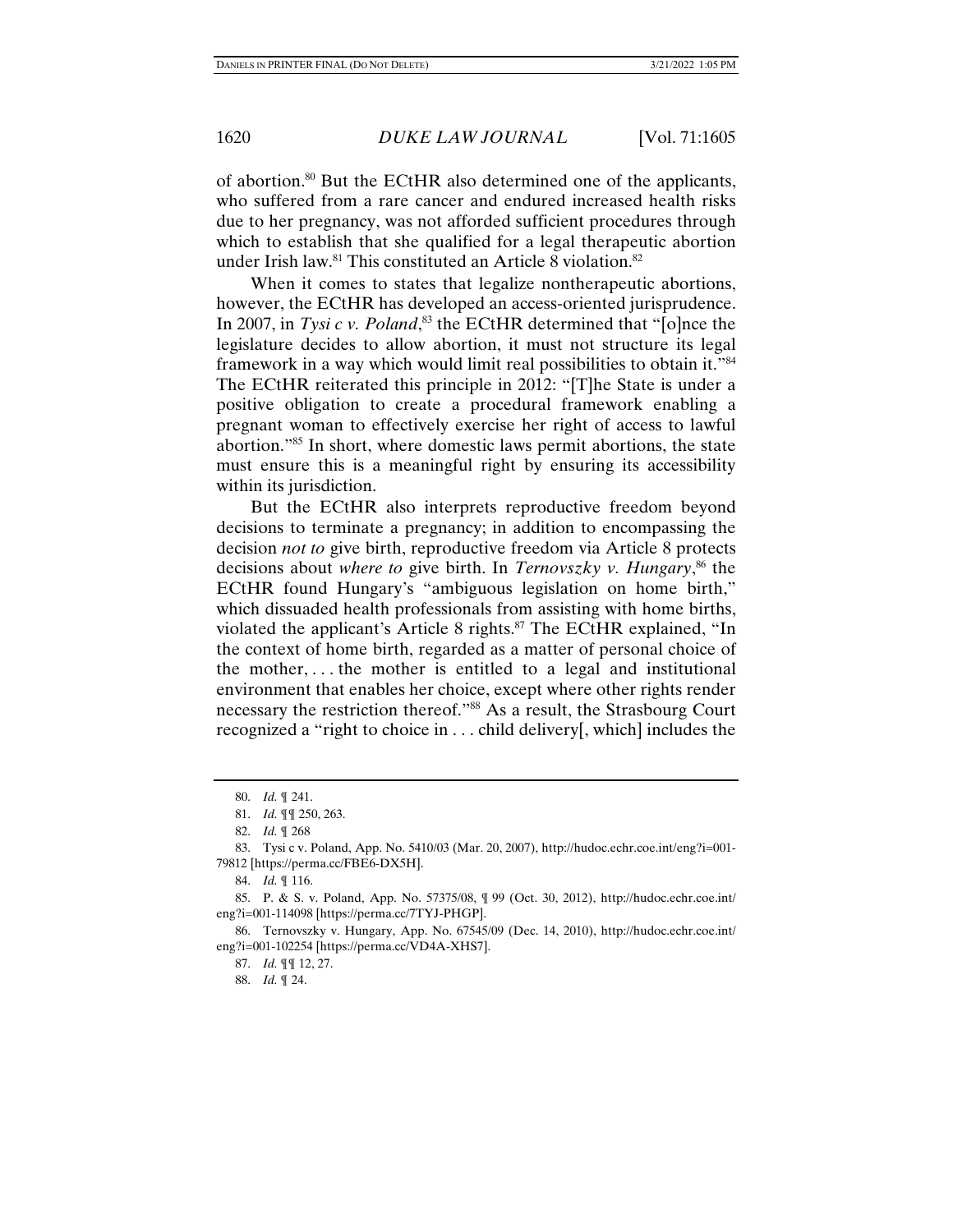of abortion.[80] But the ECtHR also determined one of the applicants, who suffered from a rare cancer and endured increased health risks due to her pregnancy, was not afforded sufficient procedures through which to establish that she qualified for a legal therapeutic abortion under Irish law.[81] This constituted an Article 8 violation.[82]

When it comes to states that legalize nontherapeutic abortions, however, the ECtHR has developed an access-oriented jurisprudence. In 2007, in *Tysi c v. Poland*,[83] the ECtHR determined that "[o]nce the legislature decides to allow abortion, it must not structure its legal framework in a way which would limit real possibilities to obtain it."[84] The ECtHR reiterated this principle in 2012: "[T]he State is under a positive obligation to create a procedural framework enabling a pregnant woman to effectively exercise her right of access to lawful abortion."[85] In short, where domestic laws permit abortions, the state must ensure this is a meaningful right by ensuring its accessibility within its jurisdiction.

But the ECtHR also interprets reproductive freedom beyond decisions to terminate a pregnancy; in addition to encompassing the decision *not to* give birth, reproductive freedom via Article 8 protects decisions about *where to* give birth. In *Ternovszky v. Hungary*,[86] the ECtHR found Hungary's "ambiguous legislation on home birth," which dissuaded health professionals from assisting with home births, violated the applicant's Article 8 rights.[87] The ECtHR explained, "In the context of home birth, regarded as a matter of personal choice of the mother, . . . the mother is entitled to a legal and institutional environment that enables her choice, except where other rights render necessary the restriction thereof."[88] As a result, the Strasbourg Court recognized a "right to choice in . . . child delivery[, which] includes the

---

80. *Id.* ¶ 241.

81. *Id.* ¶¶ 250, 263.

82. *Id.* ¶ 268

83. Tysi c v. Poland, App. No. 5410/03 (Mar. 20, 2007), http://hudoc.echr.coe.int/eng?i=001-79812 [https://perma.cc/FBE6-DX5H].

84. *Id.* ¶ 116.

85. P. & S. v. Poland, App. No. 57375/08, ¶ 99 (Oct. 30, 2012), http://hudoc.echr.coe.int/eng?i=001-114098 [https://perma.cc/7TYJ-PHGP].

86. Ternovszky v. Hungary, App. No. 67545/09 (Dec. 14, 2010), http://hudoc.echr.coe.int/eng?i=001-102254 [https://perma.cc/VD4A-XHS7].

87. *Id.* ¶¶ 12, 27.

88. *Id.* ¶ 24.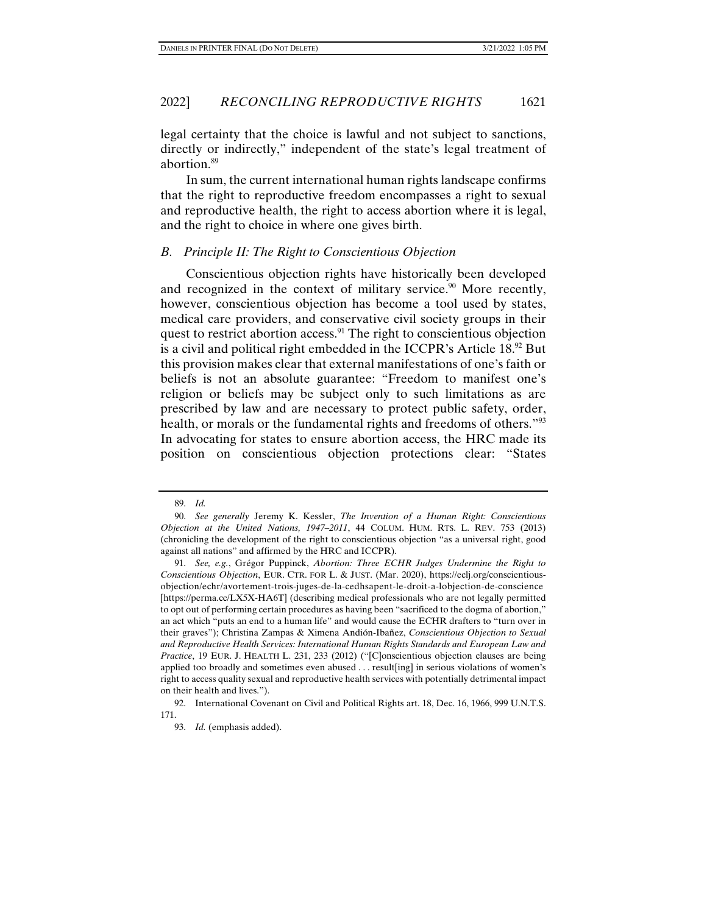legal certainty that the choice is lawful and not subject to sanctions, directly or indirectly," independent of the state's legal treatment of abortion.[89]

In sum, the current international human rights landscape confirms that the right to reproductive freedom encompasses a right to sexual and reproductive health, the right to access abortion where it is legal, and the right to choice in where one gives birth.

### *B. Principle II: The Right to Conscientious Objection*

Conscientious objection rights have historically been developed and recognized in the context of military service.[90] More recently, however, conscientious objection has become a tool used by states, medical care providers, and conservative civil society groups in their quest to restrict abortion access.[91] The right to conscientious objection is a civil and political right embedded in the ICCPR's Article 18.[92] But this provision makes clear that external manifestations of one's faith or beliefs is not an absolute guarantee: "Freedom to manifest one's religion or beliefs may be subject only to such limitations as are prescribed by law and are necessary to protect public safety, order, health, or morals or the fundamental rights and freedoms of others."[93] In advocating for states to ensure abortion access, the HRC made its position on conscientious objection protections clear: "States

---

89. *Id.*

90. *See generally* Jeremy K. Kessler, *The Invention of a Human Right: Conscientious Objection at the United Nations, 1947–2011*, 44 COLUM. HUM. RTS. L. REV. 753 (2013) (chronicling the development of the right to conscientious objection "as a universal right, good against all nations" and affirmed by the HRC and ICCPR).

91. *See, e.g.*, Grégor Puppinck, *Abortion: Three ECHR Judges Undermine the Right to Conscientious Objection*, EUR. CTR. FOR L. & JUST. (Mar. 2020), https://eclj.org/conscientious-objection/echr/avortement-trois-juges-de-la-cedhsapent-le-droit-a-lobjection-de-conscience [https://perma.cc/LX5X-HA6T] (describing medical professionals who are not legally permitted to opt out of performing certain procedures as having been "sacrificed to the dogma of abortion," an act which "puts an end to a human life" and would cause the ECHR drafters to "turn over in their graves"); Christina Zampas & Ximena Andión-Ibañez, *Conscientious Objection to Sexual and Reproductive Health Services: International Human Rights Standards and European Law and Practice*, 19 EUR. J. HEALTH L. 231, 233 (2012) ("[C]onscientious objection clauses are being applied too broadly and sometimes even abused . . . result[ing] in serious violations of women's right to access quality sexual and reproductive health services with potentially detrimental impact on their health and lives.").

92. International Covenant on Civil and Political Rights art. 18, Dec. 16, 1966, 999 U.N.T.S. 171.

93. *Id.* (emphasis added).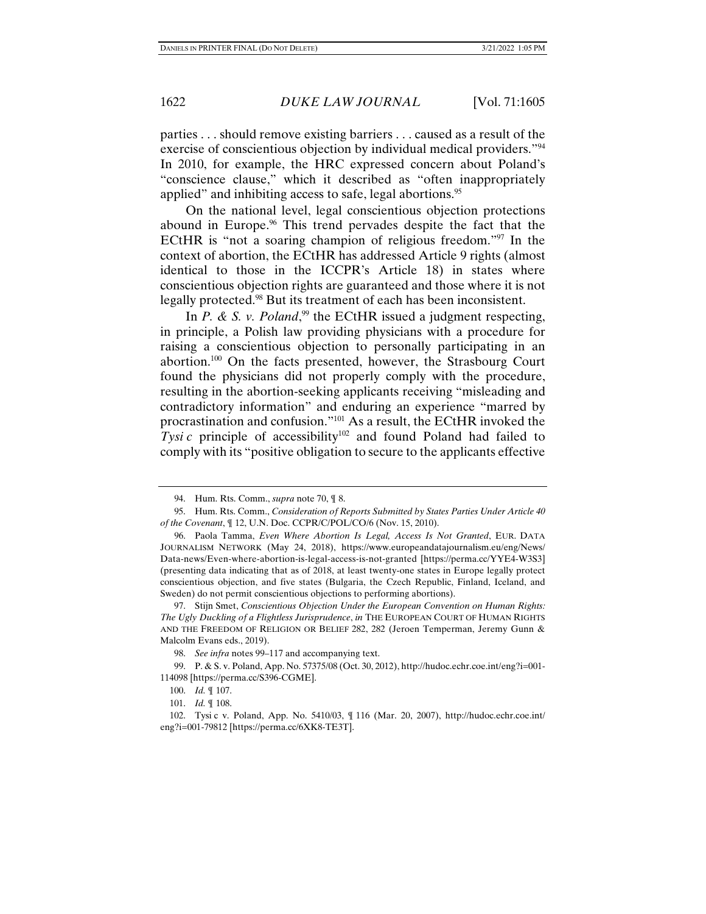parties . . . should remove existing barriers . . . caused as a result of the exercise of conscientious objection by individual medical providers."[94] In 2010, for example, the HRC expressed concern about Poland's "conscience clause," which it described as "often inappropriately applied" and inhibiting access to safe, legal abortions.[95]

On the national level, legal conscientious objection protections abound in Europe.[96] This trend pervades despite the fact that the ECtHR is "not a soaring champion of religious freedom."[97] In the context of abortion, the ECtHR has addressed Article 9 rights (almost identical to those in the ICCPR's Article 18) in states where conscientious objection rights are guaranteed and those where it is not legally protected.[98] But its treatment of each has been inconsistent.

In *P. & S. v. Poland*,[99] the ECtHR issued a judgment respecting, in principle, a Polish law providing physicians with a procedure for raising a conscientious objection to personally participating in an abortion.[100] On the facts presented, however, the Strasbourg Court found the physicians did not properly comply with the procedure, resulting in the abortion-seeking applicants receiving "misleading and contradictory information" and enduring an experience "marred by procrastination and confusion."[101] As a result, the ECtHR invoked the *Tysi c* principle of accessibility[102] and found Poland had failed to comply with its "positive obligation to secure to the applicants effective

---

94. Hum. Rts. Comm., *supra* note 70, ¶ 8.

95. Hum. Rts. Comm., *Consideration of Reports Submitted by States Parties Under Article 40 of the Covenant*, ¶ 12, U.N. Doc. CCPR/C/POL/CO/6 (Nov. 15, 2010).

96. Paola Tamma, *Even Where Abortion Is Legal, Access Is Not Granted*, EUR. DATA JOURNALISM NETWORK (May 24, 2018), https://www.europeandatajournalism.eu/eng/News/Data-news/Even-where-abortion-is-legal-access-is-not-granted [https://perma.cc/YYE4-W3S3] (presenting data indicating that as of 2018, at least twenty-one states in Europe legally protect conscientious objection, and five states (Bulgaria, the Czech Republic, Finland, Iceland, and Sweden) do not permit conscientious objections to performing abortions).

97. Stijn Smet, *Conscientious Objection Under the European Convention on Human Rights: The Ugly Duckling of a Flightless Jurisprudence*, *in* THE EUROPEAN COURT OF HUMAN RIGHTS AND THE FREEDOM OF RELIGION OR BELIEF 282, 282 (Jeroen Temperman, Jeremy Gunn & Malcolm Evans eds., 2019).

98. *See infra* notes 99–117 and accompanying text.

99. P. & S. v. Poland, App. No. 57375/08 (Oct. 30, 2012), http://hudoc.echr.coe.int/eng?i=001-114098 [https://perma.cc/S396-CGME].

100. *Id.* ¶ 107.

101. *Id.* ¶ 108.

102. Tysi c v. Poland, App. No. 5410/03, ¶ 116 (Mar. 20, 2007), http://hudoc.echr.coe.int/eng?i=001-79812 [https://perma.cc/6XK8-TE3T].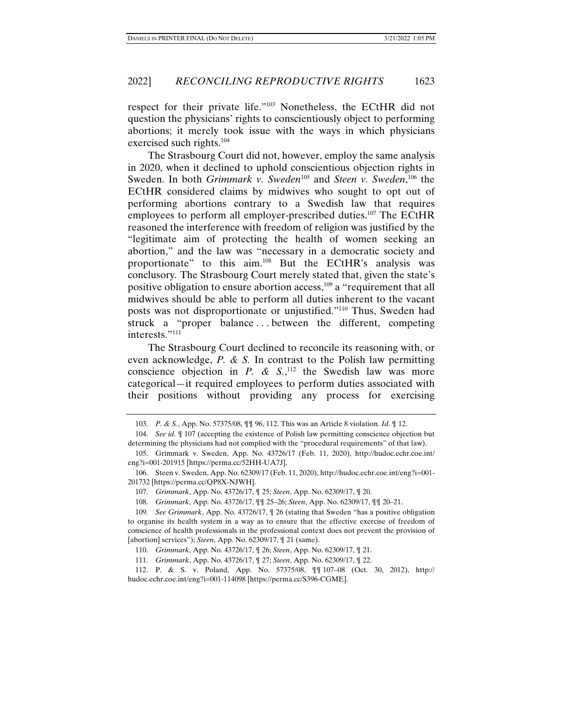respect for their private life."[103] Nonetheless, the ECtHR did not question the physicians' rights to conscientiously object to performing abortions; it merely took issue with the ways in which physicians exercised such rights.[104]

The Strasbourg Court did not, however, employ the same analysis in 2020, when it declined to uphold conscientious objection rights in Sweden. In both *Grimmark v. Sweden*[105] and *Steen v. Sweden*,[106] the ECtHR considered claims by midwives who sought to opt out of performing abortions contrary to a Swedish law that requires employees to perform all employer-prescribed duties.[107] The ECtHR reasoned the interference with freedom of religion was justified by the "legitimate aim of protecting the health of women seeking an abortion," and the law was "necessary in a democratic society and proportionate" to this aim.[108] But the ECtHR's analysis was conclusory. The Strasbourg Court merely stated that, given the state's positive obligation to ensure abortion access,[109] a "requirement that all midwives should be able to perform all duties inherent to the vacant posts was not disproportionate or unjustified."[110] Thus, Sweden had struck a "proper balance . . . between the different, competing interests."[111]

The Strasbourg Court declined to reconcile its reasoning with, or even acknowledge, *P. & S.* In contrast to the Polish law permitting conscience objection in *P. & S.*,[112] the Swedish law was more categorical—it required employees to perform duties associated with their positions without providing any process for exercising

---

103. *P. & S.*, App. No. 57375/08, ¶¶ 96, 112. This was an Article 8 violation. *Id.* ¶ 12.

104. *See id.* ¶ 107 (accepting the existence of Polish law permitting conscience objection but determining the physicians had not complied with the "procedural requirements" of that law).

105. Grimmark v. Sweden, App. No. 43726/17 (Feb. 11, 2020), http://hudoc.echr.coe.int/eng?i=001-201915 [https://perma.cc/52HH-UA7J].

106. Steen v. Sweden, App. No. 62309/17 (Feb. 11, 2020), http://hudoc.echr.coe.int/eng?i=001-201732 [https://perma.cc/QP8X-NJWH].

107. *Grimmark*, App. No. 43726/17, ¶ 25; *Steen*, App. No. 62309/17, ¶ 20.

108. *Grimmark*, App. No. 43726/17, ¶¶ 25–26; *Steen*, App. No. 62309/17, ¶¶ 20–21.

109. *See Grimmark*, App. No. 43726/17, ¶ 26 (stating that Sweden "has a positive obligation to organise its health system in a way as to ensure that the effective exercise of freedom of conscience of health professionals in the professional context does not prevent the provision of [abortion] services"); *Steen*, App. No. 62309/17, ¶ 21 (same).

110. *Grimmark*, App. No. 43726/17, ¶ 26; *Steen*, App. No. 62309/17, ¶ 21.

111. *Grimmark*, App. No. 43726/17, ¶ 27; *Steen*, App. No. 62309/17, ¶ 22.

112. P. & S. v. Poland, App. No. 57375/08, ¶¶ 107–08 (Oct. 30, 2012), http://hudoc.echr.coe.int/eng?i=001-114098 [https://perma.cc/S396-CGME].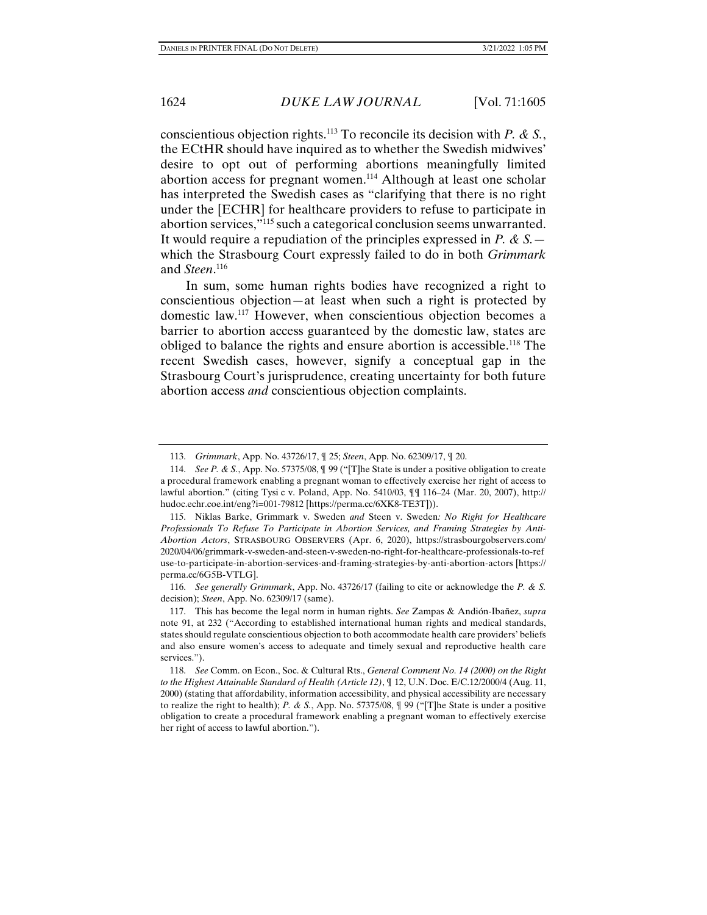conscientious objection rights.[113] To reconcile its decision with *P. & S.*, the ECtHR should have inquired as to whether the Swedish midwives' desire to opt out of performing abortions meaningfully limited abortion access for pregnant women.[114] Although at least one scholar has interpreted the Swedish cases as "clarifying that there is no right under the [ECHR] for healthcare providers to refuse to participate in abortion services,"[115] such a categorical conclusion seems unwarranted. It would require a repudiation of the principles expressed in *P. & S.*—which the Strasbourg Court expressly failed to do in both *Grimmark* and *Steen*.[116]

In sum, some human rights bodies have recognized a right to conscientious objection—at least when such a right is protected by domestic law.[117] However, when conscientious objection becomes a barrier to abortion access guaranteed by the domestic law, states are obliged to balance the rights and ensure abortion is accessible.[118] The recent Swedish cases, however, signify a conceptual gap in the Strasbourg Court's jurisprudence, creating uncertainty for both future abortion access *and* conscientious objection complaints.

---

113. *Grimmark*, App. No. 43726/17, ¶ 25; *Steen*, App. No. 62309/17, ¶ 20.

114. *See P. & S.*, App. No. 57375/08, ¶ 99 ("[T]he State is under a positive obligation to create a procedural framework enabling a pregnant woman to effectively exercise her right of access to lawful abortion." (citing Tysi c v. Poland, App. No. 5410/03, ¶¶ 116–24 (Mar. 20, 2007), http://hudoc.echr.coe.int/eng?i=001-79812 [https://perma.cc/6XK8-TE3T])).

115. Niklas Barke, Grimmark v. Sweden *and* Steen v. Sweden*: No Right for Healthcare Professionals To Refuse To Participate in Abortion Services, and Framing Strategies by Anti-Abortion Actors*, STRASBOURG OBSERVERS (Apr. 6, 2020), https://strasbourgobservers.com/2020/04/06/grimmark-v-sweden-and-steen-v-sweden-no-right-for-healthcare-professionals-to-refuse-to-participate-in-abortion-services-and-framing-strategies-by-anti-abortion-actors [https://perma.cc/6G5B-VTLG].

116. *See generally Grimmark*, App. No. 43726/17 (failing to cite or acknowledge the *P. & S.* decision); *Steen*, App. No. 62309/17 (same).

117. This has become the legal norm in human rights. *See* Zampas & Andión-Ibañez, *supra* note 91, at 232 ("According to established international human rights and medical standards, states should regulate conscientious objection to both accommodate health care providers' beliefs and also ensure women's access to adequate and timely sexual and reproductive health care services.").

118. *See* Comm. on Econ., Soc. & Cultural Rts., *General Comment No. 14 (2000) on the Right to the Highest Attainable Standard of Health (Article 12)*, ¶ 12, U.N. Doc. E/C.12/2000/4 (Aug. 11, 2000) (stating that affordability, information accessibility, and physical accessibility are necessary to realize the right to health); *P. & S.*, App. No. 57375/08, ¶ 99 ("[T]he State is under a positive obligation to create a procedural framework enabling a pregnant woman to effectively exercise her right of access to lawful abortion.").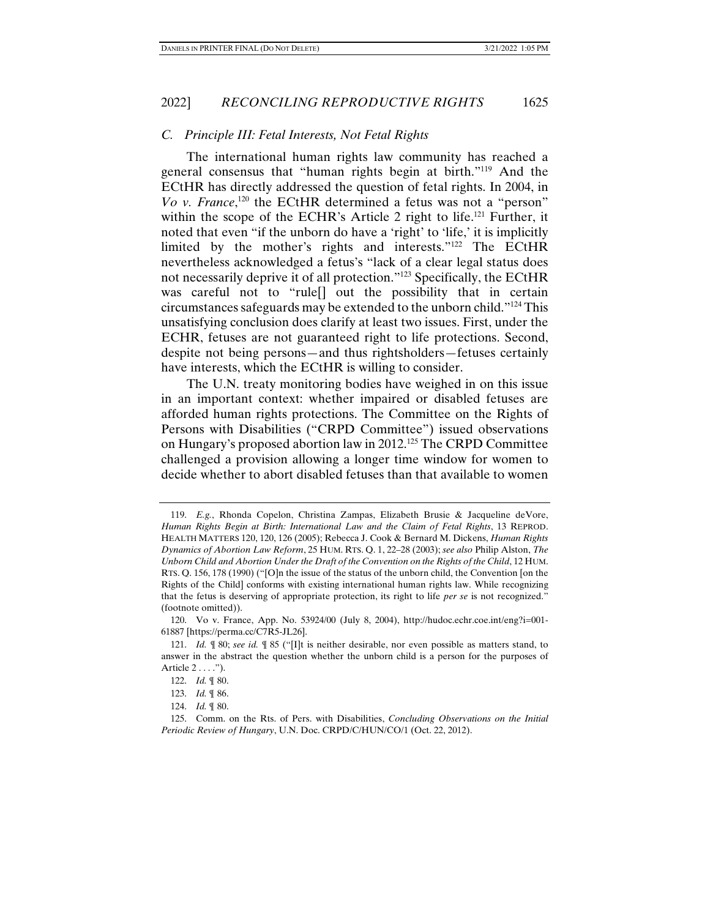### C. Principle III: Fetal Interests, Not Fetal Rights

The international human rights law community has reached a general consensus that "human rights begin at birth."[119] And the ECtHR has directly addressed the question of fetal rights. In 2004, in *Vo v. France*,[120] the ECtHR determined a fetus was not a "person" within the scope of the ECHR's Article 2 right to life.[121] Further, it noted that even "if the unborn do have a 'right' to 'life,' it is implicitly limited by the mother's rights and interests."[122] The ECtHR nevertheless acknowledged a fetus's "lack of a clear legal status does not necessarily deprive it of all protection."[123] Specifically, the ECtHR was careful not to "rule[] out the possibility that in certain circumstances safeguards may be extended to the unborn child."[124] This unsatisfying conclusion does clarify at least two issues. First, under the ECHR, fetuses are not guaranteed right to life protections. Second, despite not being persons—and thus rightsholders—fetuses certainly have interests, which the ECtHR is willing to consider.

The U.N. treaty monitoring bodies have weighed in on this issue in an important context: whether impaired or disabled fetuses are afforded human rights protections. The Committee on the Rights of Persons with Disabilities ("CRPD Committee") issued observations on Hungary's proposed abortion law in 2012.[125] The CRPD Committee challenged a provision allowing a longer time window for women to decide whether to abort disabled fetuses than that available to women

---

119. *E.g.*, Rhonda Copelon, Christina Zampas, Elizabeth Brusie & Jacqueline deVore, *Human Rights Begin at Birth: International Law and the Claim of Fetal Rights*, 13 REPROD. HEALTH MATTERS 120, 120, 126 (2005); Rebecca J. Cook & Bernard M. Dickens, *Human Rights Dynamics of Abortion Law Reform*, 25 HUM. RTS. Q. 1, 22–28 (2003); *see also* Philip Alston, *The Unborn Child and Abortion Under the Draft of the Convention on the Rights of the Child*, 12 HUM. RTS. Q. 156, 178 (1990) ("[O]n the issue of the status of the unborn child, the Convention [on the Rights of the Child] conforms with existing international human rights law. While recognizing that the fetus is deserving of appropriate protection, its right to life *per se* is not recognized." (footnote omitted)).

120. Vo v. France, App. No. 53924/00 (July 8, 2004), http://hudoc.echr.coe.int/eng?i=001-61887 [https://perma.cc/C7R5-JL26].

121. *Id.* ¶ 80; *see id.* ¶ 85 ("[I]t is neither desirable, nor even possible as matters stand, to answer in the abstract the question whether the unborn child is a person for the purposes of Article 2 . . . .").

122. *Id.* ¶ 80.

123. *Id.* ¶ 86.

124. *Id.* ¶ 80.

125. Comm. on the Rts. of Pers. with Disabilities, *Concluding Observations on the Initial Periodic Review of Hungary*, U.N. Doc. CRPD/C/HUN/CO/1 (Oct. 22, 2012).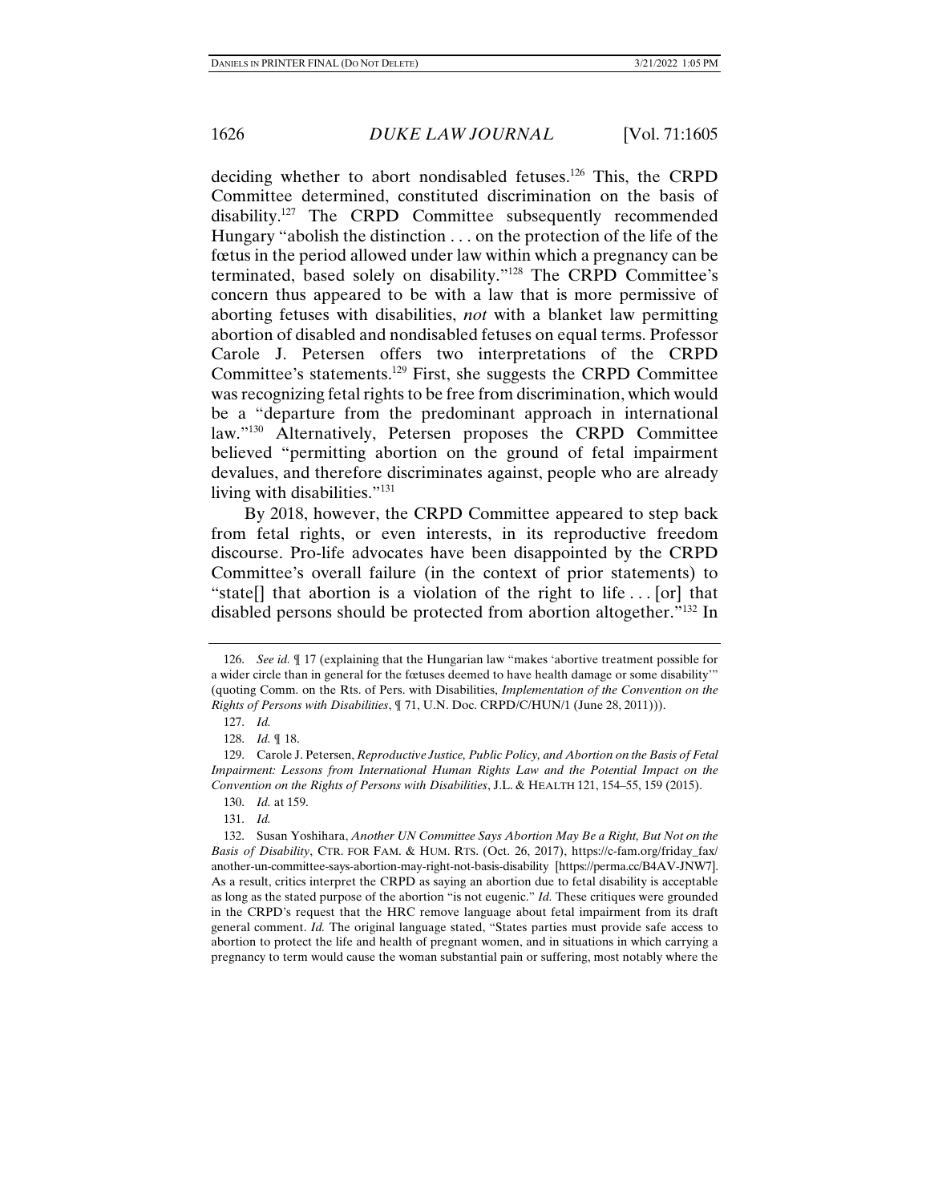deciding whether to abort nondisabled fetuses.[126] This, the CRPD Committee determined, constituted discrimination on the basis of disability.[127] The CRPD Committee subsequently recommended Hungary "abolish the distinction . . . on the protection of the life of the fœtus in the period allowed under law within which a pregnancy can be terminated, based solely on disability."[128] The CRPD Committee's concern thus appeared to be with a law that is more permissive of aborting fetuses with disabilities, *not* with a blanket law permitting abortion of disabled and nondisabled fetuses on equal terms. Professor Carole J. Petersen offers two interpretations of the CRPD Committee's statements.[129] First, she suggests the CRPD Committee was recognizing fetal rights to be free from discrimination, which would be a "departure from the predominant approach in international law."[130] Alternatively, Petersen proposes the CRPD Committee believed "permitting abortion on the ground of fetal impairment devalues, and therefore discriminates against, people who are already living with disabilities."[131]

By 2018, however, the CRPD Committee appeared to step back from fetal rights, or even interests, in its reproductive freedom discourse. Pro-life advocates have been disappointed by the CRPD Committee's overall failure (in the context of prior statements) to "state[] that abortion is a violation of the right to life . . . [or] that disabled persons should be protected from abortion altogether."[132] In

---

126. *See id.* ¶ 17 (explaining that the Hungarian law "makes 'abortive treatment possible for a wider circle than in general for the fœtuses deemed to have health damage or some disability'" (quoting Comm. on the Rts. of Pers. with Disabilities, *Implementation of the Convention on the Rights of Persons with Disabilities*, ¶ 71, U.N. Doc. CRPD/C/HUN/1 (June 28, 2011))).

127. *Id.*

128. *Id.* ¶ 18.

129. Carole J. Petersen, *Reproductive Justice, Public Policy, and Abortion on the Basis of Fetal Impairment: Lessons from International Human Rights Law and the Potential Impact on the Convention on the Rights of Persons with Disabilities*, J.L. & HEALTH 121, 154–55, 159 (2015).

130. *Id.* at 159.

131. *Id.*

132. Susan Yoshihara, *Another UN Committee Says Abortion May Be a Right, But Not on the Basis of Disability*, CTR. FOR FAM. & HUM. RTS. (Oct. 26, 2017), https://c-fam.org/friday_fax/another-un-committee-says-abortion-may-right-not-basis-disability [https://perma.cc/B4AV-JNW7]. As a result, critics interpret the CRPD as saying an abortion due to fetal disability is acceptable as long as the stated purpose of the abortion "is not eugenic." *Id.* These critiques were grounded in the CRPD's request that the HRC remove language about fetal impairment from its draft general comment. *Id.* The original language stated, "States parties must provide safe access to abortion to protect the life and health of pregnant women, and in situations in which carrying a pregnancy to term would cause the woman substantial pain or suffering, most notably where the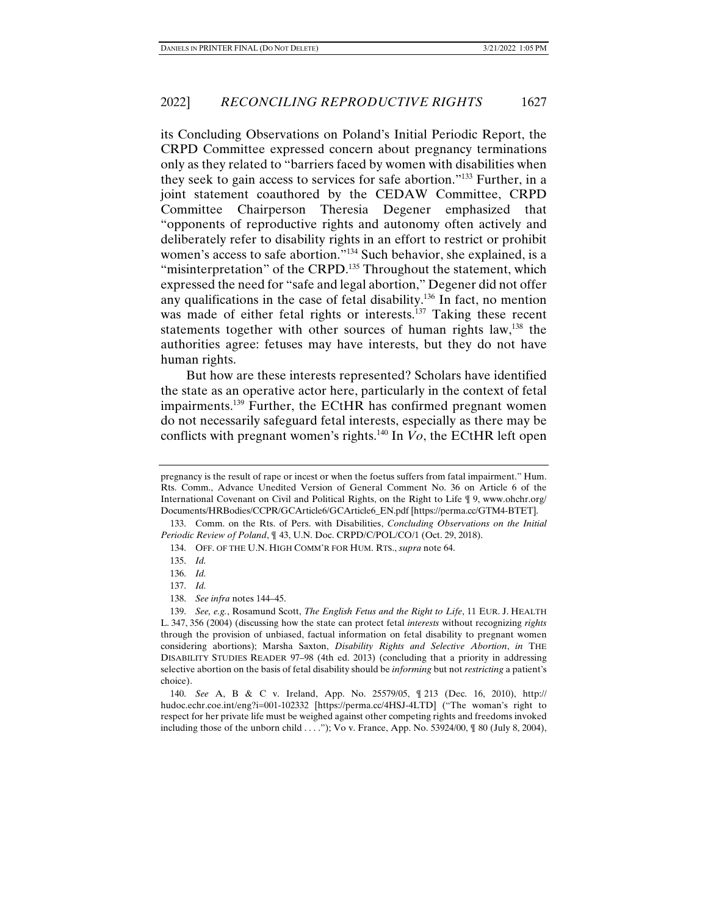its Concluding Observations on Poland's Initial Periodic Report, the CRPD Committee expressed concern about pregnancy terminations only as they related to "barriers faced by women with disabilities when they seek to gain access to services for safe abortion."[133] Further, in a joint statement coauthored by the CEDAW Committee, CRPD Committee Chairperson Theresia Degener emphasized that "opponents of reproductive rights and autonomy often actively and deliberately refer to disability rights in an effort to restrict or prohibit women's access to safe abortion."[134] Such behavior, she explained, is a "misinterpretation" of the CRPD.[135] Throughout the statement, which expressed the need for "safe and legal abortion," Degener did not offer any qualifications in the case of fetal disability.[136] In fact, no mention was made of either fetal rights or interests.[137] Taking these recent statements together with other sources of human rights law,[138] the authorities agree: fetuses may have interests, but they do not have human rights.

But how are these interests represented? Scholars have identified the state as an operative actor here, particularly in the context of fetal impairments.[139] Further, the ECtHR has confirmed pregnant women do not necessarily safeguard fetal interests, especially as there may be conflicts with pregnant women's rights.[140] In *Vo*, the ECtHR left open

---

pregnancy is the result of rape or incest or when the foetus suffers from fatal impairment." Hum. Rts. Comm., Advance Unedited Version of General Comment No. 36 on Article 6 of the International Covenant on Civil and Political Rights, on the Right to Life ¶ 9, www.ohchr.org/Documents/HRBodies/CCPR/GCArticle6/GCArticle6_EN.pdf [https://perma.cc/GTM4-BTET].

133. Comm. on the Rts. of Pers. with Disabilities, *Concluding Observations on the Initial Periodic Review of Poland*, ¶ 43, U.N. Doc. CRPD/C/POL/CO/1 (Oct. 29, 2018).

134. OFF. OF THE U.N. HIGH COMM'R FOR HUM. RTS., *supra* note 64.

135. *Id.*

136. *Id.*

137. *Id.*

138. *See infra* notes 144–45.

139. *See, e.g.*, Rosamund Scott, *The English Fetus and the Right to Life*, 11 EUR. J. HEALTH L. 347, 356 (2004) (discussing how the state can protect fetal *interests* without recognizing *rights* through the provision of unbiased, factual information on fetal disability to pregnant women considering abortions); Marsha Saxton, *Disability Rights and Selective Abortion*, *in* THE DISABILITY STUDIES READER 97–98 (4th ed. 2013) (concluding that a priority in addressing selective abortion on the basis of fetal disability should be *informing* but not *restricting* a patient's choice).

140. *See* A, B & C v. Ireland, App. No. 25579/05, ¶ 213 (Dec. 16, 2010), http://hudoc.echr.coe.int/eng?i=001-102332 [https://perma.cc/4HSJ-4LTD] ("The woman's right to respect for her private life must be weighed against other competing rights and freedoms invoked including those of the unborn child . . . ."); Vo v. France, App. No. 53924/00, ¶ 80 (July 8, 2004),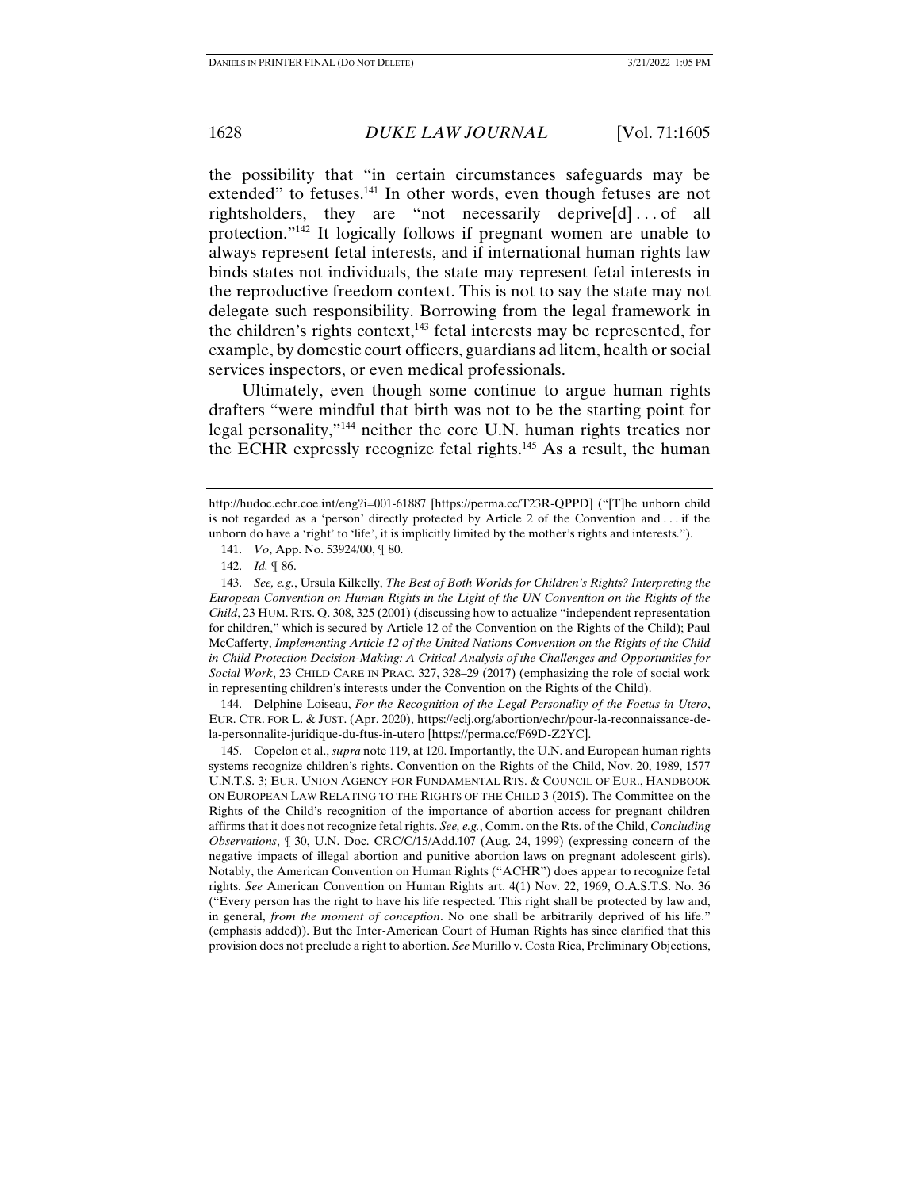the possibility that "in certain circumstances safeguards may be extended" to fetuses.[141] In other words, even though fetuses are not rightsholders, they are "not necessarily deprive[d] . . . of all protection."[142] It logically follows if pregnant women are unable to always represent fetal interests, and if international human rights law binds states not individuals, the state may represent fetal interests in the reproductive freedom context. This is not to say the state may not delegate such responsibility. Borrowing from the legal framework in the children's rights context,[143] fetal interests may be represented, for example, by domestic court officers, guardians ad litem, health or social services inspectors, or even medical professionals.

Ultimately, even though some continue to argue human rights drafters "were mindful that birth was not to be the starting point for legal personality,"[144] neither the core U.N. human rights treaties nor the ECHR expressly recognize fetal rights.[145] As a result, the human

---

http://hudoc.echr.coe.int/eng?i=001-61887 [https://perma.cc/T23R-QPPD] ("[T]he unborn child is not regarded as a 'person' directly protected by Article 2 of the Convention and . . . if the unborn do have a 'right' to 'life', it is implicitly limited by the mother's rights and interests.").

141. *Vo*, App. No. 53924/00, ¶ 80.

142. *Id.* ¶ 86.

143. *See, e.g.*, Ursula Kilkelly, *The Best of Both Worlds for Children's Rights? Interpreting the European Convention on Human Rights in the Light of the UN Convention on the Rights of the Child*, 23 HUM. RTS. Q. 308, 325 (2001) (discussing how to actualize "independent representation for children," which is secured by Article 12 of the Convention on the Rights of the Child); Paul McCafferty, *Implementing Article 12 of the United Nations Convention on the Rights of the Child in Child Protection Decision-Making: A Critical Analysis of the Challenges and Opportunities for Social Work*, 23 CHILD CARE IN PRAC. 327, 328–29 (2017) (emphasizing the role of social work in representing children's interests under the Convention on the Rights of the Child).

144. Delphine Loiseau, *For the Recognition of the Legal Personality of the Foetus in Utero*, EUR. CTR. FOR L. & JUST. (Apr. 2020), https://eclj.org/abortion/echr/pour-la-reconnaissance-de-la-personnalite-juridique-du-ftus-in-utero [https://perma.cc/F69D-Z2YC].

145. Copelon et al., *supra* note 119, at 120. Importantly, the U.N. and European human rights systems recognize children's rights. Convention on the Rights of the Child, Nov. 20, 1989, 1577 U.N.T.S. 3; EUR. UNION AGENCY FOR FUNDAMENTAL RTS. & COUNCIL OF EUR., HANDBOOK ON EUROPEAN LAW RELATING TO THE RIGHTS OF THE CHILD 3 (2015). The Committee on the Rights of the Child's recognition of the importance of abortion access for pregnant children affirms that it does not recognize fetal rights. *See, e.g.*, Comm. on the Rts. of the Child, *Concluding Observations*, ¶ 30, U.N. Doc. CRC/C/15/Add.107 (Aug. 24, 1999) (expressing concern of the negative impacts of illegal abortion and punitive abortion laws on pregnant adolescent girls). Notably, the American Convention on Human Rights ("ACHR") does appear to recognize fetal rights. *See* American Convention on Human Rights art. 4(1) Nov. 22, 1969, O.A.S.T.S. No. 36 ("Every person has the right to have his life respected. This right shall be protected by law and, in general, *from the moment of conception*. No one shall be arbitrarily deprived of his life." (emphasis added)). But the Inter-American Court of Human Rights has since clarified that this provision does not preclude a right to abortion. *See* Murillo v. Costa Rica, Preliminary Objections,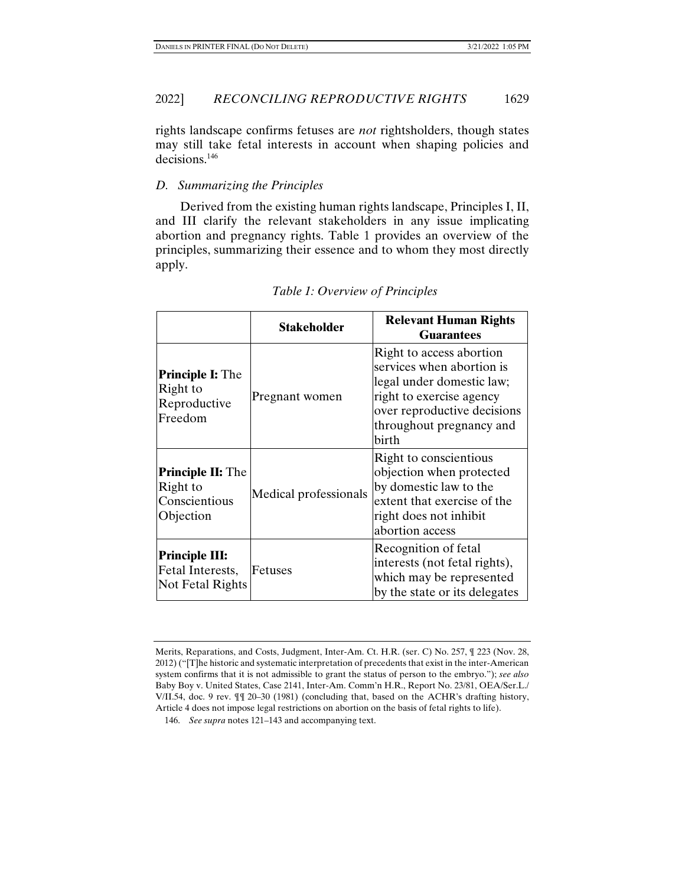rights landscape confirms fetuses are *not* rightsholders, though states may still take fetal interests in account when shaping policies and decisions.[146]

### *D. Summarizing the Principles*

Derived from the existing human rights landscape, Principles I, II, and III clarify the relevant stakeholders in any issue implicating abortion and pregnancy rights. Table 1 provides an overview of the principles, summarizing their essence and to whom they most directly apply.

*Table 1: Overview of Principles*

| | **Stakeholder** | **Relevant Human Rights Guarantees** |
|---|---|---|
| **Principle I:** The Right to Reproductive Freedom | Pregnant women | Right to access abortion services when abortion is legal under domestic law; right to exercise agency over reproductive decisions throughout pregnancy and birth |
| **Principle II:** The Right to Conscientious Objection | Medical professionals | Right to conscientious objection when protected by domestic law to the extent that exercise of the right does not inhibit abortion access |
| **Principle III:** Fetal Interests, Not Fetal Rights | Fetuses | Recognition of fetal interests (not fetal rights), which may be represented by the state or its delegates |

---

Merits, Reparations, and Costs, Judgment, Inter-Am. Ct. H.R. (ser. C) No. 257, ¶ 223 (Nov. 28, 2012) ("[T]he historic and systematic interpretation of precedents that exist in the inter-American system confirms that it is not admissible to grant the status of person to the embryo."); *see also* Baby Boy v. United States, Case 2141, Inter-Am. Comm'n H.R., Report No. 23/81, OEA/Ser.L./V/II.54, doc. 9 rev. ¶¶ 20–30 (1981) (concluding that, based on the ACHR's drafting history, Article 4 does not impose legal restrictions on abortion on the basis of fetal rights to life).

146. *See supra* notes 121–143 and accompanying text.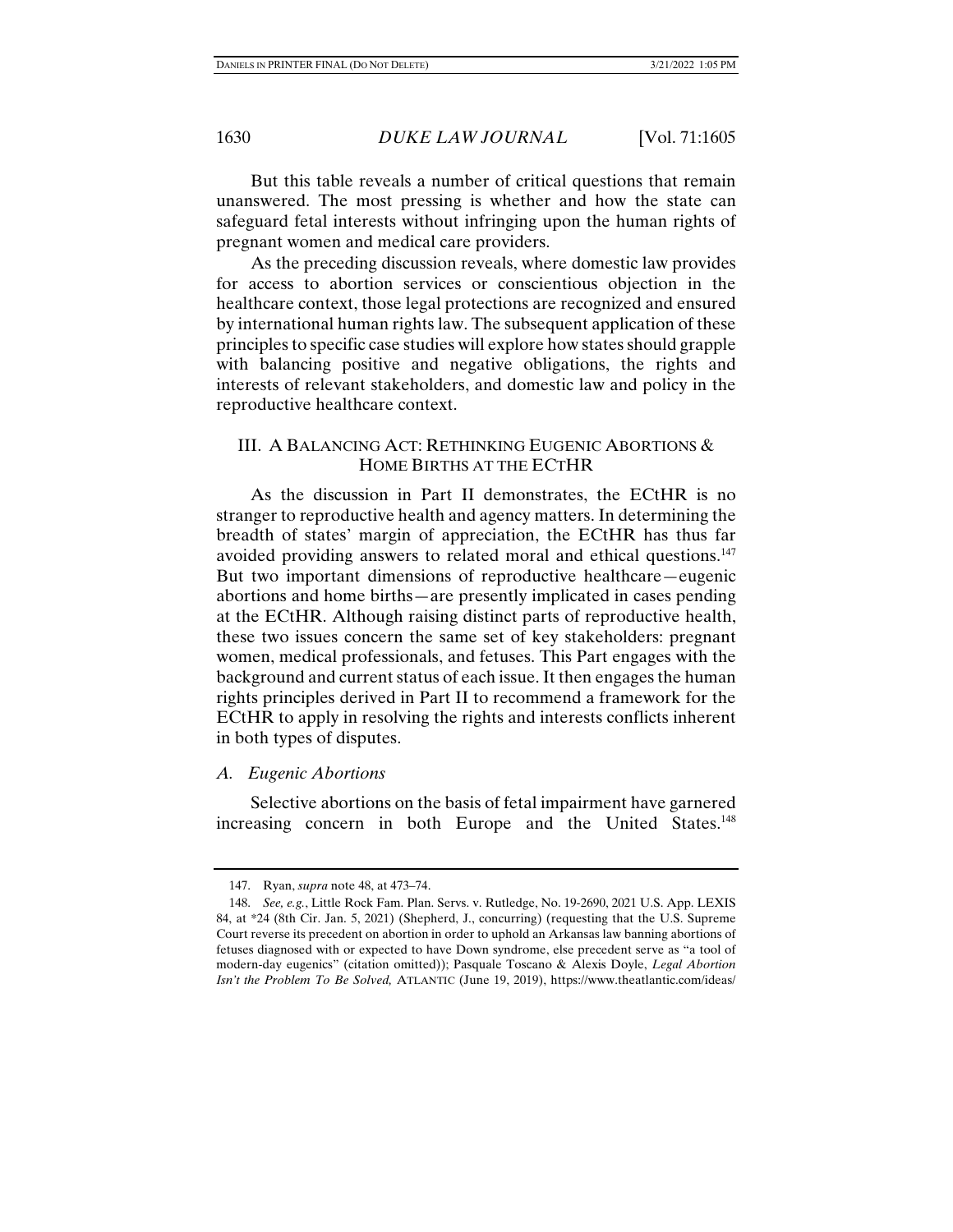But this table reveals a number of critical questions that remain unanswered. The most pressing is whether and how the state can safeguard fetal interests without infringing upon the human rights of pregnant women and medical care providers.

As the preceding discussion reveals, where domestic law provides for access to abortion services or conscientious objection in the healthcare context, those legal protections are recognized and ensured by international human rights law. The subsequent application of these principles to specific case studies will explore how states should grapple with balancing positive and negative obligations, the rights and interests of relevant stakeholders, and domestic law and policy in the reproductive healthcare context.

## III. A BALANCING ACT: RETHINKING EUGENIC ABORTIONS & HOME BIRTHS AT THE ECTHR

As the discussion in Part II demonstrates, the ECtHR is no stranger to reproductive health and agency matters. In determining the breadth of states' margin of appreciation, the ECtHR has thus far avoided providing answers to related moral and ethical questions.[147] But two important dimensions of reproductive healthcare—eugenic abortions and home births—are presently implicated in cases pending at the ECtHR. Although raising distinct parts of reproductive health, these two issues concern the same set of key stakeholders: pregnant women, medical professionals, and fetuses. This Part engages with the background and current status of each issue. It then engages the human rights principles derived in Part II to recommend a framework for the ECtHR to apply in resolving the rights and interests conflicts inherent in both types of disputes.

### *A. Eugenic Abortions*

Selective abortions on the basis of fetal impairment have garnered increasing concern in both Europe and the United States.[148]

---

147. Ryan, *supra* note 48, at 473–74.

148. *See, e.g.*, Little Rock Fam. Plan. Servs. v. Rutledge, No. 19-2690, 2021 U.S. App. LEXIS 84, at *24 (8th Cir. Jan. 5, 2021) (Shepherd, J., concurring) (requesting that the U.S. Supreme Court reverse its precedent on abortion in order to uphold an Arkansas law banning abortions of fetuses diagnosed with or expected to have Down syndrome, else precedent serve as "a tool of modern-day eugenics" (citation omitted)); Pasquale Toscano & Alexis Doyle, *Legal Abortion Isn't the Problem To Be Solved,* ATLANTIC (June 19, 2019), https://www.theatlantic.com/ideas/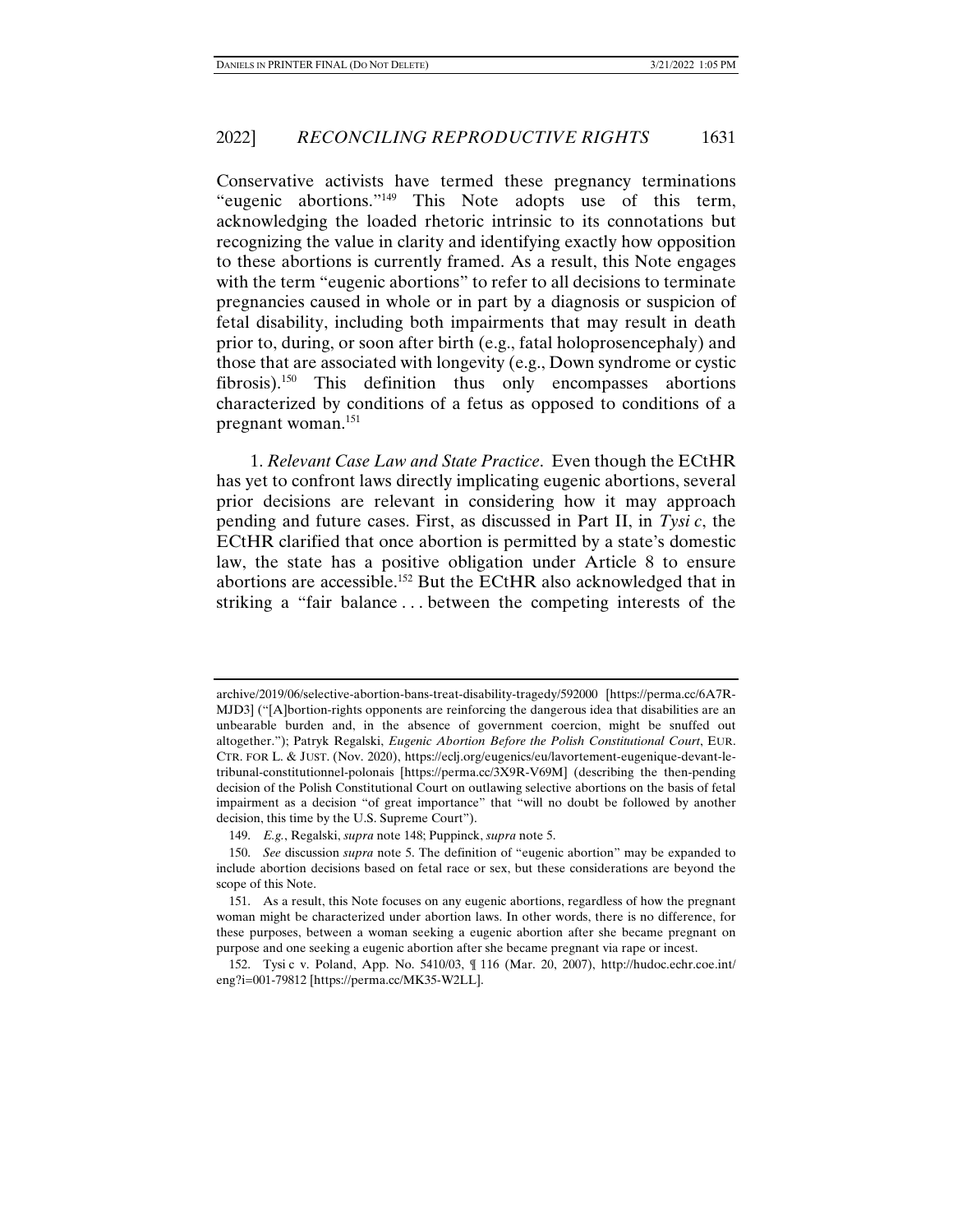Conservative activists have termed these pregnancy terminations "eugenic abortions."[149] This Note adopts use of this term, acknowledging the loaded rhetoric intrinsic to its connotations but recognizing the value in clarity and identifying exactly how opposition to these abortions is currently framed. As a result, this Note engages with the term "eugenic abortions" to refer to all decisions to terminate pregnancies caused in whole or in part by a diagnosis or suspicion of fetal disability, including both impairments that may result in death prior to, during, or soon after birth (e.g., fatal holoprosencephaly) and those that are associated with longevity (e.g., Down syndrome or cystic fibrosis).[150] This definition thus only encompasses abortions characterized by conditions of a fetus as opposed to conditions of a pregnant woman.[151]

1. *Relevant Case Law and State Practice*. Even though the ECtHR has yet to confront laws directly implicating eugenic abortions, several prior decisions are relevant in considering how it may approach pending and future cases. First, as discussed in Part II, in *Tysi c*, the ECtHR clarified that once abortion is permitted by a state's domestic law, the state has a positive obligation under Article 8 to ensure abortions are accessible.[152] But the ECtHR also acknowledged that in striking a "fair balance . . . between the competing interests of the

---

archive/2019/06/selective-abortion-bans-treat-disability-tragedy/592000 [https://perma.cc/6A7R-MJD3] ("[A]bortion-rights opponents are reinforcing the dangerous idea that disabilities are an unbearable burden and, in the absence of government coercion, might be snuffed out altogether."); Patryk Regalski, *Eugenic Abortion Before the Polish Constitutional Court*, EUR. CTR. FOR L. & JUST. (Nov. 2020), https://eclj.org/eugenics/eu/lavortement-eugenique-devant-le-tribunal-constitutionnel-polonais [https://perma.cc/3X9R-V69M] (describing the then-pending decision of the Polish Constitutional Court on outlawing selective abortions on the basis of fetal impairment as a decision "of great importance" that "will no doubt be followed by another decision, this time by the U.S. Supreme Court").

149. *E.g.*, Regalski, *supra* note 148; Puppinck, *supra* note 5.

150. *See* discussion *supra* note 5. The definition of "eugenic abortion" may be expanded to include abortion decisions based on fetal race or sex, but these considerations are beyond the scope of this Note.

151. As a result, this Note focuses on any eugenic abortions, regardless of how the pregnant woman might be characterized under abortion laws. In other words, there is no difference, for these purposes, between a woman seeking a eugenic abortion after she became pregnant on purpose and one seeking a eugenic abortion after she became pregnant via rape or incest.

152. Tysi c v. Poland, App. No. 5410/03, ¶ 116 (Mar. 20, 2007), http://hudoc.echr.coe.int/eng?i=001-79812 [https://perma.cc/MK35-W2LL].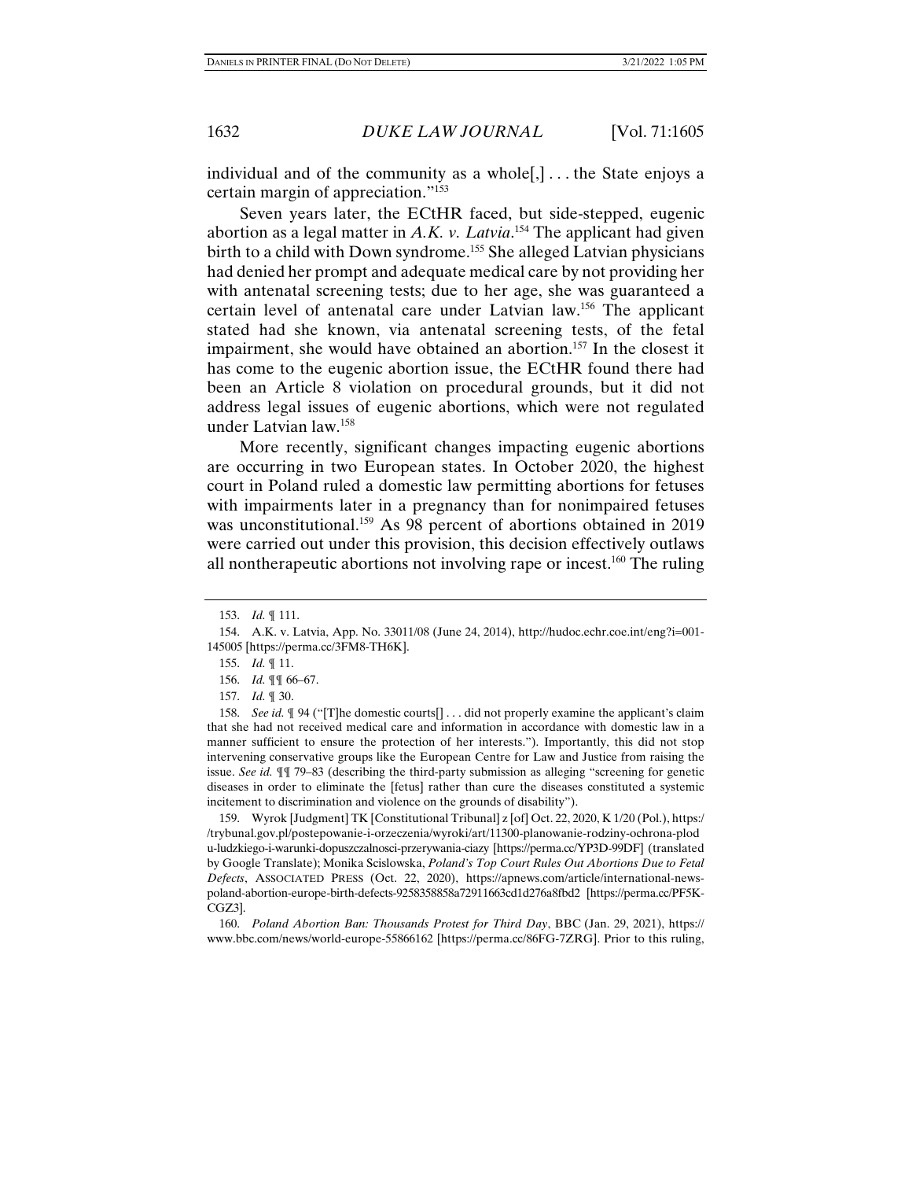individual and of the community as a whole[,] . . . the State enjoys a certain margin of appreciation."[153]

Seven years later, the ECtHR faced, but side-stepped, eugenic abortion as a legal matter in *A.K. v. Latvia*.[154] The applicant had given birth to a child with Down syndrome.[155] She alleged Latvian physicians had denied her prompt and adequate medical care by not providing her with antenatal screening tests; due to her age, she was guaranteed a certain level of antenatal care under Latvian law.[156] The applicant stated had she known, via antenatal screening tests, of the fetal impairment, she would have obtained an abortion.[157] In the closest it has come to the eugenic abortion issue, the ECtHR found there had been an Article 8 violation on procedural grounds, but it did not address legal issues of eugenic abortions, which were not regulated under Latvian law.[158]

More recently, significant changes impacting eugenic abortions are occurring in two European states. In October 2020, the highest court in Poland ruled a domestic law permitting abortions for fetuses with impairments later in a pregnancy than for nonimpaired fetuses was unconstitutional.[159] As 98 percent of abortions obtained in 2019 were carried out under this provision, this decision effectively outlaws all nontherapeutic abortions not involving rape or incest.[160] The ruling

---

153. *Id.* ¶ 111.

154. A.K. v. Latvia, App. No. 33011/08 (June 24, 2014), http://hudoc.echr.coe.int/eng?i=001-145005 [https://perma.cc/3FM8-TH6K].

155. *Id.* ¶ 11.

156. *Id.* ¶¶ 66–67.

157. *Id.* ¶ 30.

158. *See id.* ¶ 94 ("[T]he domestic courts[] . . . did not properly examine the applicant's claim that she had not received medical care and information in accordance with domestic law in a manner sufficient to ensure the protection of her interests."). Importantly, this did not stop intervening conservative groups like the European Centre for Law and Justice from raising the issue. *See id.* ¶¶ 79–83 (describing the third-party submission as alleging "screening for genetic diseases in order to eliminate the [fetus] rather than cure the diseases constituted a systemic incitement to discrimination and violence on the grounds of disability").

159. Wyrok [Judgment] TK [Constitutional Tribunal] z [of] Oct. 22, 2020, K 1/20 (Pol.), https://trybunal.gov.pl/postepowanie-i-orzeczenia/wyroki/art/11300-planowanie-rodziny-ochrona-plodu-ludzkiego-i-warunki-dopuszczalnosci-przerywania-ciazy [https://perma.cc/YP3D-99DF] (translated by Google Translate); Monika Scislowska, *Poland's Top Court Rules Out Abortions Due to Fetal Defects*, ASSOCIATED PRESS (Oct. 22, 2020), https://apnews.com/article/international-news-poland-abortion-europe-birth-defects-9258358858a72911663cd1d276a8fbd2 [https://perma.cc/PF5K-CGZ3].

160. *Poland Abortion Ban: Thousands Protest for Third Day*, BBC (Jan. 29, 2021), https://www.bbc.com/news/world-europe-55866162 [https://perma.cc/86FG-7ZRG]. Prior to this ruling,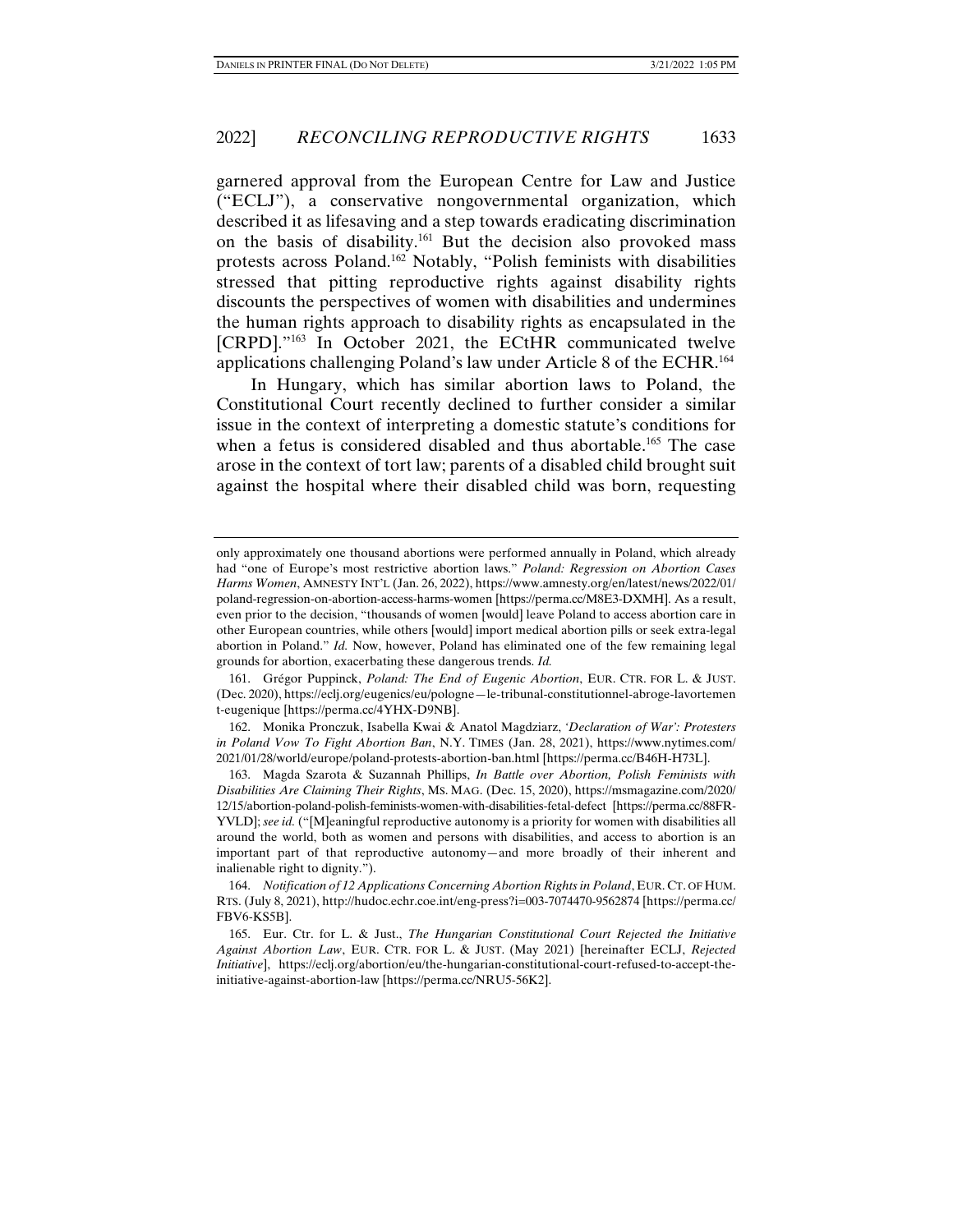garnered approval from the European Centre for Law and Justice ("ECLJ"), a conservative nongovernmental organization, which described it as lifesaving and a step towards eradicating discrimination on the basis of disability.[161] But the decision also provoked mass protests across Poland.[162] Notably, "Polish feminists with disabilities stressed that pitting reproductive rights against disability rights discounts the perspectives of women with disabilities and undermines the human rights approach to disability rights as encapsulated in the [CRPD]."[163] In October 2021, the ECtHR communicated twelve applications challenging Poland's law under Article 8 of the ECHR.[164]

In Hungary, which has similar abortion laws to Poland, the Constitutional Court recently declined to further consider a similar issue in the context of interpreting a domestic statute's conditions for when a fetus is considered disabled and thus abortable.[165] The case arose in the context of tort law; parents of a disabled child brought suit against the hospital where their disabled child was born, requesting

---

only approximately one thousand abortions were performed annually in Poland, which already had "one of Europe's most restrictive abortion laws." *Poland: Regression on Abortion Cases Harms Women*, AMNESTY INT'L (Jan. 26, 2022), https://www.amnesty.org/en/latest/news/2022/01/poland-regression-on-abortion-access-harms-women [https://perma.cc/M8E3-DXMH]. As a result, even prior to the decision, "thousands of women [would] leave Poland to access abortion care in other European countries, while others [would] import medical abortion pills or seek extra-legal abortion in Poland." *Id.* Now, however, Poland has eliminated one of the few remaining legal grounds for abortion, exacerbating these dangerous trends. *Id.*

161. Grégor Puppinck, *Poland: The End of Eugenic Abortion*, EUR. CTR. FOR L. & JUST. (Dec. 2020), https://eclj.org/eugenics/eu/pologne—le-tribunal-constitutionnel-abroge-lavortement-eugenique [https://perma.cc/4YHX-D9NB].

162. Monika Pronczuk, Isabella Kwai & Anatol Magdziarz, *'Declaration of War': Protesters in Poland Vow To Fight Abortion Ban*, N.Y. TIMES (Jan. 28, 2021), https://www.nytimes.com/2021/01/28/world/europe/poland-protests-abortion-ban.html [https://perma.cc/B46H-H73L].

163. Magda Szarota & Suzannah Phillips, *In Battle over Abortion, Polish Feminists with Disabilities Are Claiming Their Rights*, MS. MAG. (Dec. 15, 2020), https://msmagazine.com/2020/12/15/abortion-poland-polish-feminists-women-with-disabilities-fetal-defect [https://perma.cc/88FR-YVLD]; *see id.* ("[M]eaningful reproductive autonomy is a priority for women with disabilities all around the world, both as women and persons with disabilities, and access to abortion is an important part of that reproductive autonomy—and more broadly of their inherent and inalienable right to dignity.").

164. *Notification of 12 Applications Concerning Abortion Rights in Poland*, EUR. CT. OF HUM. RTS. (July 8, 2021), http://hudoc.echr.coe.int/eng-press?i=003-7074470-9562874 [https://perma.cc/FBV6-KS5B].

165. Eur. Ctr. for L. & Just., *The Hungarian Constitutional Court Rejected the Initiative Against Abortion Law*, EUR. CTR. FOR L. & JUST. (May 2021) [hereinafter ECLJ, *Rejected Initiative*], https://eclj.org/abortion/eu/the-hungarian-constitutional-court-refused-to-accept-the-initiative-against-abortion-law [https://perma.cc/NRU5-56K2].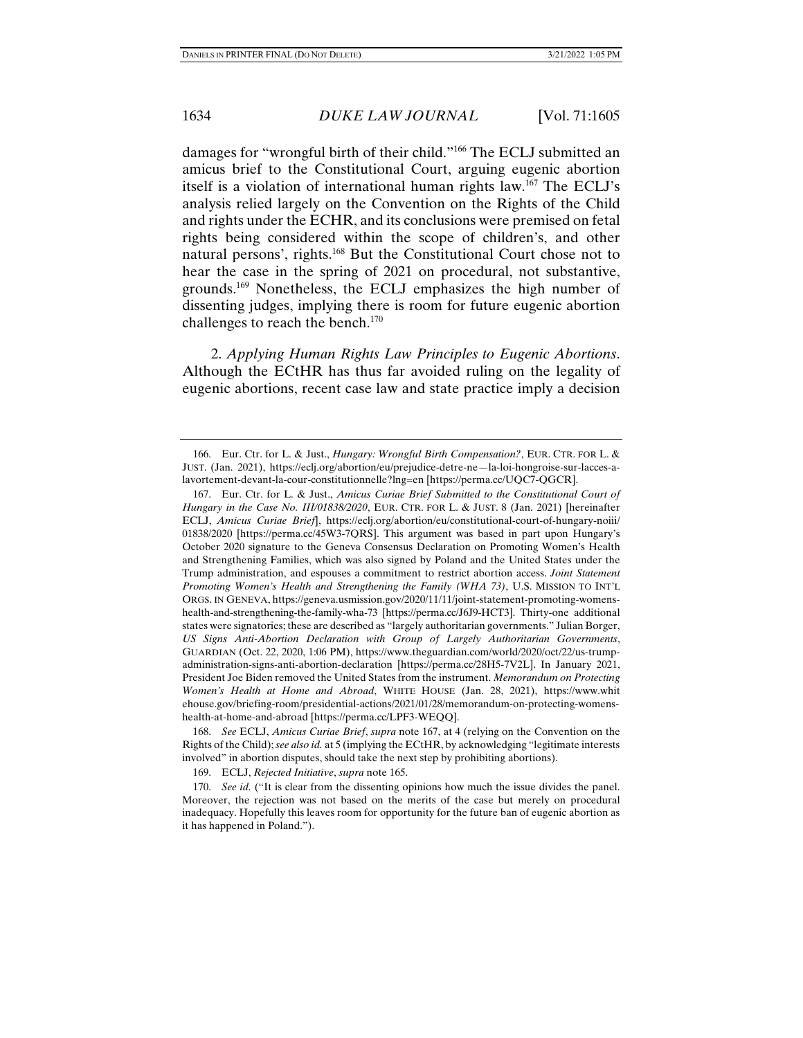damages for "wrongful birth of their child."[166] The ECLJ submitted an amicus brief to the Constitutional Court, arguing eugenic abortion itself is a violation of international human rights law.[167] The ECLJ's analysis relied largely on the Convention on the Rights of the Child and rights under the ECHR, and its conclusions were premised on fetal rights being considered within the scope of children's, and other natural persons', rights.[168] But the Constitutional Court chose not to hear the case in the spring of 2021 on procedural, not substantive, grounds.[169] Nonetheless, the ECLJ emphasizes the high number of dissenting judges, implying there is room for future eugenic abortion challenges to reach the bench.[170]

2. *Applying Human Rights Law Principles to Eugenic Abortions*. Although the ECtHR has thus far avoided ruling on the legality of eugenic abortions, recent case law and state practice imply a decision

---

166. Eur. Ctr. for L. & Just., *Hungary: Wrongful Birth Compensation?*, EUR. CTR. FOR L. & JUST. (Jan. 2021), https://eclj.org/abortion/eu/prejudice-detre-ne—la-loi-hongroise-sur-lacces-a-lavortement-devant-la-cour-constitutionnelle?lng=en [https://perma.cc/UQC7-QGCR].

167. Eur. Ctr. for L. & Just., *Amicus Curiae Brief Submitted to the Constitutional Court of Hungary in the Case No. III/01838/2020*, EUR. CTR. FOR L. & JUST. 8 (Jan. 2021) [hereinafter ECLJ, *Amicus Curiae Brief*], https://eclj.org/abortion/eu/constitutional-court-of-hungary-noiii/01838/2020 [https://perma.cc/45W3-7QRS]. This argument was based in part upon Hungary's October 2020 signature to the Geneva Consensus Declaration on Promoting Women's Health and Strengthening Families, which was also signed by Poland and the United States under the Trump administration, and espouses a commitment to restrict abortion access. *Joint Statement Promoting Women's Health and Strengthening the Family (WHA 73)*, U.S. MISSION TO INT'L ORGS. IN GENEVA, https://geneva.usmission.gov/2020/11/11/joint-statement-promoting-womens-health-and-strengthening-the-family-wha-73 [https://perma.cc/J6J9-HCT3]. Thirty-one additional states were signatories; these are described as "largely authoritarian governments." Julian Borger, *US Signs Anti-Abortion Declaration with Group of Largely Authoritarian Governments*, GUARDIAN (Oct. 22, 2020, 1:06 PM), https://www.theguardian.com/world/2020/oct/22/us-trump-administration-signs-anti-abortion-declaration [https://perma.cc/28H5-7V2L]. In January 2021, President Joe Biden removed the United States from the instrument. *Memorandum on Protecting Women's Health at Home and Abroad*, WHITE HOUSE (Jan. 28, 2021), https://www.whitehouse.gov/briefing-room/presidential-actions/2021/01/28/memorandum-on-protecting-womens-health-at-home-and-abroad [https://perma.cc/LPF3-WEQQ].

168. *See* ECLJ, *Amicus Curiae Brief*, *supra* note 167, at 4 (relying on the Convention on the Rights of the Child); *see also id.* at 5 (implying the ECtHR, by acknowledging "legitimate interests involved" in abortion disputes, should take the next step by prohibiting abortions).

169. ECLJ, *Rejected Initiative*, *supra* note 165.

170. *See id.* ("It is clear from the dissenting opinions how much the issue divides the panel. Moreover, the rejection was not based on the merits of the case but merely on procedural inadequacy. Hopefully this leaves room for opportunity for the future ban of eugenic abortion as it has happened in Poland.").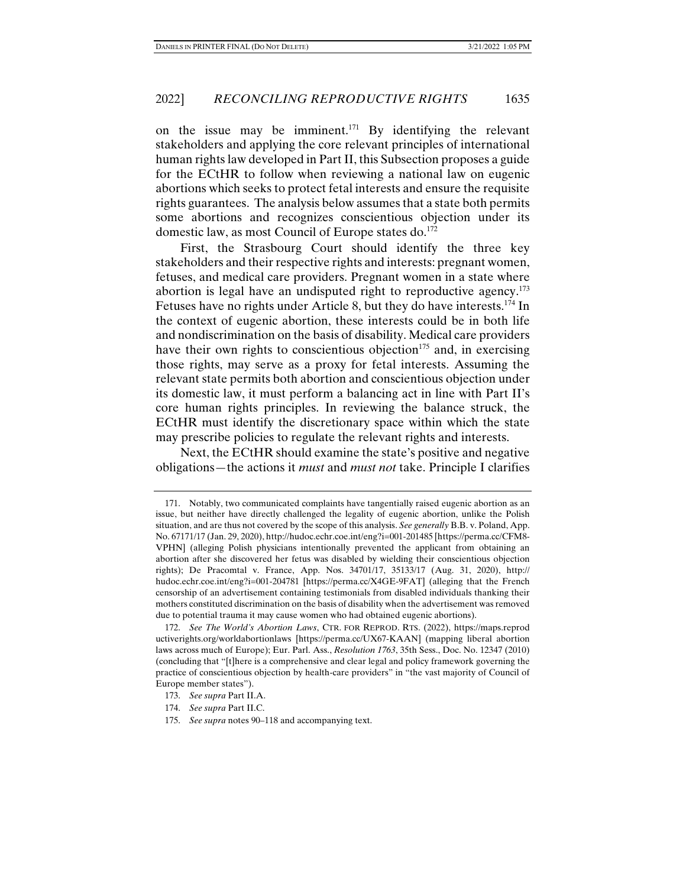on the issue may be imminent.[171] By identifying the relevant stakeholders and applying the core relevant principles of international human rights law developed in Part II, this Subsection proposes a guide for the ECtHR to follow when reviewing a national law on eugenic abortions which seeks to protect fetal interests and ensure the requisite rights guarantees. The analysis below assumes that a state both permits some abortions and recognizes conscientious objection under its domestic law, as most Council of Europe states do.[172]

First, the Strasbourg Court should identify the three key stakeholders and their respective rights and interests: pregnant women, fetuses, and medical care providers. Pregnant women in a state where abortion is legal have an undisputed right to reproductive agency.[173] Fetuses have no rights under Article 8, but they do have interests.[174] In the context of eugenic abortion, these interests could be in both life and nondiscrimination on the basis of disability. Medical care providers have their own rights to conscientious objection[175] and, in exercising those rights, may serve as a proxy for fetal interests. Assuming the relevant state permits both abortion and conscientious objection under its domestic law, it must perform a balancing act in line with Part II's core human rights principles. In reviewing the balance struck, the ECtHR must identify the discretionary space within which the state may prescribe policies to regulate the relevant rights and interests.

Next, the ECtHR should examine the state's positive and negative obligations—the actions it *must* and *must not* take. Principle I clarifies

---

171. Notably, two communicated complaints have tangentially raised eugenic abortion as an issue, but neither have directly challenged the legality of eugenic abortion, unlike the Polish situation, and are thus not covered by the scope of this analysis. *See generally* B.B. v. Poland, App. No. 67171/17 (Jan. 29, 2020), http://hudoc.echr.coe.int/eng?i=001-201485 [https://perma.cc/CFM8-VPHN] (alleging Polish physicians intentionally prevented the applicant from obtaining an abortion after she discovered her fetus was disabled by wielding their conscientious objection rights); De Pracomtal v. France, App. Nos. 34701/17, 35133/17 (Aug. 31, 2020), http://hudoc.echr.coe.int/eng?i=001-204781 [https://perma.cc/X4GE-9FAT] (alleging that the French censorship of an advertisement containing testimonials from disabled individuals thanking their mothers constituted discrimination on the basis of disability when the advertisement was removed due to potential trauma it may cause women who had obtained eugenic abortions).

172. *See The World's Abortion Laws*, CTR. FOR REPROD. RTS. (2022), https://maps.reproductiverights.org/worldabortionlaws [https://perma.cc/UX67-KAAN] (mapping liberal abortion laws across much of Europe); Eur. Parl. Ass., *Resolution 1763*, 35th Sess., Doc. No. 12347 (2010) (concluding that "[t]here is a comprehensive and clear legal and policy framework governing the practice of conscientious objection by health-care providers" in "the vast majority of Council of Europe member states").

173. *See supra* Part II.A.

174. *See supra* Part II.C.

175. *See supra* notes 90–118 and accompanying text.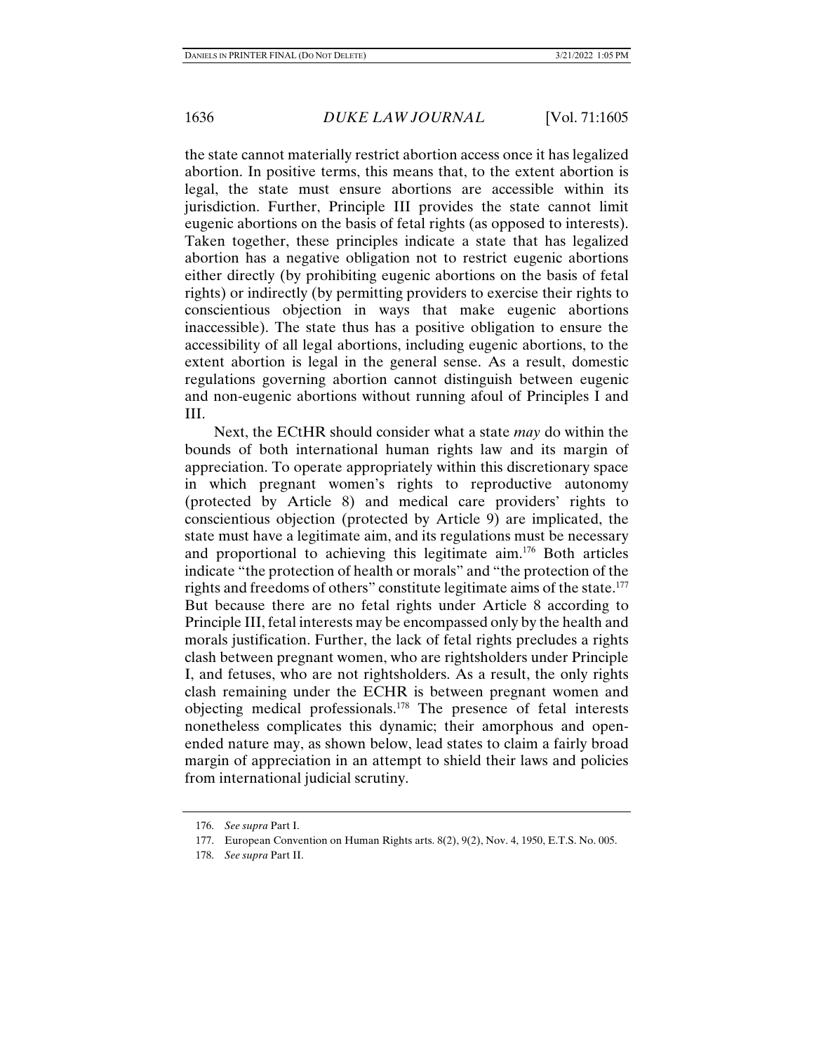the state cannot materially restrict abortion access once it has legalized abortion. In positive terms, this means that, to the extent abortion is legal, the state must ensure abortions are accessible within its jurisdiction. Further, Principle III provides the state cannot limit eugenic abortions on the basis of fetal rights (as opposed to interests). Taken together, these principles indicate a state that has legalized abortion has a negative obligation not to restrict eugenic abortions either directly (by prohibiting eugenic abortions on the basis of fetal rights) or indirectly (by permitting providers to exercise their rights to conscientious objection in ways that make eugenic abortions inaccessible). The state thus has a positive obligation to ensure the accessibility of all legal abortions, including eugenic abortions, to the extent abortion is legal in the general sense. As a result, domestic regulations governing abortion cannot distinguish between eugenic and non-eugenic abortions without running afoul of Principles I and III.

Next, the ECtHR should consider what a state *may* do within the bounds of both international human rights law and its margin of appreciation. To operate appropriately within this discretionary space in which pregnant women's rights to reproductive autonomy (protected by Article 8) and medical care providers' rights to conscientious objection (protected by Article 9) are implicated, the state must have a legitimate aim, and its regulations must be necessary and proportional to achieving this legitimate aim.[176] Both articles indicate "the protection of health or morals" and "the protection of the rights and freedoms of others" constitute legitimate aims of the state.[177] But because there are no fetal rights under Article 8 according to Principle III, fetal interests may be encompassed only by the health and morals justification. Further, the lack of fetal rights precludes a rights clash between pregnant women, who are rightsholders under Principle I, and fetuses, who are not rightsholders. As a result, the only rights clash remaining under the ECHR is between pregnant women and objecting medical professionals.[178] The presence of fetal interests nonetheless complicates this dynamic; their amorphous and open-ended nature may, as shown below, lead states to claim a fairly broad margin of appreciation in an attempt to shield their laws and policies from international judicial scrutiny.

---

176. *See supra* Part I.

177. European Convention on Human Rights arts. 8(2), 9(2), Nov. 4, 1950, E.T.S. No. 005.

178. *See supra* Part II.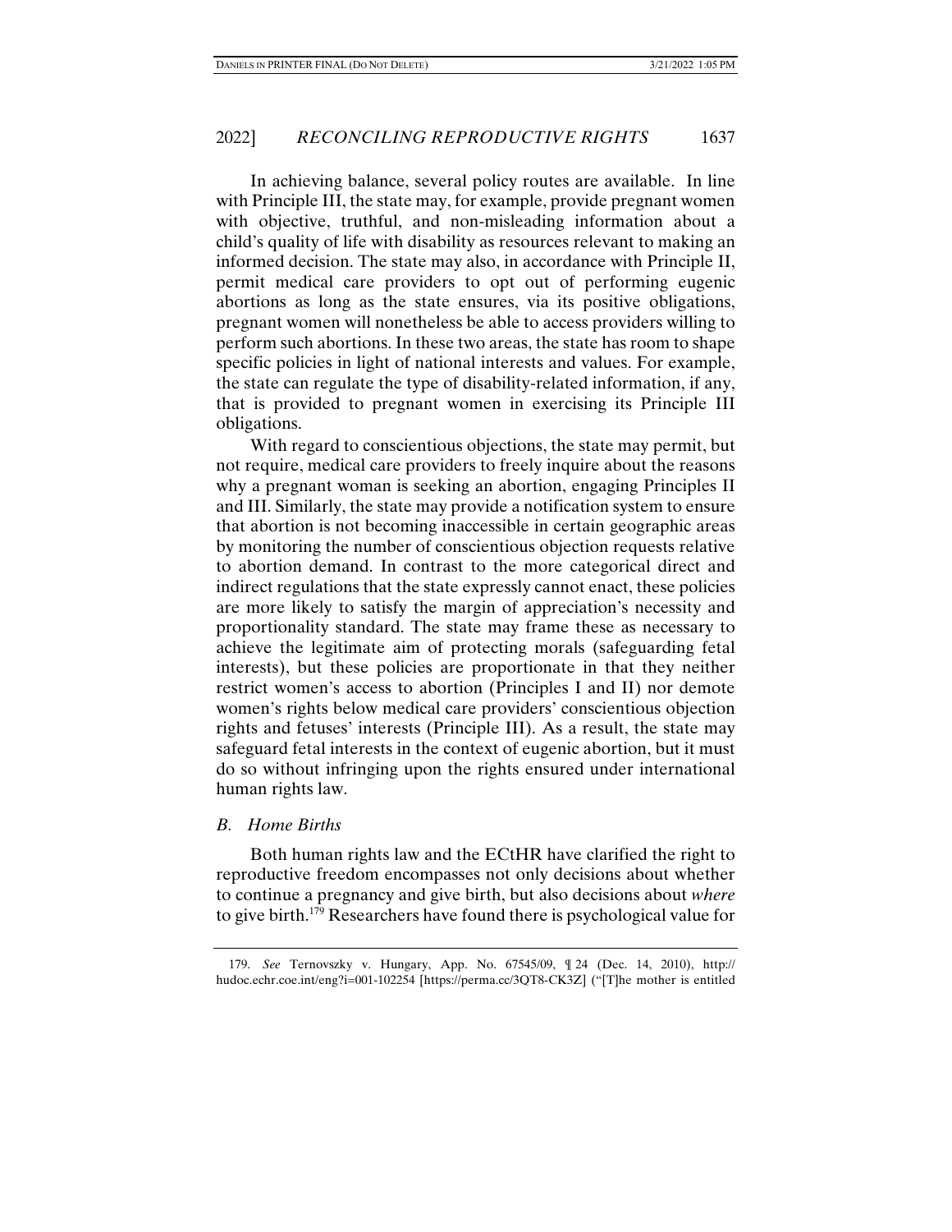In achieving balance, several policy routes are available. In line with Principle III, the state may, for example, provide pregnant women with objective, truthful, and non-misleading information about a child's quality of life with disability as resources relevant to making an informed decision. The state may also, in accordance with Principle II, permit medical care providers to opt out of performing eugenic abortions as long as the state ensures, via its positive obligations, pregnant women will nonetheless be able to access providers willing to perform such abortions. In these two areas, the state has room to shape specific policies in light of national interests and values. For example, the state can regulate the type of disability-related information, if any, that is provided to pregnant women in exercising its Principle III obligations.

With regard to conscientious objections, the state may permit, but not require, medical care providers to freely inquire about the reasons why a pregnant woman is seeking an abortion, engaging Principles II and III. Similarly, the state may provide a notification system to ensure that abortion is not becoming inaccessible in certain geographic areas by monitoring the number of conscientious objection requests relative to abortion demand. In contrast to the more categorical direct and indirect regulations that the state expressly cannot enact, these policies are more likely to satisfy the margin of appreciation's necessity and proportionality standard. The state may frame these as necessary to achieve the legitimate aim of protecting morals (safeguarding fetal interests), but these policies are proportionate in that they neither restrict women's access to abortion (Principles I and II) nor demote women's rights below medical care providers' conscientious objection rights and fetuses' interests (Principle III). As a result, the state may safeguard fetal interests in the context of eugenic abortion, but it must do so without infringing upon the rights ensured under international human rights law.

### *B. Home Births*

Both human rights law and the ECtHR have clarified the right to reproductive freedom encompasses not only decisions about whether to continue a pregnancy and give birth, but also decisions about *where* to give birth.[179] Researchers have found there is psychological value for

---

179. *See* Ternovszky v. Hungary, App. No. 67545/09, ¶ 24 (Dec. 14, 2010), http://hudoc.echr.coe.int/eng?i=001-102254 [https://perma.cc/3QT8-CK3Z] ("[T]he mother is entitled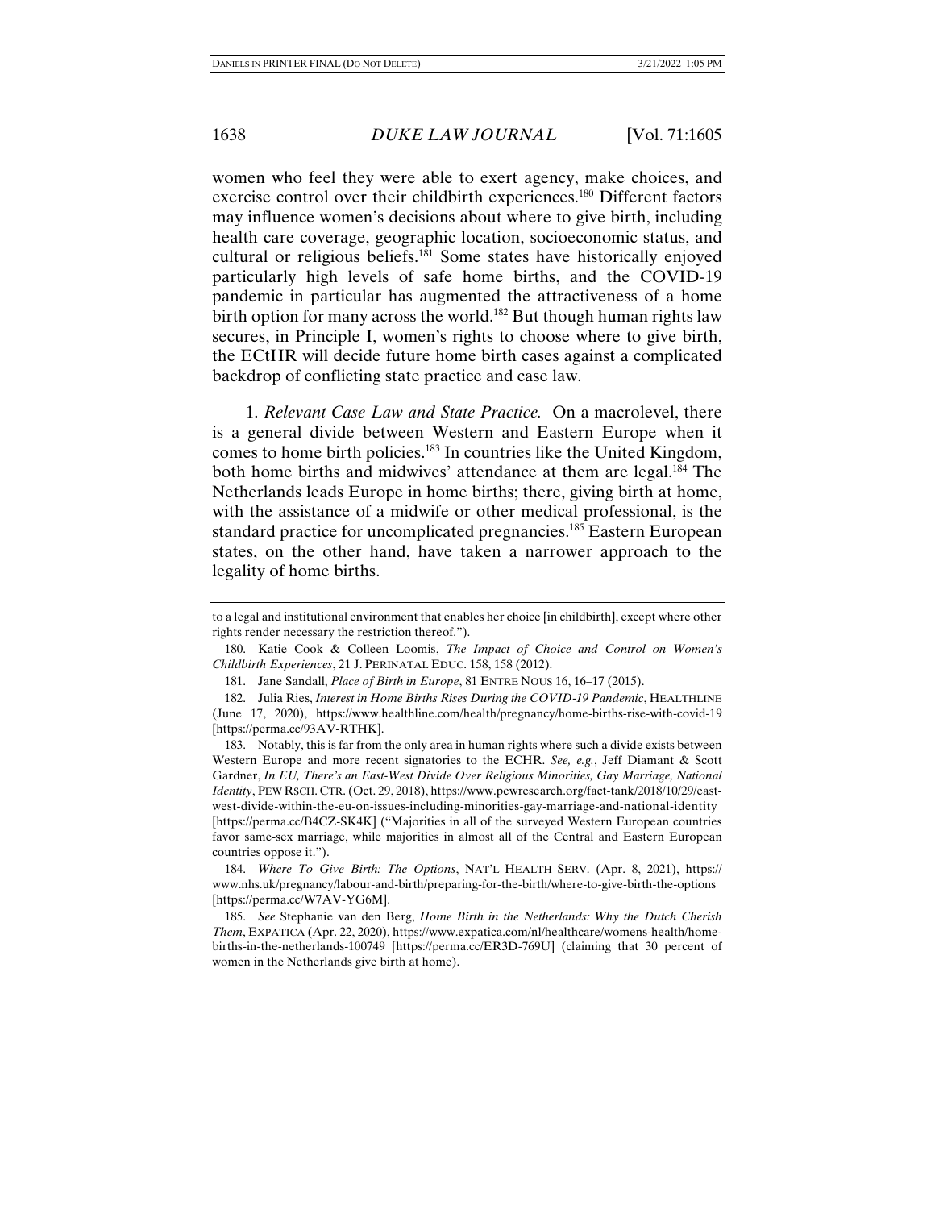women who feel they were able to exert agency, make choices, and exercise control over their childbirth experiences.[180] Different factors may influence women's decisions about where to give birth, including health care coverage, geographic location, socioeconomic status, and cultural or religious beliefs.[181] Some states have historically enjoyed particularly high levels of safe home births, and the COVID-19 pandemic in particular has augmented the attractiveness of a home birth option for many across the world.[182] But though human rights law secures, in Principle I, women's rights to choose where to give birth, the ECtHR will decide future home birth cases against a complicated backdrop of conflicting state practice and case law.

1. *Relevant Case Law and State Practice.* On a macrolevel, there is a general divide between Western and Eastern Europe when it comes to home birth policies.[183] In countries like the United Kingdom, both home births and midwives' attendance at them are legal.[184] The Netherlands leads Europe in home births; there, giving birth at home, with the assistance of a midwife or other medical professional, is the standard practice for uncomplicated pregnancies.[185] Eastern European states, on the other hand, have taken a narrower approach to the legality of home births.

---

to a legal and institutional environment that enables her choice [in childbirth], except where other rights render necessary the restriction thereof.").

180. Katie Cook & Colleen Loomis, *The Impact of Choice and Control on Women's Childbirth Experiences*, 21 J. PERINATAL EDUC. 158, 158 (2012).

181. Jane Sandall, *Place of Birth in Europe*, 81 ENTRE NOUS 16, 16–17 (2015).

182. Julia Ries, *Interest in Home Births Rises During the COVID-19 Pandemic*, HEALTHLINE (June 17, 2020), https://www.healthline.com/health/pregnancy/home-births-rise-with-covid-19 [https://perma.cc/93AV-RTHK].

183. Notably, this is far from the only area in human rights where such a divide exists between Western Europe and more recent signatories to the ECHR. *See, e.g.*, Jeff Diamant & Scott Gardner, *In EU, There's an East-West Divide Over Religious Minorities, Gay Marriage, National Identity*, PEW RSCH. CTR. (Oct. 29, 2018), https://www.pewresearch.org/fact-tank/2018/10/29/east-west-divide-within-the-eu-on-issues-including-minorities-gay-marriage-and-national-identity [https://perma.cc/B4CZ-SK4K] ("Majorities in all of the surveyed Western European countries favor same-sex marriage, while majorities in almost all of the Central and Eastern European countries oppose it.").

184. *Where To Give Birth: The Options*, NAT'L HEALTH SERV. (Apr. 8, 2021), https://www.nhs.uk/pregnancy/labour-and-birth/preparing-for-the-birth/where-to-give-birth-the-options [https://perma.cc/W7AV-YG6M].

185. *See* Stephanie van den Berg, *Home Birth in the Netherlands: Why the Dutch Cherish Them*, EXPATICA (Apr. 22, 2020), https://www.expatica.com/nl/healthcare/womens-health/home-births-in-the-netherlands-100749 [https://perma.cc/ER3D-769U] (claiming that 30 percent of women in the Netherlands give birth at home).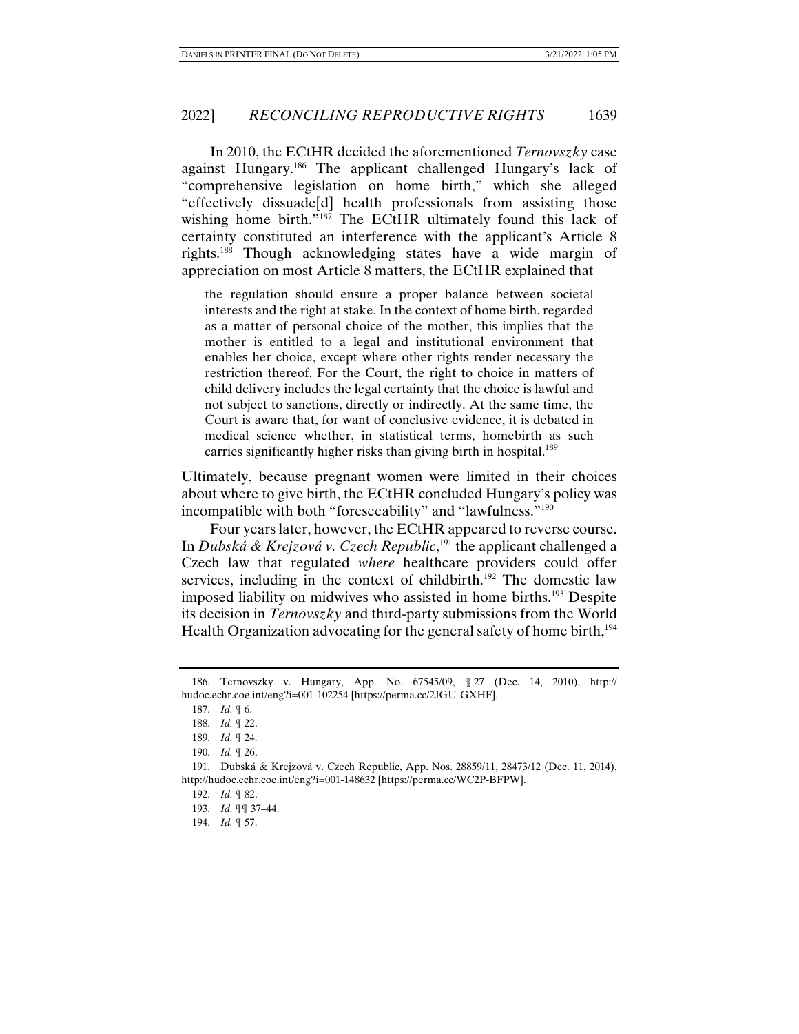In 2010, the ECtHR decided the aforementioned *Ternovszky* case against Hungary.[186] The applicant challenged Hungary's lack of "comprehensive legislation on home birth," which she alleged "effectively dissuade[d] health professionals from assisting those wishing home birth."[187] The ECtHR ultimately found this lack of certainty constituted an interference with the applicant's Article 8 rights.[188] Though acknowledging states have a wide margin of appreciation on most Article 8 matters, the ECtHR explained that

> the regulation should ensure a proper balance between societal interests and the right at stake. In the context of home birth, regarded as a matter of personal choice of the mother, this implies that the mother is entitled to a legal and institutional environment that enables her choice, except where other rights render necessary the restriction thereof. For the Court, the right to choice in matters of child delivery includes the legal certainty that the choice is lawful and not subject to sanctions, directly or indirectly. At the same time, the Court is aware that, for want of conclusive evidence, it is debated in medical science whether, in statistical terms, homebirth as such carries significantly higher risks than giving birth in hospital.[189]

Ultimately, because pregnant women were limited in their choices about where to give birth, the ECtHR concluded Hungary's policy was incompatible with both "foreseeability" and "lawfulness."[190]

Four years later, however, the ECtHR appeared to reverse course. In *Dubská & Krejzová v. Czech Republic*,[191] the applicant challenged a Czech law that regulated *where* healthcare providers could offer services, including in the context of childbirth.[192] The domestic law imposed liability on midwives who assisted in home births.[193] Despite its decision in *Ternovszky* and third-party submissions from the World Health Organization advocating for the general safety of home birth,[194]

---

186. Ternovszky v. Hungary, App. No. 67545/09, ¶ 27 (Dec. 14, 2010), http://hudoc.echr.coe.int/eng?i=001-102254 [https://perma.cc/2JGU-GXHF].

187. *Id.* ¶ 6.

188. *Id.* ¶ 22.

189. *Id.* ¶ 24.

190. *Id.* ¶ 26.

191. Dubská & Krejzová v. Czech Republic, App. Nos. 28859/11, 28473/12 (Dec. 11, 2014), http://hudoc.echr.coe.int/eng?i=001-148632 [https://perma.cc/WC2P-BFPW].

192. *Id.* ¶ 82.

193. *Id.* ¶¶ 37–44.

194. *Id.* ¶ 57.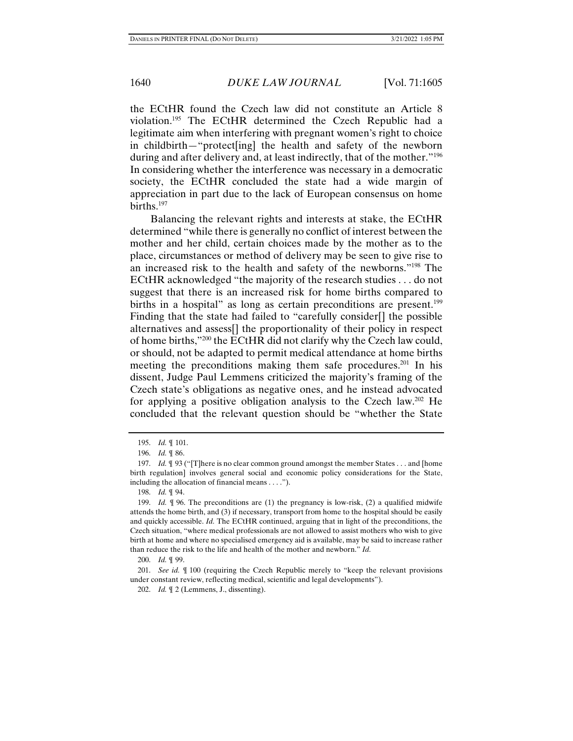the ECtHR found the Czech law did not constitute an Article 8 violation.[195] The ECtHR determined the Czech Republic had a legitimate aim when interfering with pregnant women's right to choice in childbirth—"protect[ing] the health and safety of the newborn during and after delivery and, at least indirectly, that of the mother."[196] In considering whether the interference was necessary in a democratic society, the ECtHR concluded the state had a wide margin of appreciation in part due to the lack of European consensus on home births.[197]

Balancing the relevant rights and interests at stake, the ECtHR determined "while there is generally no conflict of interest between the mother and her child, certain choices made by the mother as to the place, circumstances or method of delivery may be seen to give rise to an increased risk to the health and safety of the newborns."[198] The ECtHR acknowledged "the majority of the research studies . . . do not suggest that there is an increased risk for home births compared to births in a hospital" as long as certain preconditions are present.[199] Finding that the state had failed to "carefully consider[] the possible alternatives and assess[] the proportionality of their policy in respect of home births,"[200] the ECtHR did not clarify why the Czech law could, or should, not be adapted to permit medical attendance at home births meeting the preconditions making them safe procedures.[201] In his dissent, Judge Paul Lemmens criticized the majority's framing of the Czech state's obligations as negative ones, and he instead advocated for applying a positive obligation analysis to the Czech law.[202] He concluded that the relevant question should be "whether the State

---

195. *Id.* ¶ 101.

196. *Id.* ¶ 86.

197. *Id.* ¶ 93 ("[T]here is no clear common ground amongst the member States . . . and [home birth regulation] involves general social and economic policy considerations for the State, including the allocation of financial means . . . .").

198. *Id.* ¶ 94.

199. *Id.* ¶ 96. The preconditions are (1) the pregnancy is low-risk, (2) a qualified midwife attends the home birth, and (3) if necessary, transport from home to the hospital should be easily and quickly accessible. *Id.* The ECtHR continued, arguing that in light of the preconditions, the Czech situation, "where medical professionals are not allowed to assist mothers who wish to give birth at home and where no specialised emergency aid is available, may be said to increase rather than reduce the risk to the life and health of the mother and newborn." *Id.*

200. *Id.* ¶ 99.

201. *See id.* ¶ 100 (requiring the Czech Republic merely to "keep the relevant provisions under constant review, reflecting medical, scientific and legal developments").

202. *Id.* ¶ 2 (Lemmens, J., dissenting).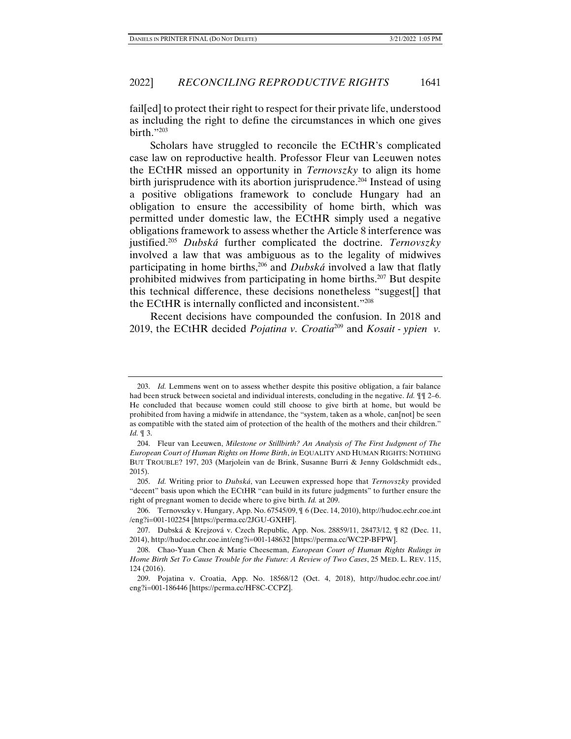fail[ed] to protect their right to respect for their private life, understood as including the right to define the circumstances in which one gives birth."[203]

Scholars have struggled to reconcile the ECtHR's complicated case law on reproductive health. Professor Fleur van Leeuwen notes the ECtHR missed an opportunity in *Ternovszky* to align its home birth jurisprudence with its abortion jurisprudence.[204] Instead of using a positive obligations framework to conclude Hungary had an obligation to ensure the accessibility of home birth, which was permitted under domestic law, the ECtHR simply used a negative obligations framework to assess whether the Article 8 interference was justified.[205] *Dubská* further complicated the doctrine. *Ternovszky* involved a law that was ambiguous as to the legality of midwives participating in home births,[206] and *Dubská* involved a law that flatly prohibited midwives from participating in home births.[207] But despite this technical difference, these decisions nonetheless "suggest[] that the ECtHR is internally conflicted and inconsistent."[208]

Recent decisions have compounded the confusion. In 2018 and 2019, the ECtHR decided *Pojatina v. Croatia*[209] and *Kosait - ypien v.*

---

203. *Id.* Lemmens went on to assess whether despite this positive obligation, a fair balance had been struck between societal and individual interests, concluding in the negative. *Id.* ¶¶ 2–6. He concluded that because women could still choose to give birth at home, but would be prohibited from having a midwife in attendance, the "system, taken as a whole, can[not] be seen as compatible with the stated aim of protection of the health of the mothers and their children." *Id.* ¶ 3.

204. Fleur van Leeuwen, *Milestone or Stillbirth? An Analysis of The First Judgment of The European Court of Human Rights on Home Birth*, *in* EQUALITY AND HUMAN RIGHTS: NOTHING BUT TROUBLE? 197, 203 (Marjolein van de Brink, Susanne Burri & Jenny Goldschmidt eds., 2015).

205. *Id.* Writing prior to *Dubská*, van Leeuwen expressed hope that *Ternovszky* provided "decent" basis upon which the ECtHR "can build in its future judgments" to further ensure the right of pregnant women to decide where to give birth. *Id.* at 209.

206. Ternovszky v. Hungary, App. No. 67545/09, ¶ 6 (Dec. 14, 2010), http://hudoc.echr.coe.int/eng?i=001-102254 [https://perma.cc/2JGU-GXHF].

207. Dubská & Krejzová v. Czech Republic, App. Nos. 28859/11, 28473/12, ¶ 82 (Dec. 11, 2014), http://hudoc.echr.coe.int/eng?i=001-148632 [https://perma.cc/WC2P-BFPW].

208. Chao-Yuan Chen & Marie Cheeseman, *European Court of Human Rights Rulings in Home Birth Set To Cause Trouble for the Future: A Review of Two Cases*, 25 MED. L. REV. 115, 124 (2016).

209. Pojatina v. Croatia, App. No. 18568/12 (Oct. 4, 2018), http://hudoc.echr.coe.int/eng?i=001-186446 [https://perma.cc/HF8C-CCPZ].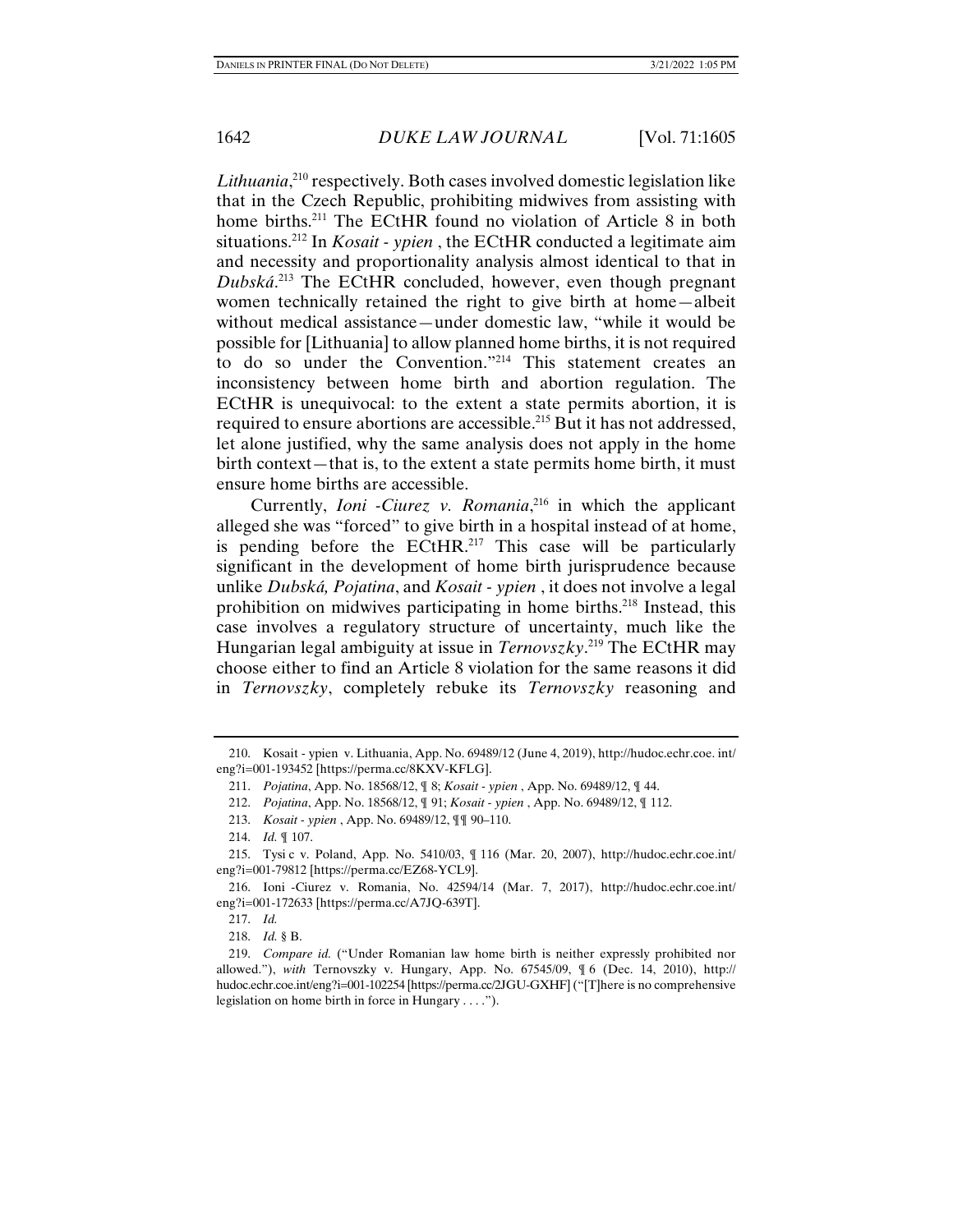*Lithuania*,[210] respectively. Both cases involved domestic legislation like that in the Czech Republic, prohibiting midwives from assisting with home births.[211] The ECtHR found no violation of Article 8 in both situations.[212] In *Kosait - ypien* , the ECtHR conducted a legitimate aim and necessity and proportionality analysis almost identical to that in *Dubská*.[213] The ECtHR concluded, however, even though pregnant women technically retained the right to give birth at home—albeit without medical assistance—under domestic law, "while it would be possible for [Lithuania] to allow planned home births, it is not required to do so under the Convention."[214] This statement creates an inconsistency between home birth and abortion regulation. The ECtHR is unequivocal: to the extent a state permits abortion, it is required to ensure abortions are accessible.[215] But it has not addressed, let alone justified, why the same analysis does not apply in the home birth context—that is, to the extent a state permits home birth, it must ensure home births are accessible.

Currently, *Ioni -Ciurez v. Romania*,[216] in which the applicant alleged she was "forced" to give birth in a hospital instead of at home, is pending before the ECtHR.[217] This case will be particularly significant in the development of home birth jurisprudence because unlike *Dubská, Pojatina*, and *Kosait - ypien* , it does not involve a legal prohibition on midwives participating in home births.[218] Instead, this case involves a regulatory structure of uncertainty, much like the Hungarian legal ambiguity at issue in *Ternovszky*.[219] The ECtHR may choose either to find an Article 8 violation for the same reasons it did in *Ternovszky*, completely rebuke its *Ternovszky* reasoning and

---

210. Kosait - ypien v. Lithuania, App. No. 69489/12 (June 4, 2019), http://hudoc.echr.coe. int/eng?i=001-193452 [https://perma.cc/8KXV-KFLG].

211. *Pojatina*, App. No. 18568/12, ¶ 8; *Kosait - ypien* , App. No. 69489/12, ¶ 44.

212. *Pojatina*, App. No. 18568/12, ¶ 91; *Kosait - ypien* , App. No. 69489/12, ¶ 112.

213. *Kosait - ypien* , App. No. 69489/12, ¶¶ 90–110.

214. *Id.* ¶ 107.

215. Tysi c v. Poland, App. No. 5410/03, ¶ 116 (Mar. 20, 2007), http://hudoc.echr.coe.int/eng?i=001-79812 [https://perma.cc/EZ68-YCL9].

216. Ioni -Ciurez v. Romania, No. 42594/14 (Mar. 7, 2017), http://hudoc.echr.coe.int/eng?i=001-172633 [https://perma.cc/A7JQ-639T].

217. *Id.*

218. *Id.* § B.

219. *Compare id.* ("Under Romanian law home birth is neither expressly prohibited nor allowed."), *with* Ternovszky v. Hungary, App. No. 67545/09, ¶ 6 (Dec. 14, 2010), http://hudoc.echr.coe.int/eng?i=001-102254 [https://perma.cc/2JGU-GXHF] ("[T]here is no comprehensive legislation on home birth in force in Hungary . . . .").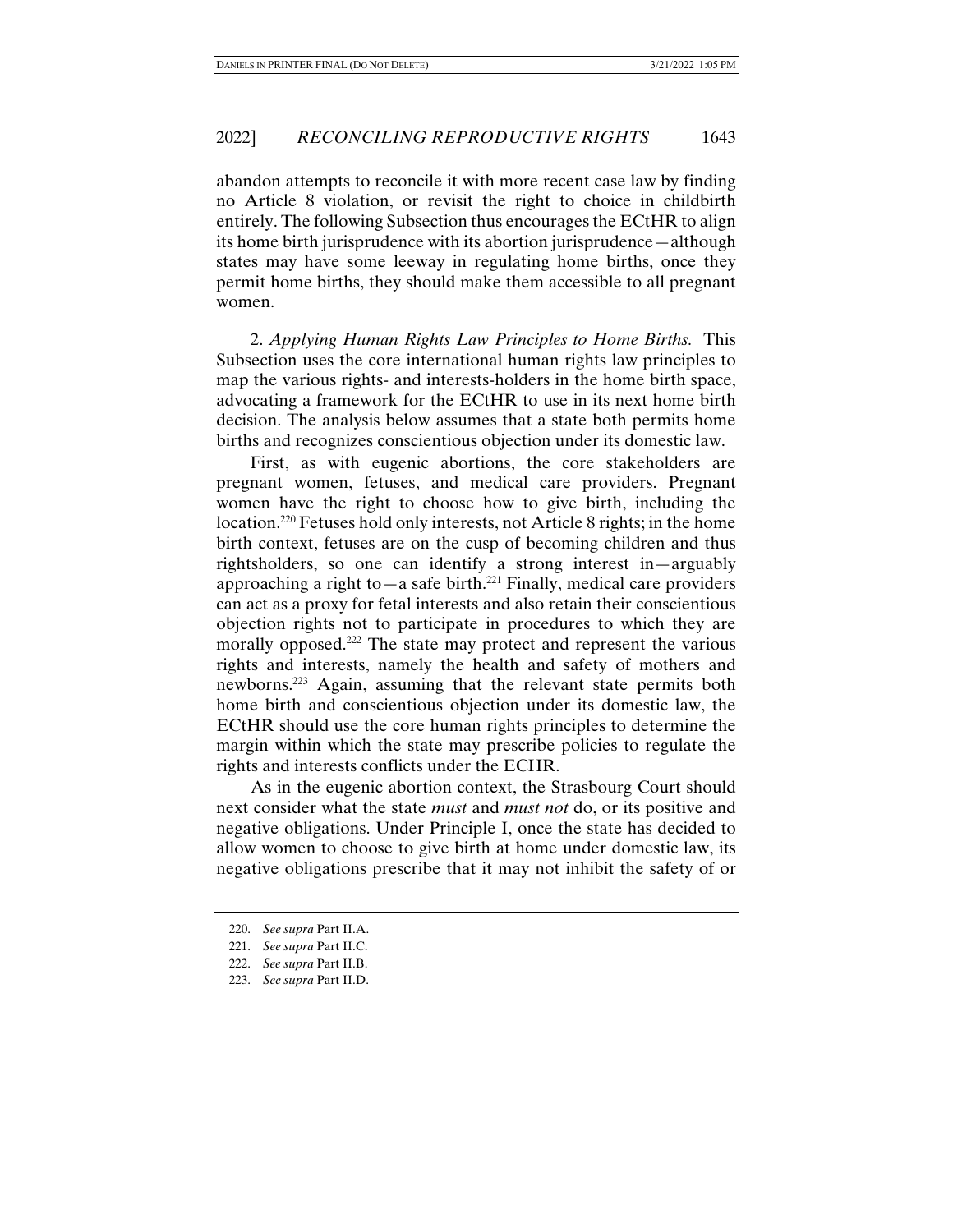abandon attempts to reconcile it with more recent case law by finding no Article 8 violation, or revisit the right to choice in childbirth entirely. The following Subsection thus encourages the ECtHR to align its home birth jurisprudence with its abortion jurisprudence—although states may have some leeway in regulating home births, once they permit home births, they should make them accessible to all pregnant women.

2. *Applying Human Rights Law Principles to Home Births.* This Subsection uses the core international human rights law principles to map the various rights- and interests-holders in the home birth space, advocating a framework for the ECtHR to use in its next home birth decision. The analysis below assumes that a state both permits home births and recognizes conscientious objection under its domestic law.

First, as with eugenic abortions, the core stakeholders are pregnant women, fetuses, and medical care providers. Pregnant women have the right to choose how to give birth, including the location.[220] Fetuses hold only interests, not Article 8 rights; in the home birth context, fetuses are on the cusp of becoming children and thus rightsholders, so one can identify a strong interest in—arguably approaching a right to—a safe birth.[221] Finally, medical care providers can act as a proxy for fetal interests and also retain their conscientious objection rights not to participate in procedures to which they are morally opposed.[222] The state may protect and represent the various rights and interests, namely the health and safety of mothers and newborns.[223] Again, assuming that the relevant state permits both home birth and conscientious objection under its domestic law, the ECtHR should use the core human rights principles to determine the margin within which the state may prescribe policies to regulate the rights and interests conflicts under the ECHR.

As in the eugenic abortion context, the Strasbourg Court should next consider what the state *must* and *must not* do, or its positive and negative obligations. Under Principle I, once the state has decided to allow women to choose to give birth at home under domestic law, its negative obligations prescribe that it may not inhibit the safety of or

220. *See supra* Part II.A.

221. *See supra* Part II.C.

222. *See supra* Part II.B.

223. *See supra* Part II.D.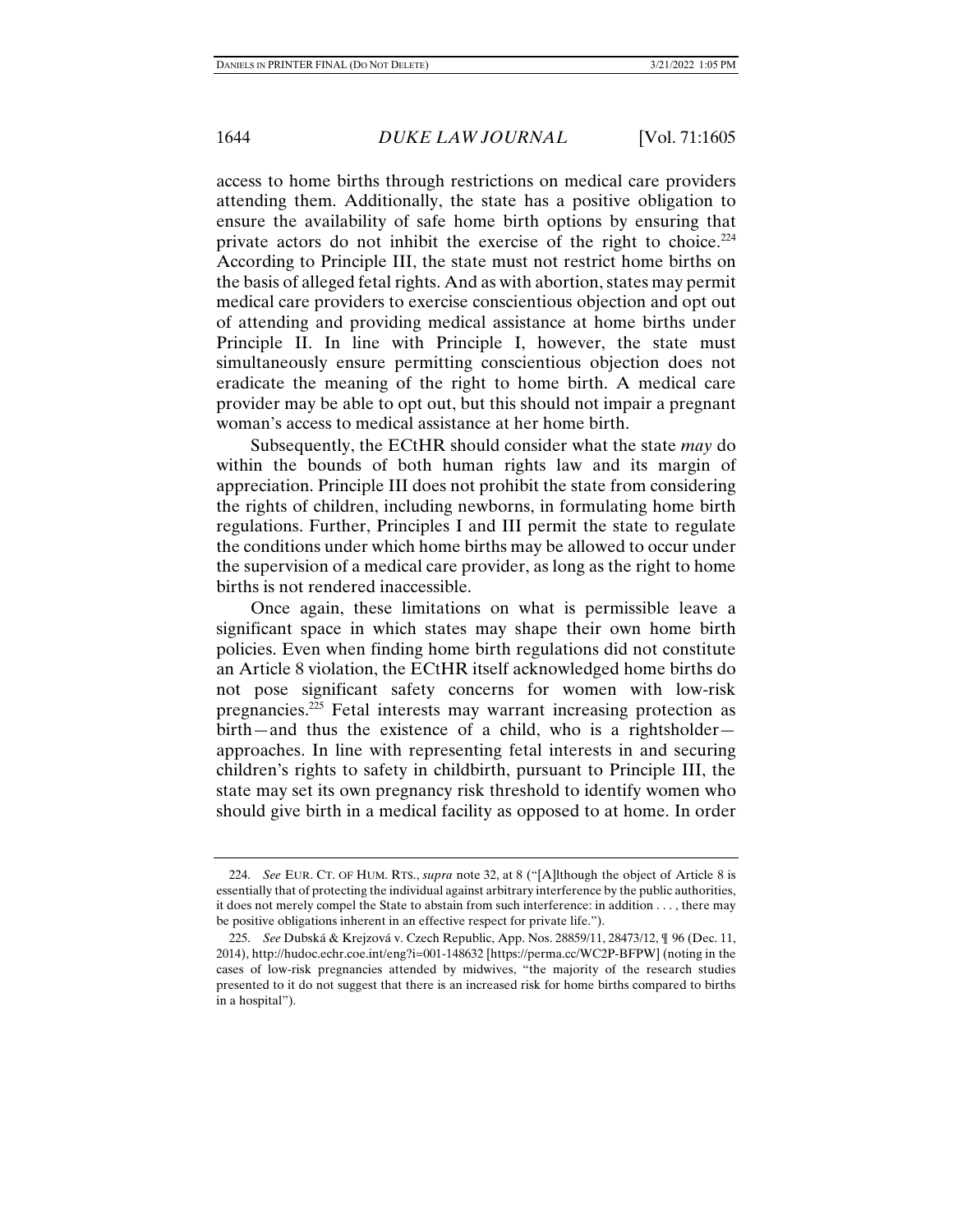access to home births through restrictions on medical care providers attending them. Additionally, the state has a positive obligation to ensure the availability of safe home birth options by ensuring that private actors do not inhibit the exercise of the right to choice.[224] According to Principle III, the state must not restrict home births on the basis of alleged fetal rights. And as with abortion, states may permit medical care providers to exercise conscientious objection and opt out of attending and providing medical assistance at home births under Principle II. In line with Principle I, however, the state must simultaneously ensure permitting conscientious objection does not eradicate the meaning of the right to home birth. A medical care provider may be able to opt out, but this should not impair a pregnant woman's access to medical assistance at her home birth.

Subsequently, the ECtHR should consider what the state *may* do within the bounds of both human rights law and its margin of appreciation. Principle III does not prohibit the state from considering the rights of children, including newborns, in formulating home birth regulations. Further, Principles I and III permit the state to regulate the conditions under which home births may be allowed to occur under the supervision of a medical care provider, as long as the right to home births is not rendered inaccessible.

Once again, these limitations on what is permissible leave a significant space in which states may shape their own home birth policies. Even when finding home birth regulations did not constitute an Article 8 violation, the ECtHR itself acknowledged home births do not pose significant safety concerns for women with low-risk pregnancies.[225] Fetal interests may warrant increasing protection as birth—and thus the existence of a child, who is a rightsholder—approaches. In line with representing fetal interests in and securing children's rights to safety in childbirth, pursuant to Principle III, the state may set its own pregnancy risk threshold to identify women who should give birth in a medical facility as opposed to at home. In order

---

224. *See* EUR. CT. OF HUM. RTS., *supra* note 32, at 8 ("[A]lthough the object of Article 8 is essentially that of protecting the individual against arbitrary interference by the public authorities, it does not merely compel the State to abstain from such interference: in addition . . . , there may be positive obligations inherent in an effective respect for private life.").

225. *See* Dubská & Krejzová v. Czech Republic, App. Nos. 28859/11, 28473/12, ¶ 96 (Dec. 11, 2014), http://hudoc.echr.coe.int/eng?i=001-148632 [https://perma.cc/WC2P-BFPW] (noting in the cases of low-risk pregnancies attended by midwives, "the majority of the research studies presented to it do not suggest that there is an increased risk for home births compared to births in a hospital").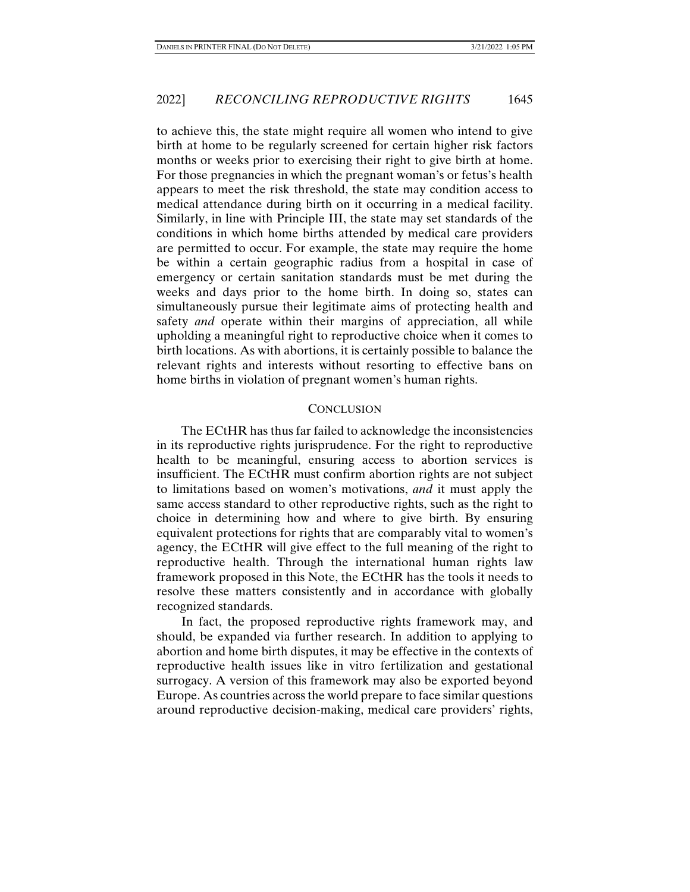to achieve this, the state might require all women who intend to give birth at home to be regularly screened for certain higher risk factors months or weeks prior to exercising their right to give birth at home. For those pregnancies in which the pregnant woman's or fetus's health appears to meet the risk threshold, the state may condition access to medical attendance during birth on it occurring in a medical facility. Similarly, in line with Principle III, the state may set standards of the conditions in which home births attended by medical care providers are permitted to occur. For example, the state may require the home be within a certain geographic radius from a hospital in case of emergency or certain sanitation standards must be met during the weeks and days prior to the home birth. In doing so, states can simultaneously pursue their legitimate aims of protecting health and safety *and* operate within their margins of appreciation, all while upholding a meaningful right to reproductive choice when it comes to birth locations. As with abortions, it is certainly possible to balance the relevant rights and interests without resorting to effective bans on home births in violation of pregnant women's human rights.

## CONCLUSION

The ECtHR has thus far failed to acknowledge the inconsistencies in its reproductive rights jurisprudence. For the right to reproductive health to be meaningful, ensuring access to abortion services is insufficient. The ECtHR must confirm abortion rights are not subject to limitations based on women's motivations, *and* it must apply the same access standard to other reproductive rights, such as the right to choice in determining how and where to give birth. By ensuring equivalent protections for rights that are comparably vital to women's agency, the ECtHR will give effect to the full meaning of the right to reproductive health. Through the international human rights law framework proposed in this Note, the ECtHR has the tools it needs to resolve these matters consistently and in accordance with globally recognized standards.

In fact, the proposed reproductive rights framework may, and should, be expanded via further research. In addition to applying to abortion and home birth disputes, it may be effective in the contexts of reproductive health issues like in vitro fertilization and gestational surrogacy. A version of this framework may also be exported beyond Europe. As countries across the world prepare to face similar questions around reproductive decision-making, medical care providers' rights,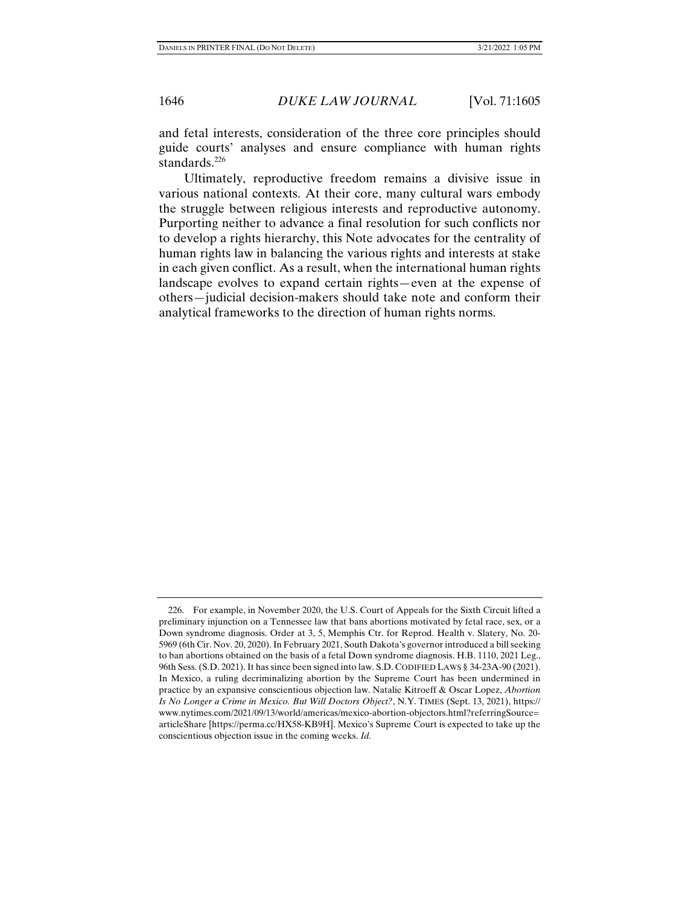and fetal interests, consideration of the three core principles should guide courts' analyses and ensure compliance with human rights standards.[226]

Ultimately, reproductive freedom remains a divisive issue in various national contexts. At their core, many cultural wars embody the struggle between religious interests and reproductive autonomy. Purporting neither to advance a final resolution for such conflicts nor to develop a rights hierarchy, this Note advocates for the centrality of human rights law in balancing the various rights and interests at stake in each given conflict. As a result, when the international human rights landscape evolves to expand certain rights—even at the expense of others—judicial decision-makers should take note and conform their analytical frameworks to the direction of human rights norms.

---

226. For example, in November 2020, the U.S. Court of Appeals for the Sixth Circuit lifted a preliminary injunction on a Tennessee law that bans abortions motivated by fetal race, sex, or a Down syndrome diagnosis. Order at 3, 5, Memphis Ctr. for Reprod. Health v. Slatery, No. 20-5969 (6th Cir. Nov. 20, 2020). In February 2021, South Dakota's governor introduced a bill seeking to ban abortions obtained on the basis of a fetal Down syndrome diagnosis. H.B. 1110, 2021 Leg., 96th Sess. (S.D. 2021). It has since been signed into law. S.D. CODIFIED LAWS § 34-23A-90 (2021). In Mexico, a ruling decriminalizing abortion by the Supreme Court has been undermined in practice by an expansive conscientious objection law. Natalie Kitroeff & Oscar Lopez, *Abortion Is No Longer a Crime in Mexico. But Will Doctors Object?*, N.Y. TIMES (Sept. 13, 2021), https://www.nytimes.com/2021/09/13/world/americas/mexico-abortion-objectors.html?referringSource=articleShare [https://perma.cc/HX58-KB9H]. Mexico's Supreme Court is expected to take up the conscientious objection issue in the coming weeks. *Id.*